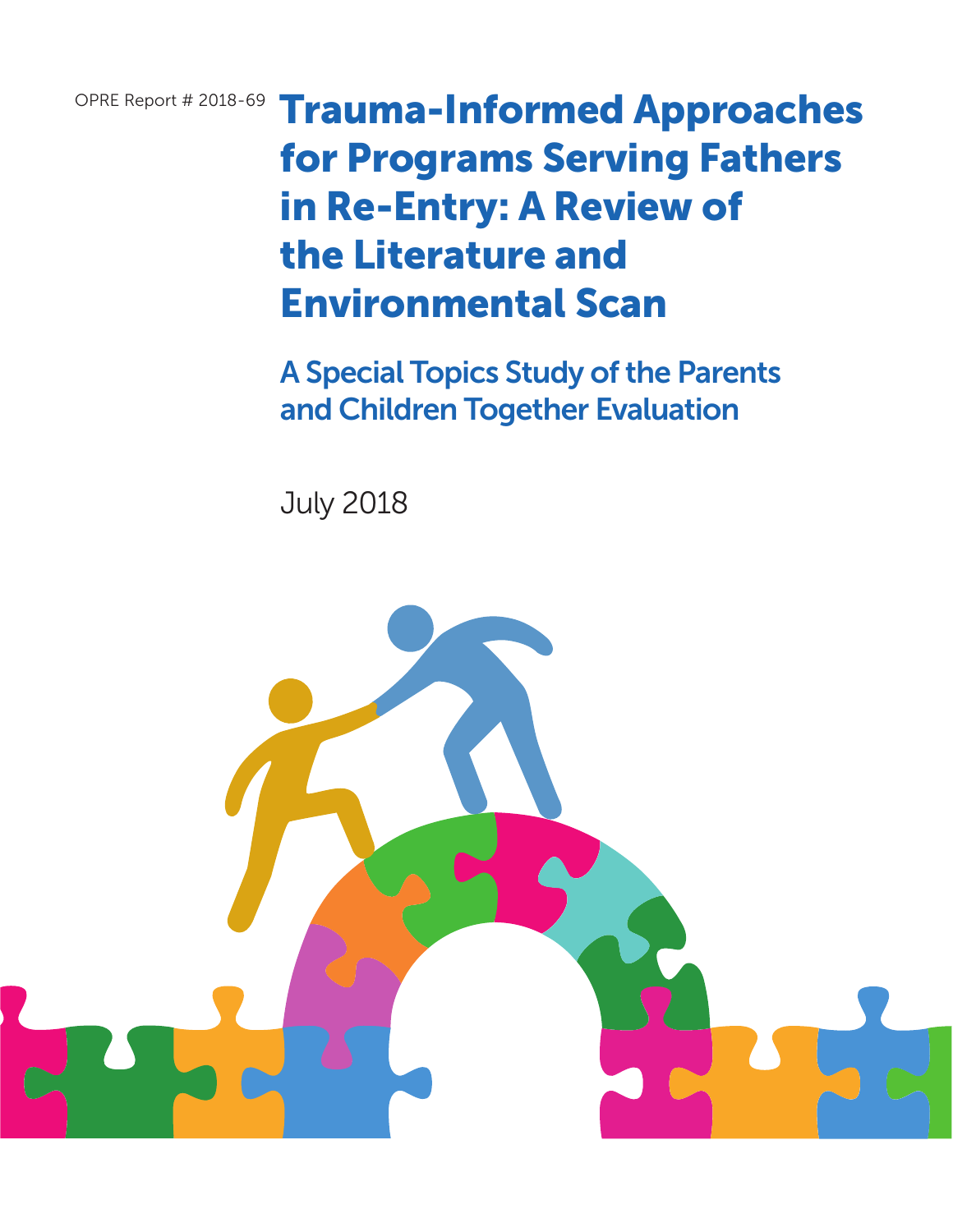OPRE Report # 2018-69

# Trauma-Informed Approaches for Programs Serving Fathers in Re-Entry: A Review of the Literature and Environmental Scan

## A Special Topics Study of the Parents and Children Together Evaluation

July 2018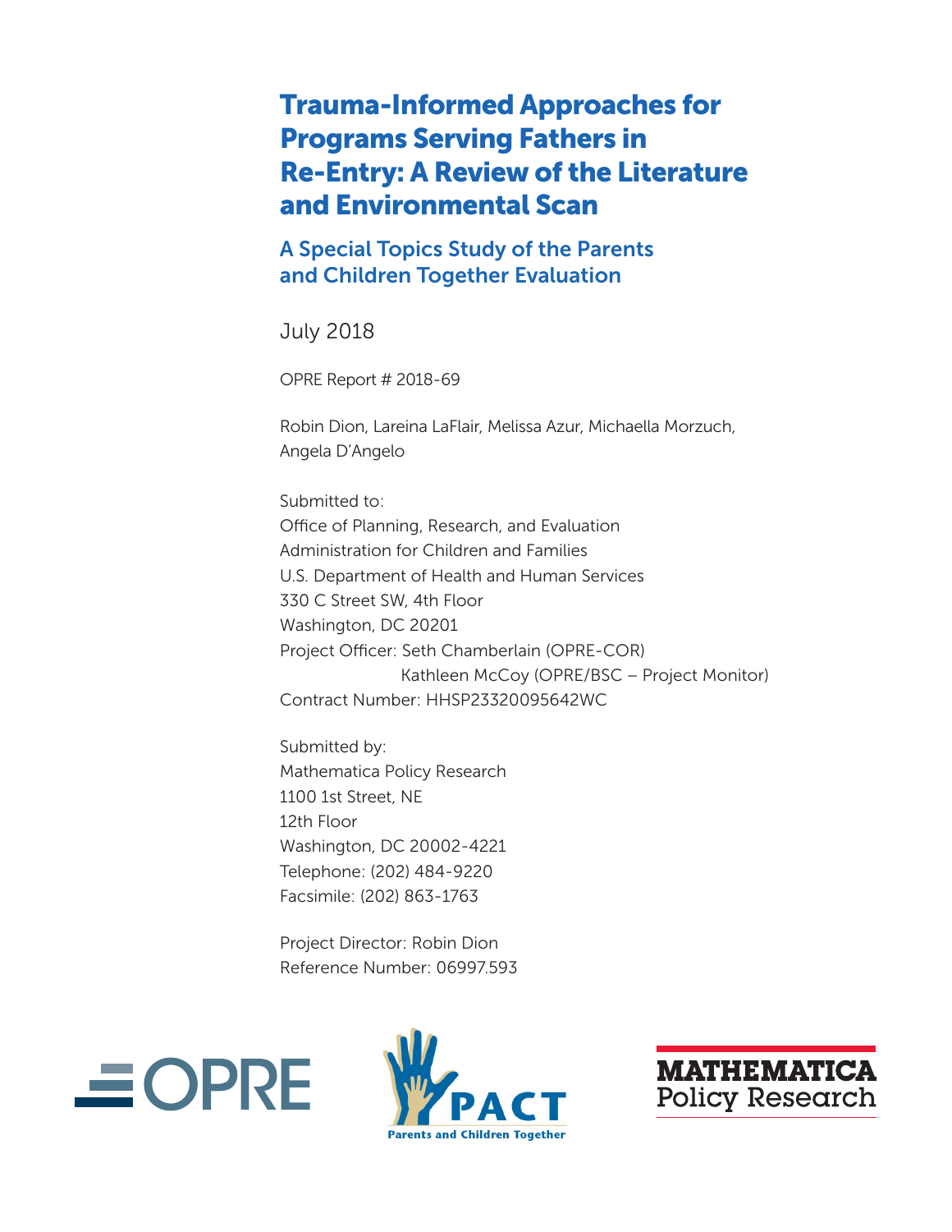# Trauma-Informed Approaches for Programs Serving Fathers in Re-Entry: A Review of the Literature and Environmental Scan

## A Special Topics Study of the Parents and Children Together Evaluation

July 2018

OPRE Report # 2018-69

Robin Dion, Lareina LaFlair, Melissa Azur, Michaella Morzuch, Angela D'Angelo

Submitted to:
Office of Planning, Research, and Evaluation
Administration for Children and Families
U.S. Department of Health and Human Services
330 C Street SW, 4th Floor
Washington, DC 20201
Project Officer: Seth Chamberlain (OPRE-COR)
Kathleen McCoy (OPRE/BSC – Project Monitor)
Contract Number: HHSP23320095642WC

Submitted by:
Mathematica Policy Research
1100 1st Street, NE
12th Floor
Washington, DC 20002-4221
Telephone: (202) 484-9220
Facsimile: (202) 863-1763

Project Director: Robin Dion
Reference Number: 06997.593

OPRE

PACT
Parents and Children Together

MATHEMATICA
Policy Research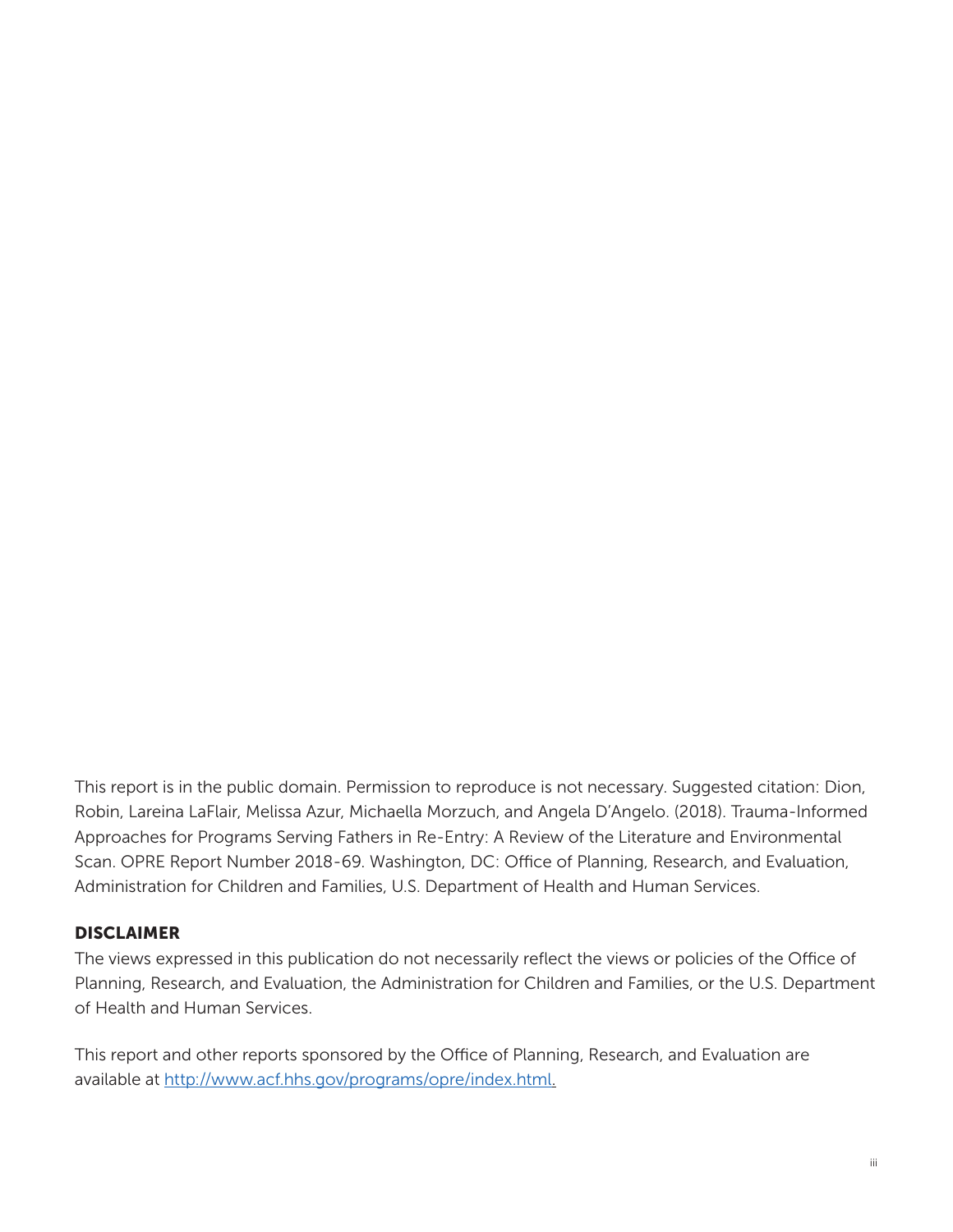This report is in the public domain. Permission to reproduce is not necessary. Suggested citation: Dion, Robin, Lareina LaFlair, Melissa Azur, Michaella Morzuch, and Angela D'Angelo. (2018). Trauma-Informed Approaches for Programs Serving Fathers in Re-Entry: A Review of the Literature and Environmental Scan. OPRE Report Number 2018-69. Washington, DC: Office of Planning, Research, and Evaluation, Administration for Children and Families, U.S. Department of Health and Human Services.

### DISCLAIMER

The views expressed in this publication do not necessarily reflect the views or policies of the Office of Planning, Research, and Evaluation, the Administration for Children and Families, or the U.S. Department of Health and Human Services.

This report and other reports sponsored by the Office of Planning, Research, and Evaluation are available at http://www.acf.hhs.gov/programs/opre/index.html.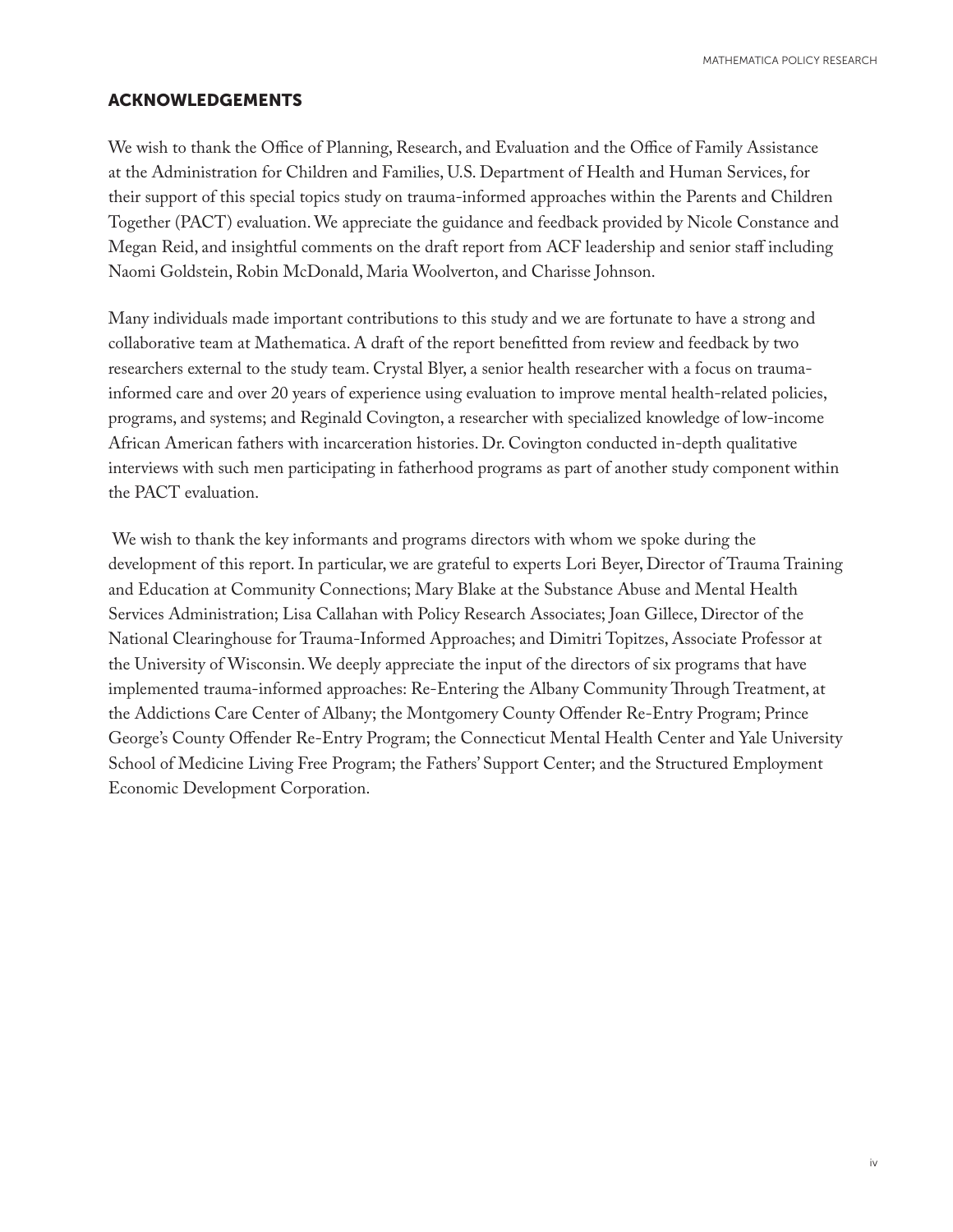## ACKNOWLEDGEMENTS

We wish to thank the Office of Planning, Research, and Evaluation and the Office of Family Assistance at the Administration for Children and Families, U.S. Department of Health and Human Services, for their support of this special topics study on trauma-informed approaches within the Parents and Children Together (PACT) evaluation. We appreciate the guidance and feedback provided by Nicole Constance and Megan Reid, and insightful comments on the draft report from ACF leadership and senior staff including Naomi Goldstein, Robin McDonald, Maria Woolverton, and Charisse Johnson.

Many individuals made important contributions to this study and we are fortunate to have a strong and collaborative team at Mathematica. A draft of the report benefitted from review and feedback by two researchers external to the study team. Crystal Blyler, a senior health researcher with a focus on trauma-informed care and over 20 years of experience using evaluation to improve mental health-related policies, programs, and systems; and Reginald Covington, a researcher with specialized knowledge of low-income African American fathers with incarceration histories. Dr. Covington conducted in-depth qualitative interviews with such men participating in fatherhood programs as part of another study component within the PACT evaluation.

We wish to thank the key informants and programs directors with whom we spoke during the development of this report. In particular, we are grateful to experts Lori Beyer, Director of Trauma Training and Education at Community Connections; Mary Blake at the Substance Abuse and Mental Health Services Administration; Lisa Callahan with Policy Research Associates; Joan Gillece, Director of the National Clearinghouse for Trauma-Informed Approaches; and Dimitri Topitzes, Associate Professor at the University of Wisconsin. We deeply appreciate the input of the directors of six programs that have implemented trauma-informed approaches: Re-Entering the Albany Community Through Treatment, at the Addictions Care Center of Albany; the Montgomery County Offender Re-Entry Program; Prince George's County Offender Re-Entry Program; the Connecticut Mental Health Center and Yale University School of Medicine Living Free Program; the Fathers' Support Center; and the Structured Employment Economic Development Corporation.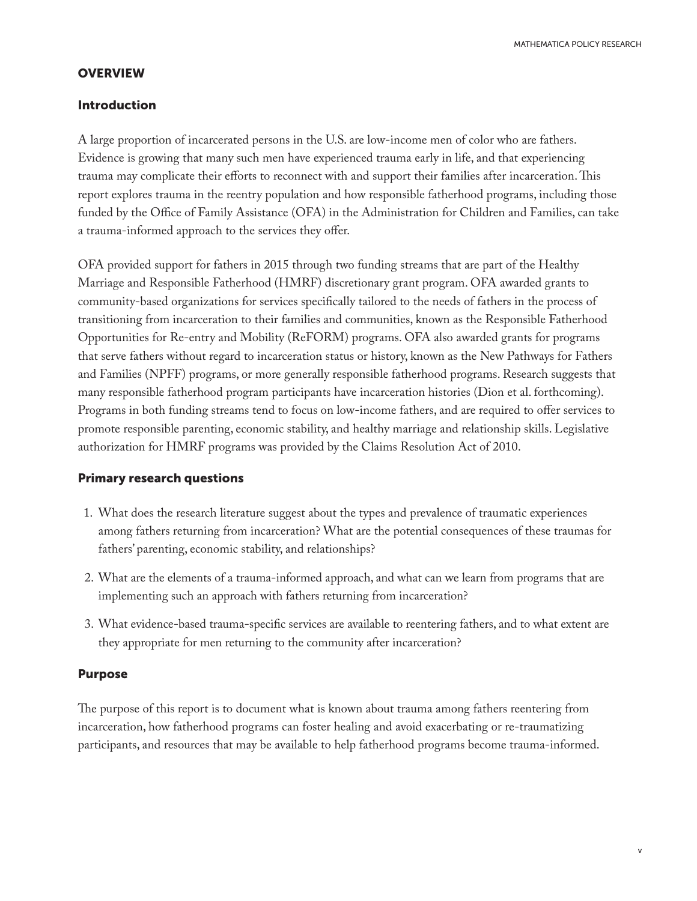## OVERVIEW

### Introduction

A large proportion of incarcerated persons in the U.S. are low-income men of color who are fathers. Evidence is growing that many such men have experienced trauma early in life, and that experiencing trauma may complicate their efforts to reconnect with and support their families after incarceration. This report explores trauma in the reentry population and how responsible fatherhood programs, including those funded by the Office of Family Assistance (OFA) in the Administration for Children and Families, can take a trauma-informed approach to the services they offer.

OFA provided support for fathers in 2015 through two funding streams that are part of the Healthy Marriage and Responsible Fatherhood (HMRF) discretionary grant program. OFA awarded grants to community-based organizations for services specifically tailored to the needs of fathers in the process of transitioning from incarceration to their families and communities, known as the Responsible Fatherhood Opportunities for Re-entry and Mobility (ReFORM) programs. OFA also awarded grants for programs that serve fathers without regard to incarceration status or history, known as the New Pathways for Fathers and Families (NPFF) programs, or more generally responsible fatherhood programs. Research suggests that many responsible fatherhood program participants have incarceration histories (Dion et al. forthcoming). Programs in both funding streams tend to focus on low-income fathers, and are required to offer services to promote responsible parenting, economic stability, and healthy marriage and relationship skills. Legislative authorization for HMRF programs was provided by the Claims Resolution Act of 2010.

### Primary research questions

1. What does the research literature suggest about the types and prevalence of traumatic experiences among fathers returning from incarceration? What are the potential consequences of these traumas for fathers' parenting, economic stability, and relationships?
2. What are the elements of a trauma-informed approach, and what can we learn from programs that are implementing such an approach with fathers returning from incarceration?
3. What evidence-based trauma-specific services are available to reentering fathers, and to what extent are they appropriate for men returning to the community after incarceration?

### Purpose

The purpose of this report is to document what is known about trauma among fathers reentering from incarceration, how fatherhood programs can foster healing and avoid exacerbating or re-traumatizing participants, and resources that may be available to help fatherhood programs become trauma-informed.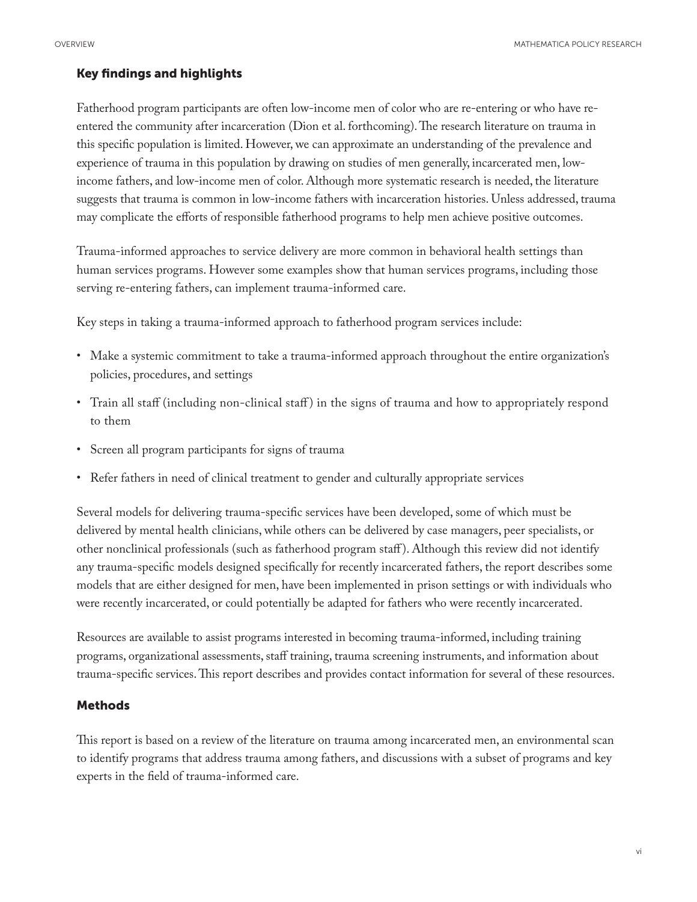## Key findings and highlights

Fatherhood program participants are often low-income men of color who are re-entering or who have re-entered the community after incarceration (Dion et al. forthcoming). The research literature on trauma in this specific population is limited. However, we can approximate an understanding of the prevalence and experience of trauma in this population by drawing on studies of men generally, incarcerated men, low-income fathers, and low-income men of color. Although more systematic research is needed, the literature suggests that trauma is common in low-income fathers with incarceration histories. Unless addressed, trauma may complicate the efforts of responsible fatherhood programs to help men achieve positive outcomes.

Trauma-informed approaches to service delivery are more common in behavioral health settings than human services programs. However some examples show that human services programs, including those serving re-entering fathers, can implement trauma-informed care.

Key steps in taking a trauma-informed approach to fatherhood program services include:

- Make a systemic commitment to take a trauma-informed approach throughout the entire organization's policies, procedures, and settings
- Train all staff (including non-clinical staff) in the signs of trauma and how to appropriately respond to them
- Screen all program participants for signs of trauma
- Refer fathers in need of clinical treatment to gender and culturally appropriate services

Several models for delivering trauma-specific services have been developed, some of which must be delivered by mental health clinicians, while others can be delivered by case managers, peer specialists, or other nonclinical professionals (such as fatherhood program staff). Although this review did not identify any trauma-specific models designed specifically for recently incarcerated fathers, the report describes some models that are either designed for men, have been implemented in prison settings or with individuals who were recently incarcerated, or could potentially be adapted for fathers who were recently incarcerated.

Resources are available to assist programs interested in becoming trauma-informed, including training programs, organizational assessments, staff training, trauma screening instruments, and information about trauma-specific services. This report describes and provides contact information for several of these resources.

## Methods

This report is based on a review of the literature on trauma among incarcerated men, an environmental scan to identify programs that address trauma among fathers, and discussions with a subset of programs and key experts in the field of trauma-informed care.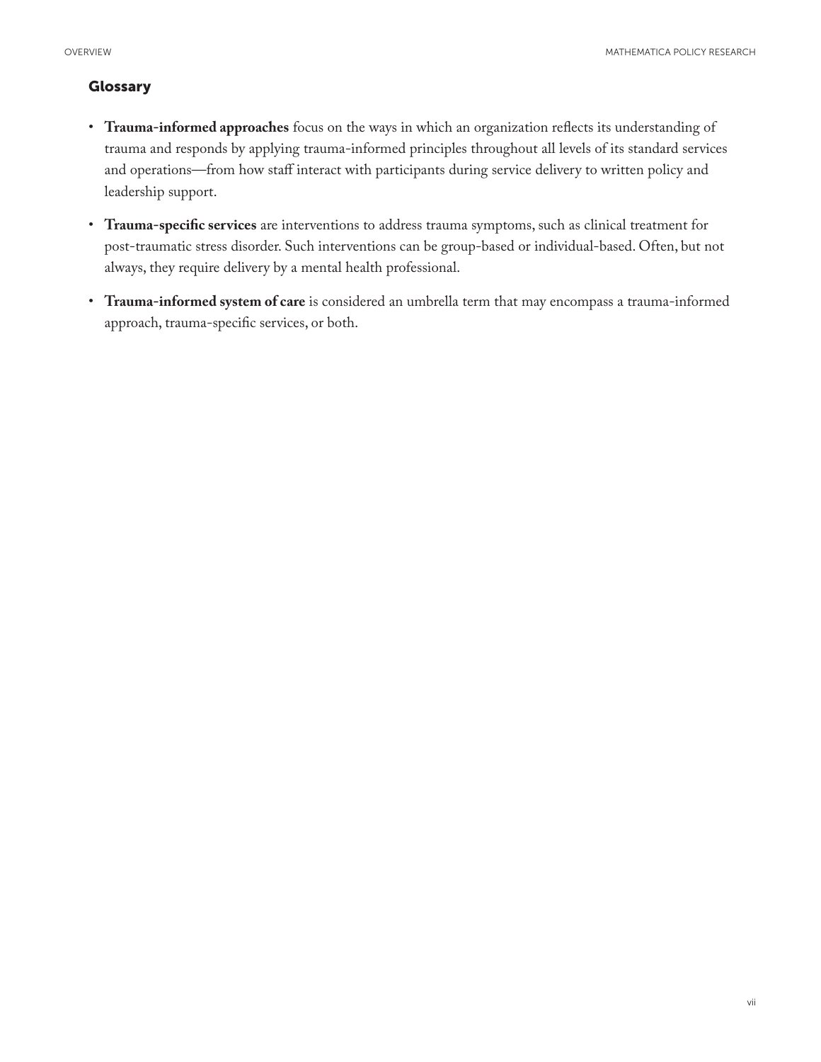## Glossary

- **Trauma-informed approaches** focus on the ways in which an organization reflects its understanding of trauma and responds by applying trauma-informed principles throughout all levels of its standard services and operations—from how staff interact with participants during service delivery to written policy and leadership support.
- **Trauma-specific services** are interventions to address trauma symptoms, such as clinical treatment for post-traumatic stress disorder. Such interventions can be group-based or individual-based. Often, but not always, they require delivery by a mental health professional.
- **Trauma-informed system of care** is considered an umbrella term that may encompass a trauma-informed approach, trauma-specific services, or both.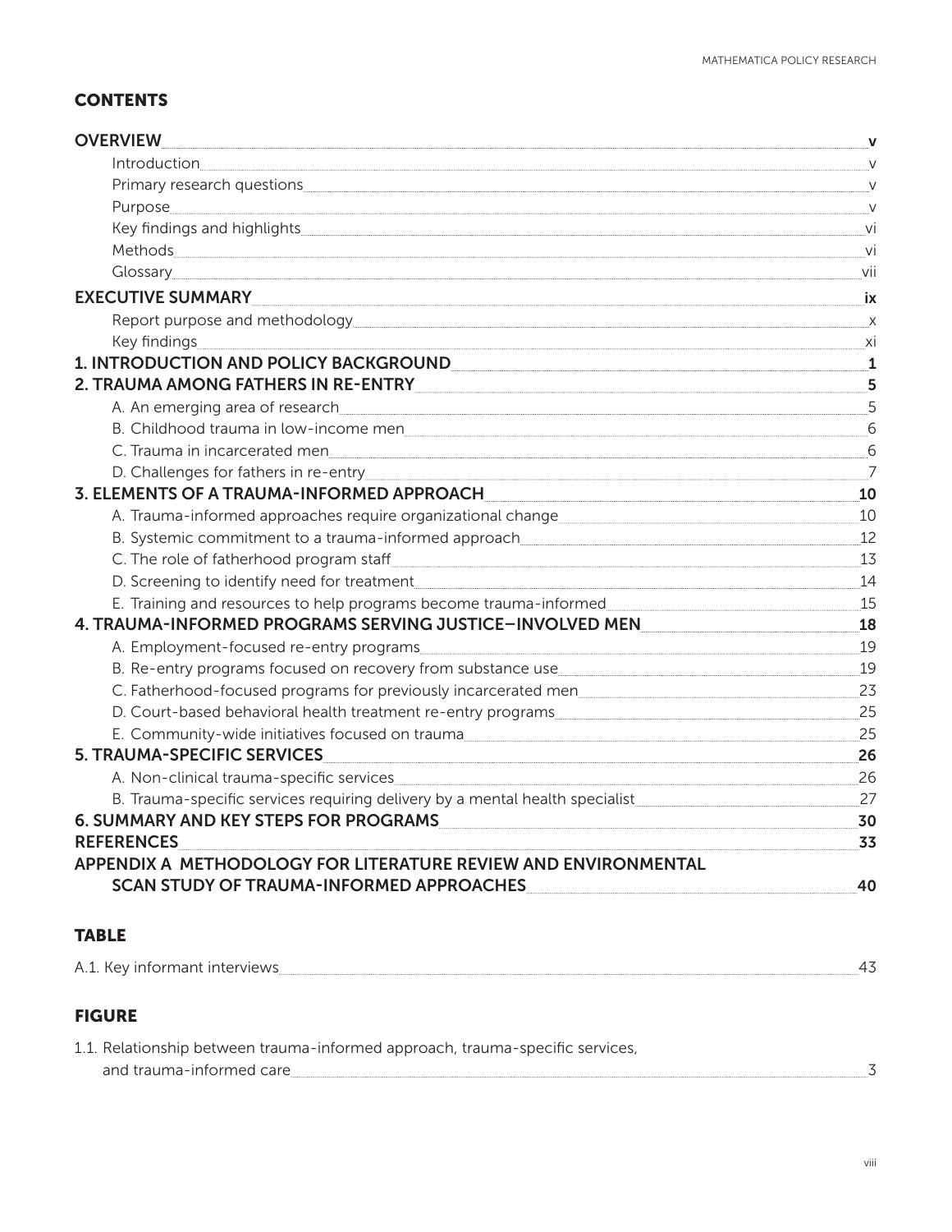## CONTENTS

**OVERVIEW** .......... **v**

- Introduction .......... v
- Primary research questions .......... v
- Purpose .......... v
- Key findings and highlights .......... vi
- Methods .......... vi
- Glossary .......... vii

**EXECUTIVE SUMMARY** .......... **ix**

- Report purpose and methodology .......... x
- Key findings .......... xi

**1. INTRODUCTION AND POLICY BACKGROUND** .......... **1**

**2. TRAUMA AMONG FATHERS IN RE-ENTRY** .......... **5**

- A. An emerging area of research .......... 5
- B. Childhood trauma in low-income men .......... 6
- C. Trauma in incarcerated men .......... 6
- D. Challenges for fathers in re-entry .......... 7

**3. ELEMENTS OF A TRAUMA-INFORMED APPROACH** .......... **10**

- A. Trauma-informed approaches require organizational change .......... 10
- B. Systemic commitment to a trauma-informed approach .......... 12
- C. The role of fatherhood program staff .......... 13
- D. Screening to identify need for treatment .......... 14
- E. Training and resources to help programs become trauma-informed .......... 15

**4. TRAUMA-INFORMED PROGRAMS SERVING JUSTICE–INVOLVED MEN** .......... **18**

- A. Employment-focused re-entry programs .......... 19
- B. Re-entry programs focused on recovery from substance use .......... 19
- C. Fatherhood-focused programs for previously incarcerated men .......... 23
- D. Court-based behavioral health treatment re-entry programs .......... 25
- E. Community-wide initiatives focused on trauma .......... 25

**5. TRAUMA-SPECIFIC SERVICES** .......... **26**

- A. Non-clinical trauma-specific services .......... 26
- B. Trauma-specific services requiring delivery by a mental health specialist .......... 27

**6. SUMMARY AND KEY STEPS FOR PROGRAMS** .......... **30**

**REFERENCES** .......... **33**

**APPENDIX A METHODOLOGY FOR LITERATURE REVIEW AND ENVIRONMENTAL SCAN STUDY OF TRAUMA-INFORMED APPROACHES** .......... **40**

## TABLE

A.1. Key informant interviews .......... 43

## FIGURE

1.1. Relationship between trauma-informed approach, trauma-specific services, and trauma-informed care .......... 3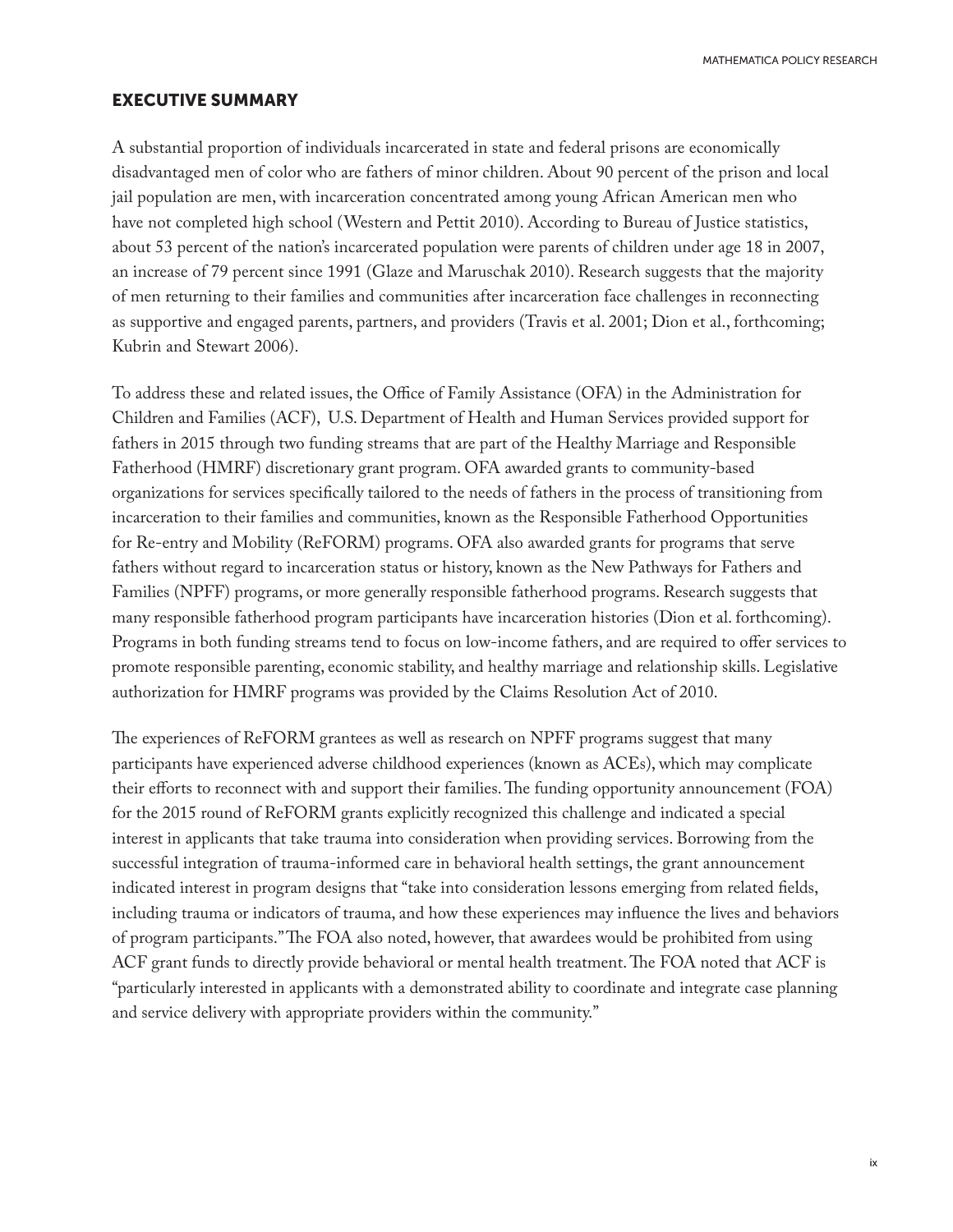## EXECUTIVE SUMMARY

A substantial proportion of individuals incarcerated in state and federal prisons are economically disadvantaged men of color who are fathers of minor children. About 90 percent of the prison and local jail population are men, with incarceration concentrated among young African American men who have not completed high school (Western and Pettit 2010). According to Bureau of Justice statistics, about 53 percent of the nation's incarcerated population were parents of children under age 18 in 2007, an increase of 79 percent since 1991 (Glaze and Maruschak 2010). Research suggests that the majority of men returning to their families and communities after incarceration face challenges in reconnecting as supportive and engaged parents, partners, and providers (Travis et al. 2001; Dion et al., forthcoming; Kubrin and Stewart 2006).

To address these and related issues, the Office of Family Assistance (OFA) in the Administration for Children and Families (ACF), U.S. Department of Health and Human Services provided support for fathers in 2015 through two funding streams that are part of the Healthy Marriage and Responsible Fatherhood (HMRF) discretionary grant program. OFA awarded grants to community-based organizations for services specifically tailored to the needs of fathers in the process of transitioning from incarceration to their families and communities, known as the Responsible Fatherhood Opportunities for Re-entry and Mobility (ReFORM) programs. OFA also awarded grants for programs that serve fathers without regard to incarceration status or history, known as the New Pathways for Fathers and Families (NPFF) programs, or more generally responsible fatherhood programs. Research suggests that many responsible fatherhood program participants have incarceration histories (Dion et al. forthcoming). Programs in both funding streams tend to focus on low-income fathers, and are required to offer services to promote responsible parenting, economic stability, and healthy marriage and relationship skills. Legislative authorization for HMRF programs was provided by the Claims Resolution Act of 2010.

The experiences of ReFORM grantees as well as research on NPFF programs suggest that many participants have experienced adverse childhood experiences (known as ACEs), which may complicate their efforts to reconnect with and support their families. The funding opportunity announcement (FOA) for the 2015 round of ReFORM grants explicitly recognized this challenge and indicated a special interest in applicants that take trauma into consideration when providing services. Borrowing from the successful integration of trauma-informed care in behavioral health settings, the grant announcement indicated interest in program designs that "take into consideration lessons emerging from related fields, including trauma or indicators of trauma, and how these experiences may influence the lives and behaviors of program participants." The FOA also noted, however, that awardees would be prohibited from using ACF grant funds to directly provide behavioral or mental health treatment. The FOA noted that ACF is "particularly interested in applicants with a demonstrated ability to coordinate and integrate case planning and service delivery with appropriate providers within the community."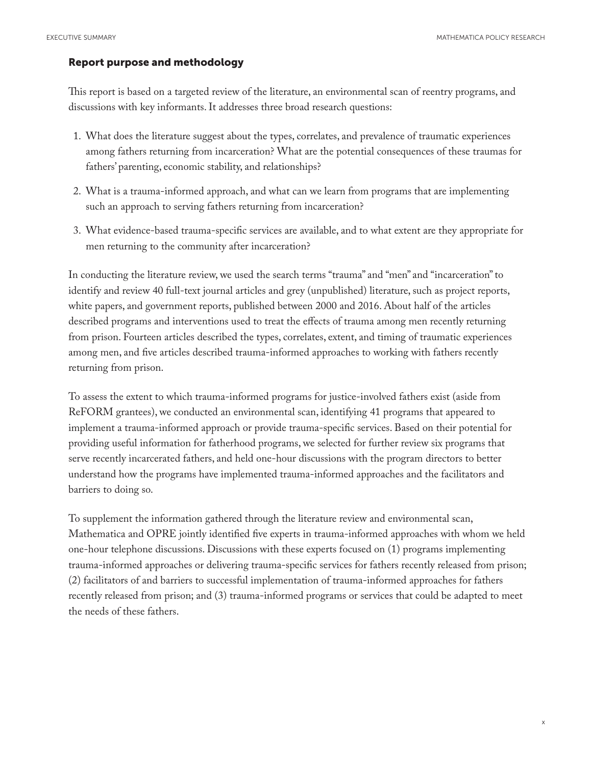## Report purpose and methodology

This report is based on a targeted review of the literature, an environmental scan of reentry programs, and discussions with key informants. It addresses three broad research questions:

1. What does the literature suggest about the types, correlates, and prevalence of traumatic experiences among fathers returning from incarceration? What are the potential consequences of these traumas for fathers' parenting, economic stability, and relationships?
2. What is a trauma-informed approach, and what can we learn from programs that are implementing such an approach to serving fathers returning from incarceration?
3. What evidence-based trauma-specific services are available, and to what extent are they appropriate for men returning to the community after incarceration?

In conducting the literature review, we used the search terms "trauma" and "men" and "incarceration" to identify and review 40 full-text journal articles and grey (unpublished) literature, such as project reports, white papers, and government reports, published between 2000 and 2016. About half of the articles described programs and interventions used to treat the effects of trauma among men recently returning from prison. Fourteen articles described the types, correlates, extent, and timing of traumatic experiences among men, and five articles described trauma-informed approaches to working with fathers recently returning from prison.

To assess the extent to which trauma-informed programs for justice-involved fathers exist (aside from ReFORM grantees), we conducted an environmental scan, identifying 41 programs that appeared to implement a trauma-informed approach or provide trauma-specific services. Based on their potential for providing useful information for fatherhood programs, we selected for further review six programs that serve recently incarcerated fathers, and held one-hour discussions with the program directors to better understand how the programs have implemented trauma-informed approaches and the facilitators and barriers to doing so.

To supplement the information gathered through the literature review and environmental scan, Mathematica and OPRE jointly identified five experts in trauma-informed approaches with whom we held one-hour telephone discussions. Discussions with these experts focused on (1) programs implementing trauma-informed approaches or delivering trauma-specific services for fathers recently released from prison; (2) facilitators of and barriers to successful implementation of trauma-informed approaches for fathers recently released from prison; and (3) trauma-informed programs or services that could be adapted to meet the needs of these fathers.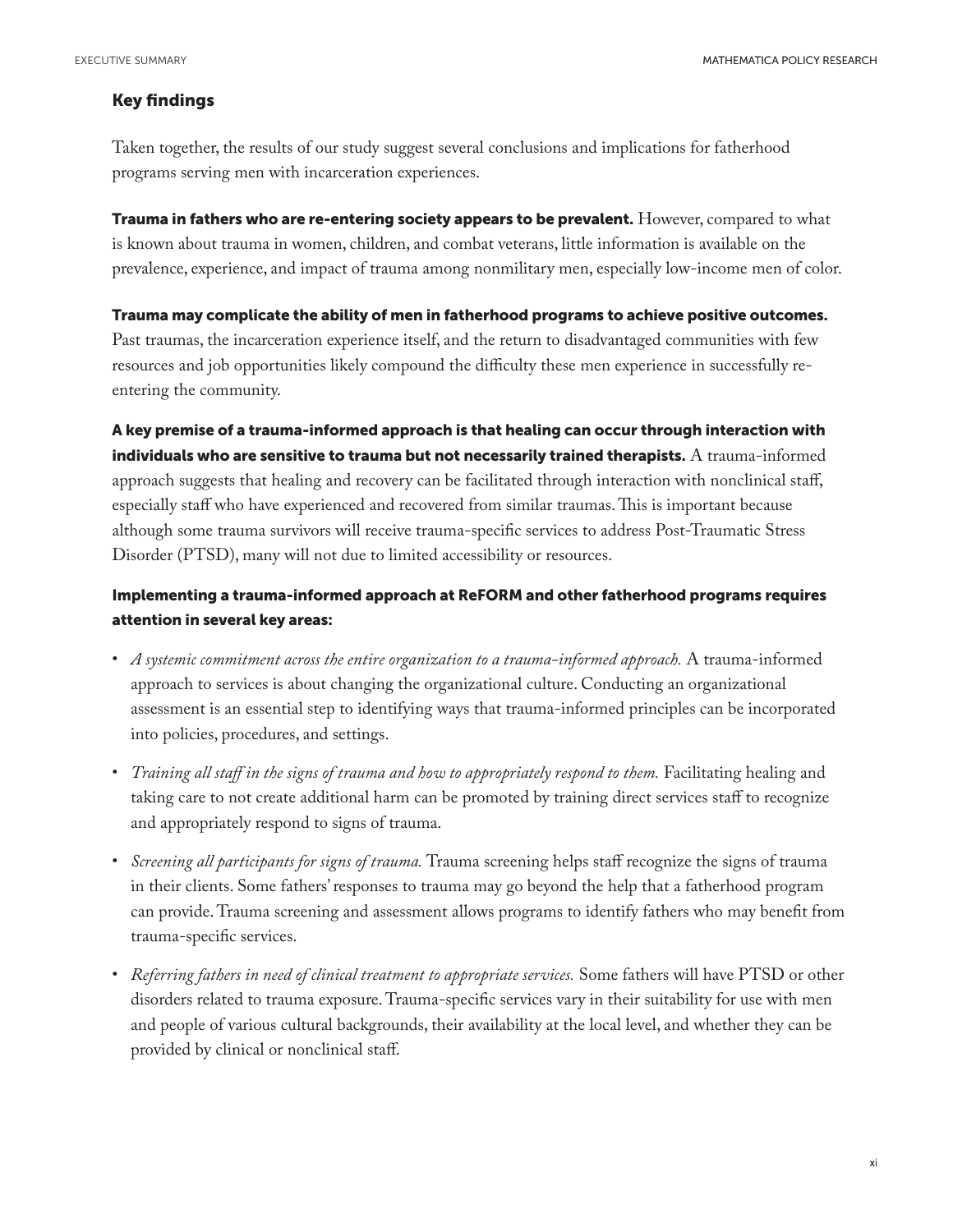### Key findings

Taken together, the results of our study suggest several conclusions and implications for fatherhood programs serving men with incarceration experiences.

**Trauma in fathers who are re-entering society appears to be prevalent.** However, compared to what is known about trauma in women, children, and combat veterans, little information is available on the prevalence, experience, and impact of trauma among nonmilitary men, especially low-income men of color.

**Trauma may complicate the ability of men in fatherhood programs to achieve positive outcomes.** Past traumas, the incarceration experience itself, and the return to disadvantaged communities with few resources and job opportunities likely compound the difficulty these men experience in successfully re-entering the community.

**A key premise of a trauma-informed approach is that healing can occur through interaction with individuals who are sensitive to trauma but not necessarily trained therapists.** A trauma-informed approach suggests that healing and recovery can be facilitated through interaction with nonclinical staff, especially staff who have experienced and recovered from similar traumas. This is important because although some trauma survivors will receive trauma-specific services to address Post-Traumatic Stress Disorder (PTSD), many will not due to limited accessibility or resources.

**Implementing a trauma-informed approach at ReFORM and other fatherhood programs requires attention in several key areas:**

- *A systemic commitment across the entire organization to a trauma-informed approach.* A trauma-informed approach to services is about changing the organizational culture. Conducting an organizational assessment is an essential step to identifying ways that trauma-informed principles can be incorporated into policies, procedures, and settings.
- *Training all staff in the signs of trauma and how to appropriately respond to them.* Facilitating healing and taking care to not create additional harm can be promoted by training direct services staff to recognize and appropriately respond to signs of trauma.
- *Screening all participants for signs of trauma.* Trauma screening helps staff recognize the signs of trauma in their clients. Some fathers' responses to trauma may go beyond the help that a fatherhood program can provide. Trauma screening and assessment allows programs to identify fathers who may benefit from trauma-specific services.
- *Referring fathers in need of clinical treatment to appropriate services.* Some fathers will have PTSD or other disorders related to trauma exposure. Trauma-specific services vary in their suitability for use with men and people of various cultural backgrounds, their availability at the local level, and whether they can be provided by clinical or nonclinical staff.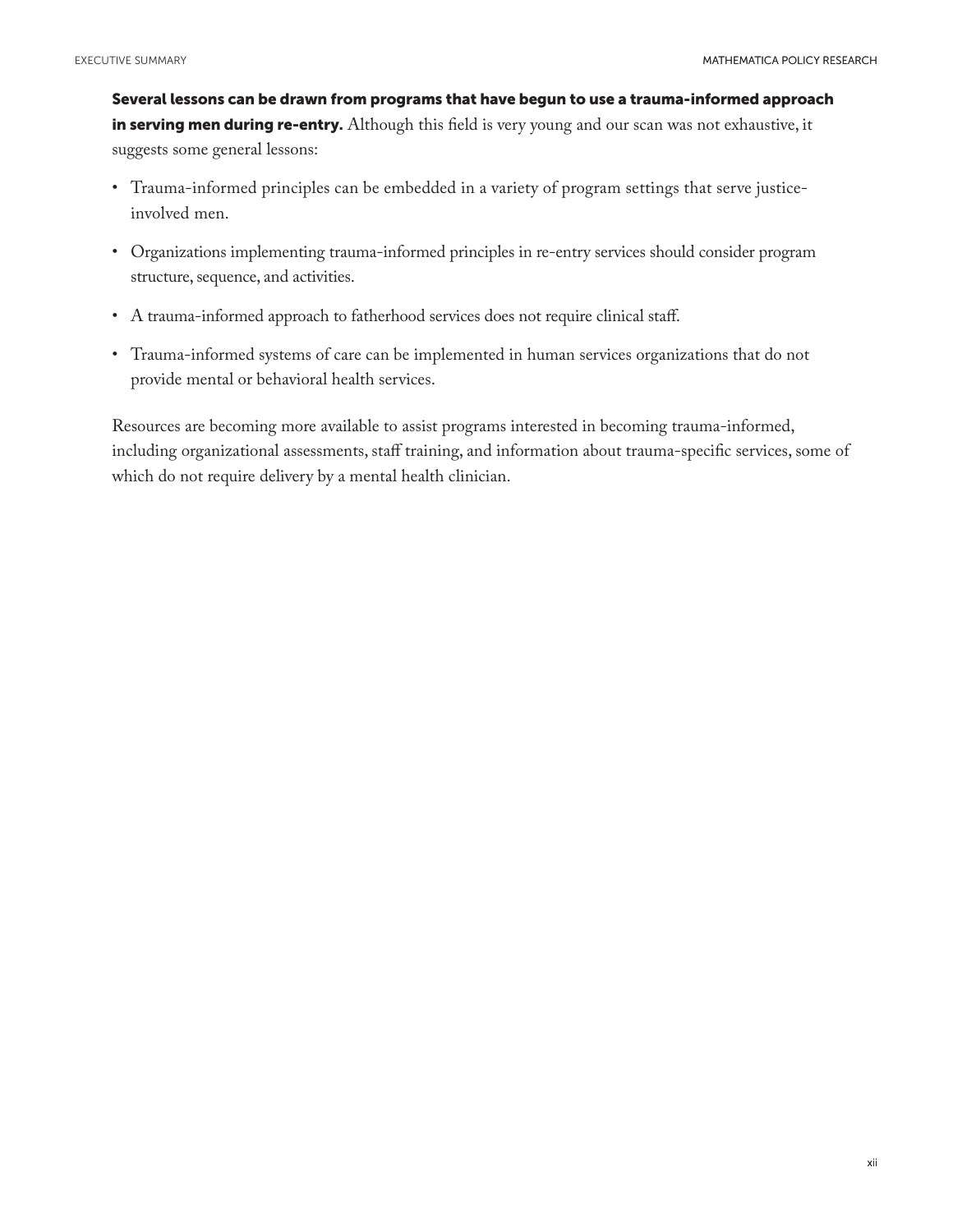**Several lessons can be drawn from programs that have begun to use a trauma-informed approach in serving men during re-entry.** Although this field is very young and our scan was not exhaustive, it suggests some general lessons:

- Trauma-informed principles can be embedded in a variety of program settings that serve justice-involved men.
- Organizations implementing trauma-informed principles in re-entry services should consider program structure, sequence, and activities.
- A trauma-informed approach to fatherhood services does not require clinical staff.
- Trauma-informed systems of care can be implemented in human services organizations that do not provide mental or behavioral health services.

Resources are becoming more available to assist programs interested in becoming trauma-informed, including organizational assessments, staff training, and information about trauma-specific services, some of which do not require delivery by a mental health clinician.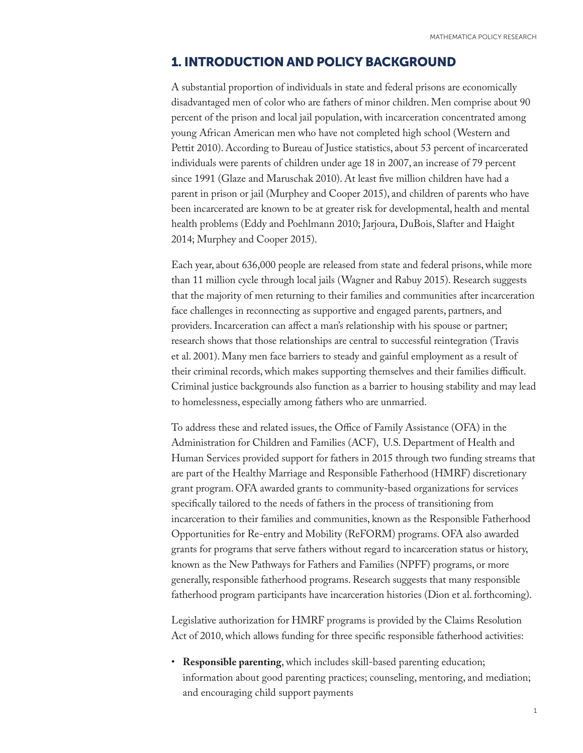## 1. INTRODUCTION AND POLICY BACKGROUND

A substantial proportion of individuals in state and federal prisons are economically disadvantaged men of color who are fathers of minor children. Men comprise about 90 percent of the prison and local jail population, with incarceration concentrated among young African American men who have not completed high school (Western and Pettit 2010). According to Bureau of Justice statistics, about 53 percent of incarcerated individuals were parents of children under age 18 in 2007, an increase of 79 percent since 1991 (Glaze and Maruschak 2010). At least five million children have had a parent in prison or jail (Murphey and Cooper 2015), and children of parents who have been incarcerated are known to be at greater risk for developmental, health and mental health problems (Eddy and Poehlmann 2010; Jarjoura, DuBois, Slafter and Haight 2014; Murphey and Cooper 2015).

Each year, about 636,000 people are released from state and federal prisons, while more than 11 million cycle through local jails (Wagner and Rabuy 2015). Research suggests that the majority of men returning to their families and communities after incarceration face challenges in reconnecting as supportive and engaged parents, partners, and providers. Incarceration can affect a man's relationship with his spouse or partner; research shows that those relationships are central to successful reintegration (Travis et al. 2001). Many men face barriers to steady and gainful employment as a result of their criminal records, which makes supporting themselves and their families difficult. Criminal justice backgrounds also function as a barrier to housing stability and may lead to homelessness, especially among fathers who are unmarried.

To address these and related issues, the Office of Family Assistance (OFA) in the Administration for Children and Families (ACF), U.S. Department of Health and Human Services provided support for fathers in 2015 through two funding streams that are part of the Healthy Marriage and Responsible Fatherhood (HMRF) discretionary grant program. OFA awarded grants to community-based organizations for services specifically tailored to the needs of fathers in the process of transitioning from incarceration to their families and communities, known as the Responsible Fatherhood Opportunities for Re-entry and Mobility (ReFORM) programs. OFA also awarded grants for programs that serve fathers without regard to incarceration status or history, known as the New Pathways for Fathers and Families (NPFF) programs, or more generally, responsible fatherhood programs. Research suggests that many responsible fatherhood program participants have incarceration histories (Dion et al. forthcoming).

Legislative authorization for HMRF programs is provided by the Claims Resolution Act of 2010, which allows funding for three specific responsible fatherhood activities:

- **Responsible parenting**, which includes skill-based parenting education; information about good parenting practices; counseling, mentoring, and mediation; and encouraging child support payments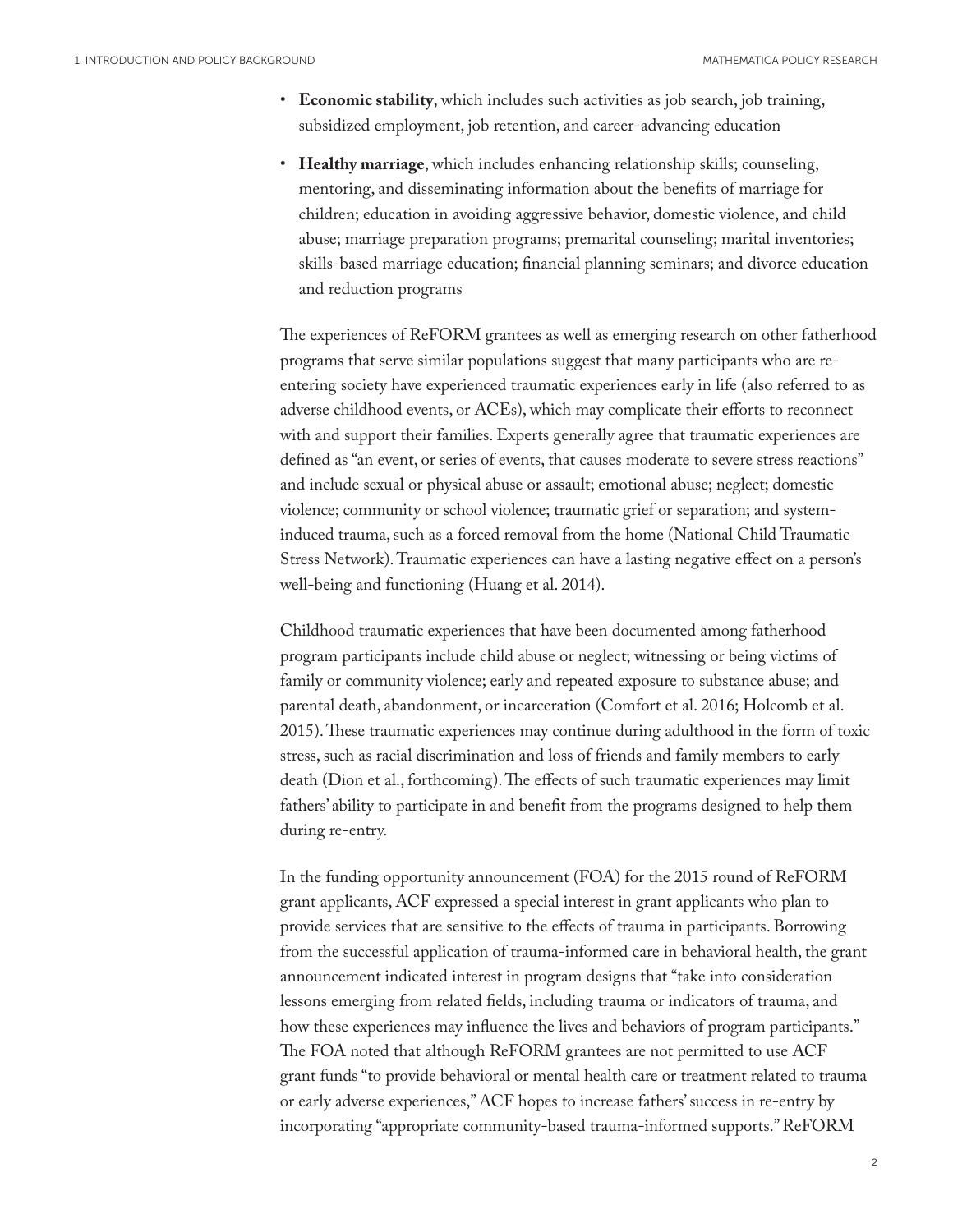- **Economic stability**, which includes such activities as job search, job training, subsidized employment, job retention, and career-advancing education
- **Healthy marriage**, which includes enhancing relationship skills; counseling, mentoring, and disseminating information about the benefits of marriage for children; education in avoiding aggressive behavior, domestic violence, and child abuse; marriage preparation programs; premarital counseling; marital inventories; skills-based marriage education; financial planning seminars; and divorce education and reduction programs

The experiences of ReFORM grantees as well as emerging research on other fatherhood programs that serve similar populations suggest that many participants who are re-entering society have experienced traumatic experiences early in life (also referred to as adverse childhood events, or ACEs), which may complicate their efforts to reconnect with and support their families. Experts generally agree that traumatic experiences are defined as "an event, or series of events, that causes moderate to severe stress reactions" and include sexual or physical abuse or assault; emotional abuse; neglect; domestic violence; community or school violence; traumatic grief or separation; and system-induced trauma, such as a forced removal from the home (National Child Traumatic Stress Network). Traumatic experiences can have a lasting negative effect on a person's well-being and functioning (Huang et al. 2014).

Childhood traumatic experiences that have been documented among fatherhood program participants include child abuse or neglect; witnessing or being victims of family or community violence; early and repeated exposure to substance abuse; and parental death, abandonment, or incarceration (Comfort et al. 2016; Holcomb et al. 2015). These traumatic experiences may continue during adulthood in the form of toxic stress, such as racial discrimination and loss of friends and family members to early death (Dion et al., forthcoming). The effects of such traumatic experiences may limit fathers' ability to participate in and benefit from the programs designed to help them during re-entry.

In the funding opportunity announcement (FOA) for the 2015 round of ReFORM grant applicants, ACF expressed a special interest in grant applicants who plan to provide services that are sensitive to the effects of trauma in participants. Borrowing from the successful application of trauma-informed care in behavioral health, the grant announcement indicated interest in program designs that "take into consideration lessons emerging from related fields, including trauma or indicators of trauma, and how these experiences may influence the lives and behaviors of program participants." The FOA noted that although ReFORM grantees are not permitted to use ACF grant funds "to provide behavioral or mental health care or treatment related to trauma or early adverse experiences," ACF hopes to increase fathers' success in re-entry by incorporating "appropriate community-based trauma-informed supports." ReFORM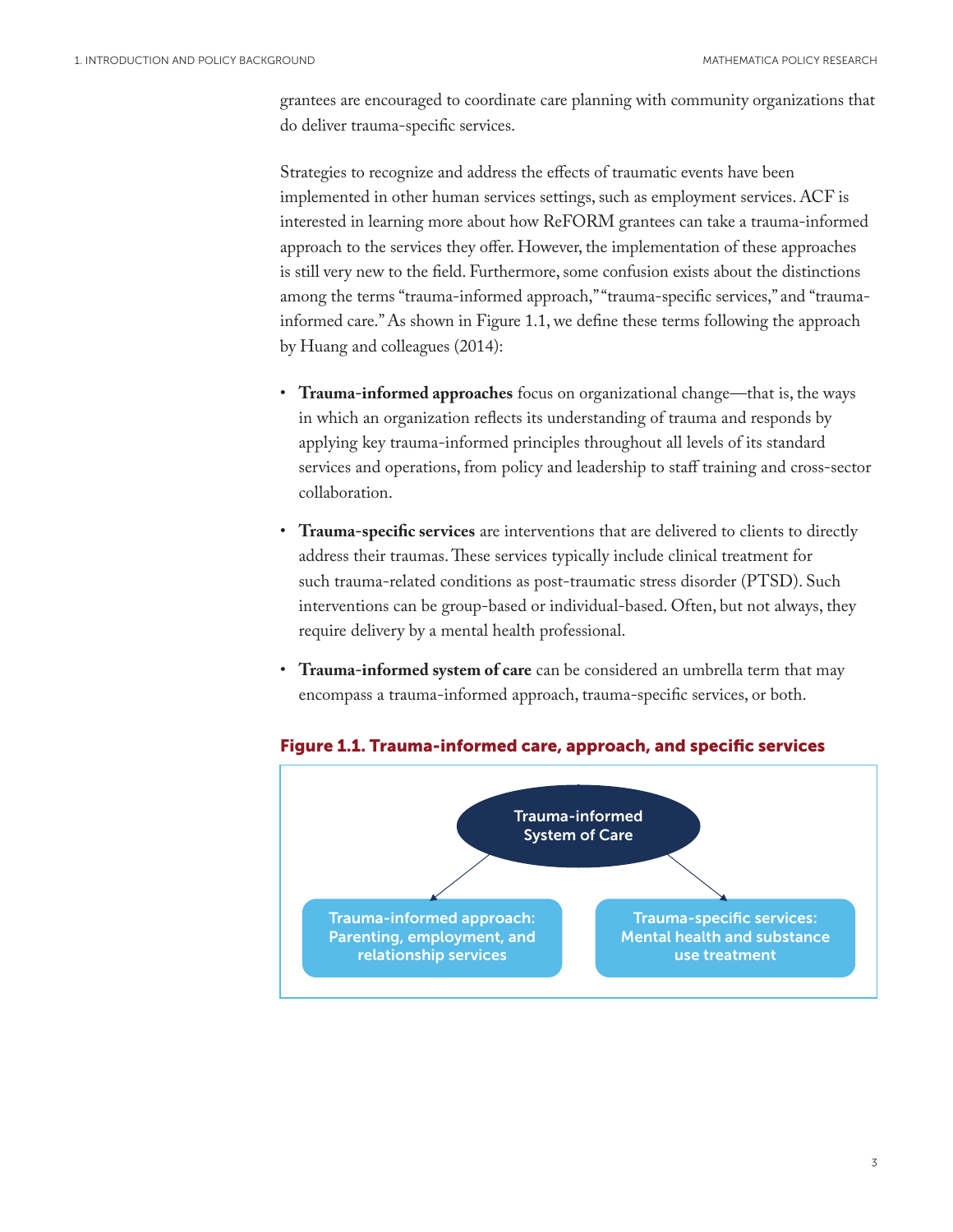grantees are encouraged to coordinate care planning with community organizations that do deliver trauma-specific services.

Strategies to recognize and address the effects of traumatic events have been implemented in other human services settings, such as employment services. ACF is interested in learning more about how ReFORM grantees can take a trauma-informed approach to the services they offer. However, the implementation of these approaches is still very new to the field. Furthermore, some confusion exists about the distinctions among the terms "trauma-informed approach," "trauma-specific services," and "trauma-informed care." As shown in Figure 1.1, we define these terms following the approach by Huang and colleagues (2014):

- **Trauma-informed approaches** focus on organizational change—that is, the ways in which an organization reflects its understanding of trauma and responds by applying key trauma-informed principles throughout all levels of its standard services and operations, from policy and leadership to staff training and cross-sector collaboration.
- **Trauma-specific services** are interventions that are delivered to clients to directly address their traumas. These services typically include clinical treatment for such trauma-related conditions as post-traumatic stress disorder (PTSD). Such interventions can be group-based or individual-based. Often, but not always, they require delivery by a mental health professional.
- **Trauma-informed system of care** can be considered an umbrella term that may encompass a trauma-informed approach, trauma-specific services, or both.

**Figure 1.1. Trauma-informed care, approach, and specific services**

Trauma-informed System of Care

Trauma-informed approach: Parenting, employment, and relationship services

Trauma-specific services: Mental health and substance use treatment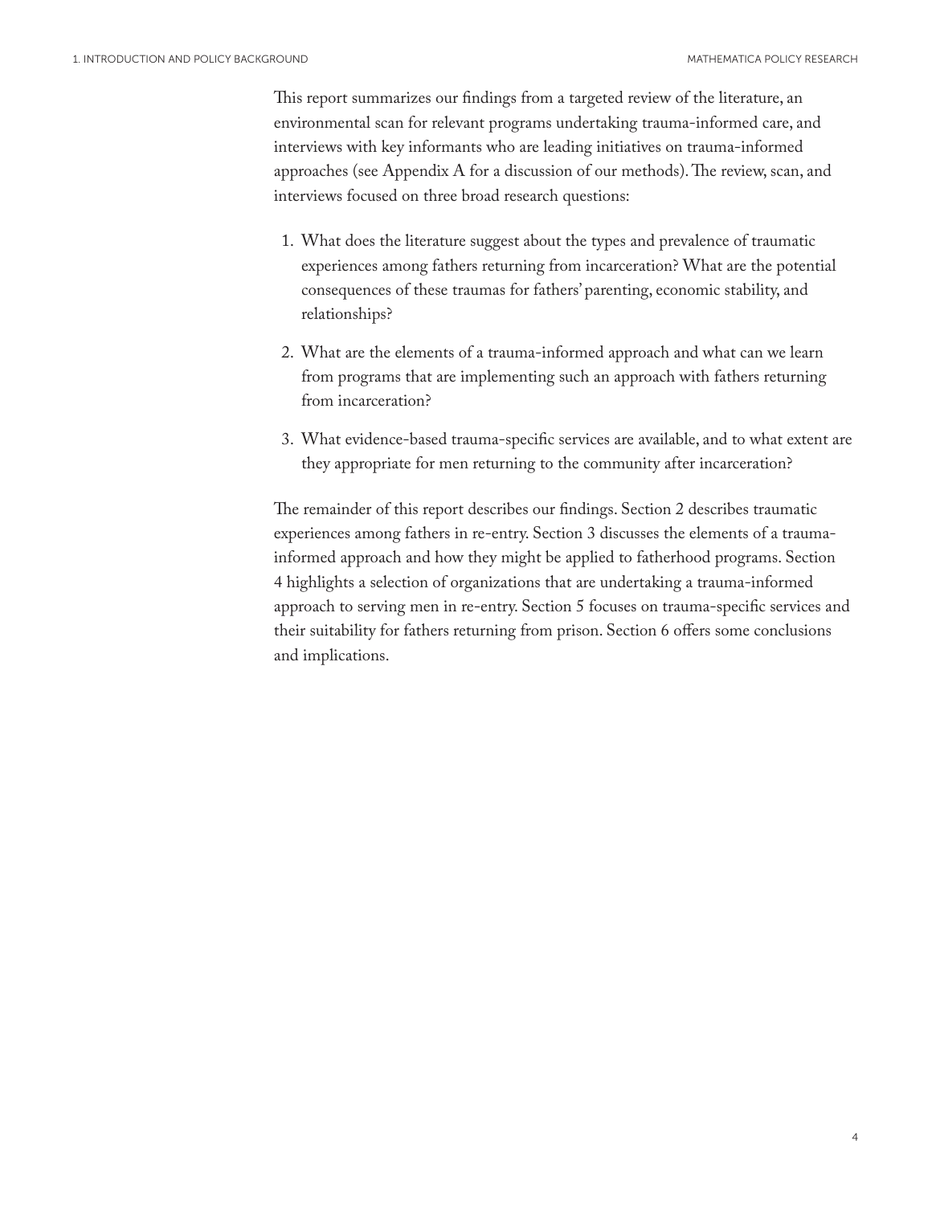This report summarizes our findings from a targeted review of the literature, an environmental scan for relevant programs undertaking trauma-informed care, and interviews with key informants who are leading initiatives on trauma-informed approaches (see Appendix A for a discussion of our methods). The review, scan, and interviews focused on three broad research questions:

1. What does the literature suggest about the types and prevalence of traumatic experiences among fathers returning from incarceration? What are the potential consequences of these traumas for fathers' parenting, economic stability, and relationships?
2. What are the elements of a trauma-informed approach and what can we learn from programs that are implementing such an approach with fathers returning from incarceration?
3. What evidence-based trauma-specific services are available, and to what extent are they appropriate for men returning to the community after incarceration?

The remainder of this report describes our findings. Section 2 describes traumatic experiences among fathers in re-entry. Section 3 discusses the elements of a trauma-informed approach and how they might be applied to fatherhood programs. Section 4 highlights a selection of organizations that are undertaking a trauma-informed approach to serving men in re-entry. Section 5 focuses on trauma-specific services and their suitability for fathers returning from prison. Section 6 offers some conclusions and implications.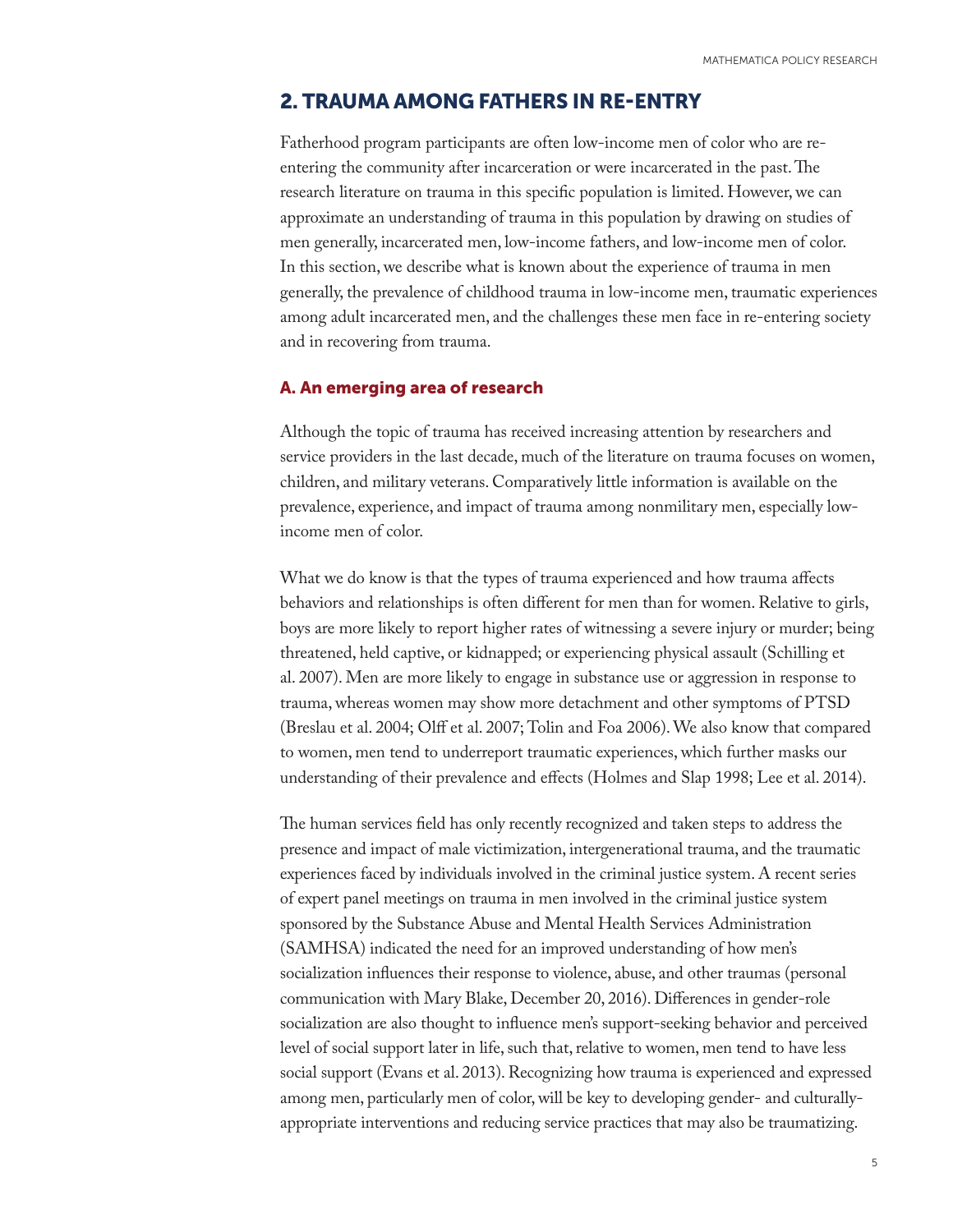## 2. TRAUMA AMONG FATHERS IN RE-ENTRY

Fatherhood program participants are often low-income men of color who are re-entering the community after incarceration or were incarcerated in the past. The research literature on trauma in this specific population is limited. However, we can approximate an understanding of trauma in this population by drawing on studies of men generally, incarcerated men, low-income fathers, and low-income men of color. In this section, we describe what is known about the experience of trauma in men generally, the prevalence of childhood trauma in low-income men, traumatic experiences among adult incarcerated men, and the challenges these men face in re-entering society and in recovering from trauma.

### A. An emerging area of research

Although the topic of trauma has received increasing attention by researchers and service providers in the last decade, much of the literature on trauma focuses on women, children, and military veterans. Comparatively little information is available on the prevalence, experience, and impact of trauma among nonmilitary men, especially low-income men of color.

What we do know is that the types of trauma experienced and how trauma affects behaviors and relationships is often different for men than for women. Relative to girls, boys are more likely to report higher rates of witnessing a severe injury or murder; being threatened, held captive, or kidnapped; or experiencing physical assault (Schilling et al. 2007). Men are more likely to engage in substance use or aggression in response to trauma, whereas women may show more detachment and other symptoms of PTSD (Breslau et al. 2004; Olff et al. 2007; Tolin and Foa 2006). We also know that compared to women, men tend to underreport traumatic experiences, which further masks our understanding of their prevalence and effects (Holmes and Slap 1998; Lee et al. 2014).

The human services field has only recently recognized and taken steps to address the presence and impact of male victimization, intergenerational trauma, and the traumatic experiences faced by individuals involved in the criminal justice system. A recent series of expert panel meetings on trauma in men involved in the criminal justice system sponsored by the Substance Abuse and Mental Health Services Administration (SAMHSA) indicated the need for an improved understanding of how men's socialization influences their response to violence, abuse, and other traumas (personal communication with Mary Blake, December 20, 2016). Differences in gender-role socialization are also thought to influence men's support-seeking behavior and perceived level of social support later in life, such that, relative to women, men tend to have less social support (Evans et al. 2013). Recognizing how trauma is experienced and expressed among men, particularly men of color, will be key to developing gender- and culturally-appropriate interventions and reducing service practices that may also be traumatizing.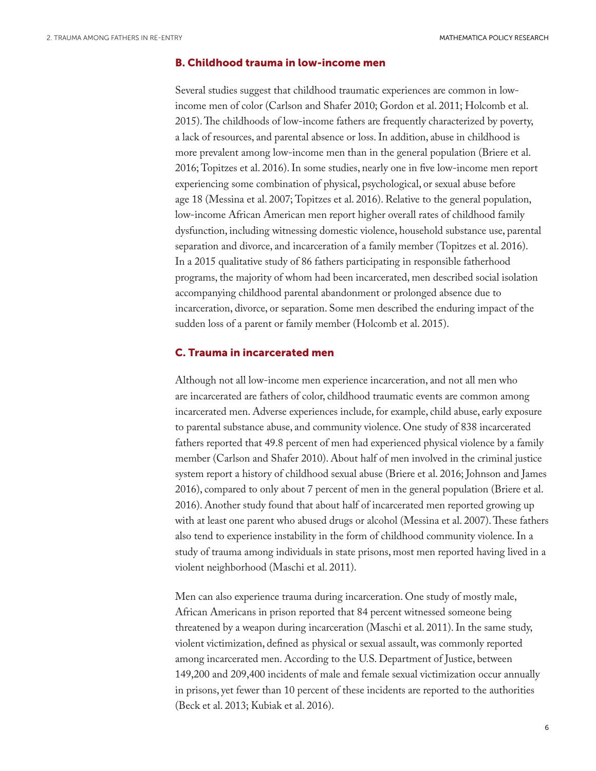### B. Childhood trauma in low-income men

Several studies suggest that childhood traumatic experiences are common in low-income men of color (Carlson and Shafer 2010; Gordon et al. 2011; Holcomb et al. 2015). The childhoods of low-income fathers are frequently characterized by poverty, a lack of resources, and parental absence or loss. In addition, abuse in childhood is more prevalent among low-income men than in the general population (Briere et al. 2016; Topitzes et al. 2016). In some studies, nearly one in five low-income men report experiencing some combination of physical, psychological, or sexual abuse before age 18 (Messina et al. 2007; Topitzes et al. 2016). Relative to the general population, low-income African American men report higher overall rates of childhood family dysfunction, including witnessing domestic violence, household substance use, parental separation and divorce, and incarceration of a family member (Topitzes et al. 2016). In a 2015 qualitative study of 86 fathers participating in responsible fatherhood programs, the majority of whom had been incarcerated, men described social isolation accompanying childhood parental abandonment or prolonged absence due to incarceration, divorce, or separation. Some men described the enduring impact of the sudden loss of a parent or family member (Holcomb et al. 2015).

### C. Trauma in incarcerated men

Although not all low-income men experience incarceration, and not all men who are incarcerated are fathers of color, childhood traumatic events are common among incarcerated men. Adverse experiences include, for example, child abuse, early exposure to parental substance abuse, and community violence. One study of 838 incarcerated fathers reported that 49.8 percent of men had experienced physical violence by a family member (Carlson and Shafer 2010). About half of men involved in the criminal justice system report a history of childhood sexual abuse (Briere et al. 2016; Johnson and James 2016), compared to only about 7 percent of men in the general population (Briere et al. 2016). Another study found that about half of incarcerated men reported growing up with at least one parent who abused drugs or alcohol (Messina et al. 2007). These fathers also tend to experience instability in the form of childhood community violence. In a study of trauma among individuals in state prisons, most men reported having lived in a violent neighborhood (Maschi et al. 2011).

Men can also experience trauma during incarceration. One study of mostly male, African Americans in prison reported that 84 percent witnessed someone being threatened by a weapon during incarceration (Maschi et al. 2011). In the same study, violent victimization, defined as physical or sexual assault, was commonly reported among incarcerated men. According to the U.S. Department of Justice, between 149,200 and 209,400 incidents of male and female sexual victimization occur annually in prisons, yet fewer than 10 percent of these incidents are reported to the authorities (Beck et al. 2013; Kubiak et al. 2016).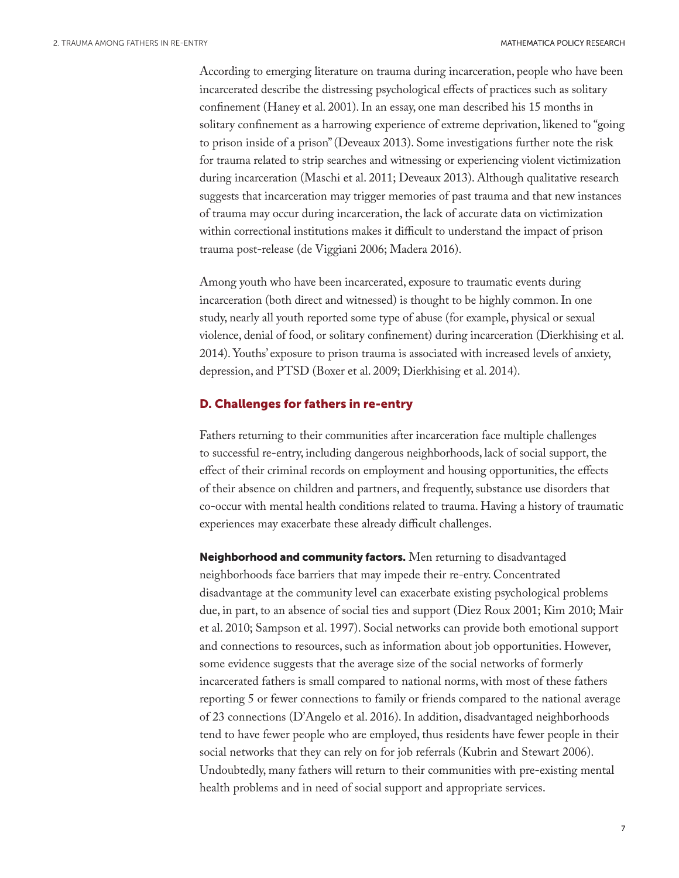According to emerging literature on trauma during incarceration, people who have been incarcerated describe the distressing psychological effects of practices such as solitary confinement (Haney et al. 2001). In an essay, one man described his 15 months in solitary confinement as a harrowing experience of extreme deprivation, likened to "going to prison inside of a prison" (Deveaux 2013). Some investigations further note the risk for trauma related to strip searches and witnessing or experiencing violent victimization during incarceration (Maschi et al. 2011; Deveaux 2013). Although qualitative research suggests that incarceration may trigger memories of past trauma and that new instances of trauma may occur during incarceration, the lack of accurate data on victimization within correctional institutions makes it difficult to understand the impact of prison trauma post-release (de Viggiani 2006; Madera 2016).

Among youth who have been incarcerated, exposure to traumatic events during incarceration (both direct and witnessed) is thought to be highly common. In one study, nearly all youth reported some type of abuse (for example, physical or sexual violence, denial of food, or solitary confinement) during incarceration (Dierkhising et al. 2014). Youths' exposure to prison trauma is associated with increased levels of anxiety, depression, and PTSD (Boxer et al. 2009; Dierkhising et al. 2014).

### D. Challenges for fathers in re-entry

Fathers returning to their communities after incarceration face multiple challenges to successful re-entry, including dangerous neighborhoods, lack of social support, the effect of their criminal records on employment and housing opportunities, the effects of their absence on children and partners, and frequently, substance use disorders that co-occur with mental health conditions related to trauma. Having a history of traumatic experiences may exacerbate these already difficult challenges.

**Neighborhood and community factors.** Men returning to disadvantaged neighborhoods face barriers that may impede their re-entry. Concentrated disadvantage at the community level can exacerbate existing psychological problems due, in part, to an absence of social ties and support (Diez Roux 2001; Kim 2010; Mair et al. 2010; Sampson et al. 1997). Social networks can provide both emotional support and connections to resources, such as information about job opportunities. However, some evidence suggests that the average size of the social networks of formerly incarcerated fathers is small compared to national norms, with most of these fathers reporting 5 or fewer connections to family or friends compared to the national average of 23 connections (D'Angelo et al. 2016). In addition, disadvantaged neighborhoods tend to have fewer people who are employed, thus residents have fewer people in their social networks that they can rely on for job referrals (Kubrin and Stewart 2006). Undoubtedly, many fathers will return to their communities with pre-existing mental health problems and in need of social support and appropriate services.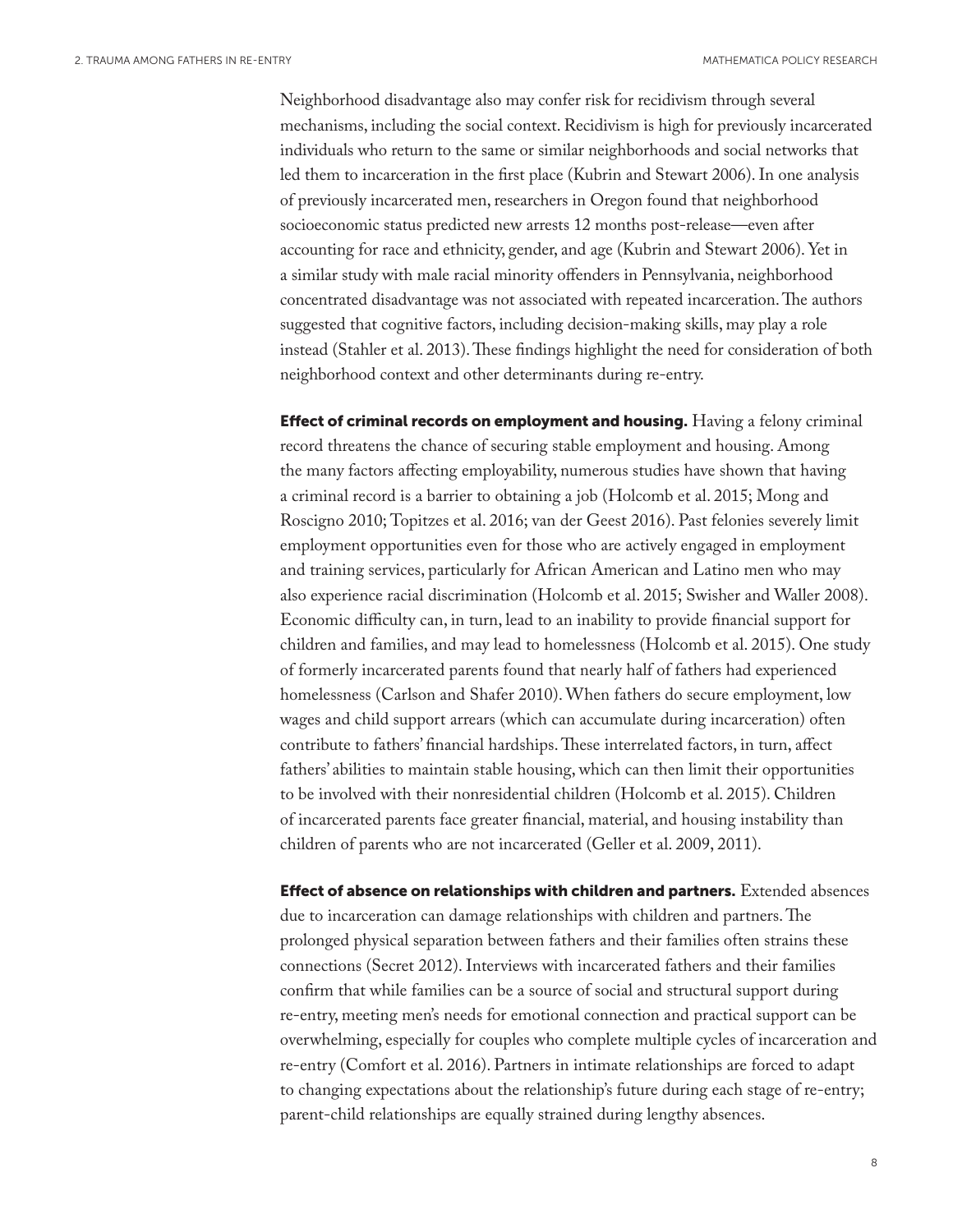Neighborhood disadvantage also may confer risk for recidivism through several mechanisms, including the social context. Recidivism is high for previously incarcerated individuals who return to the same or similar neighborhoods and social networks that led them to incarceration in the first place (Kubrin and Stewart 2006). In one analysis of previously incarcerated men, researchers in Oregon found that neighborhood socioeconomic status predicted new arrests 12 months post-release—even after accounting for race and ethnicity, gender, and age (Kubrin and Stewart 2006). Yet in a similar study with male racial minority offenders in Pennsylvania, neighborhood concentrated disadvantage was not associated with repeated incarceration. The authors suggested that cognitive factors, including decision-making skills, may play a role instead (Stahler et al. 2013). These findings highlight the need for consideration of both neighborhood context and other determinants during re-entry.

**Effect of criminal records on employment and housing.** Having a felony criminal record threatens the chance of securing stable employment and housing. Among the many factors affecting employability, numerous studies have shown that having a criminal record is a barrier to obtaining a job (Holcomb et al. 2015; Mong and Roscigno 2010; Topitzes et al. 2016; van der Geest 2016). Past felonies severely limit employment opportunities even for those who are actively engaged in employment and training services, particularly for African American and Latino men who may also experience racial discrimination (Holcomb et al. 2015; Swisher and Waller 2008). Economic difficulty can, in turn, lead to an inability to provide financial support for children and families, and may lead to homelessness (Holcomb et al. 2015). One study of formerly incarcerated parents found that nearly half of fathers had experienced homelessness (Carlson and Shafer 2010). When fathers do secure employment, low wages and child support arrears (which can accumulate during incarceration) often contribute to fathers' financial hardships. These interrelated factors, in turn, affect fathers' abilities to maintain stable housing, which can then limit their opportunities to be involved with their nonresidential children (Holcomb et al. 2015). Children of incarcerated parents face greater financial, material, and housing instability than children of parents who are not incarcerated (Geller et al. 2009, 2011).

**Effect of absence on relationships with children and partners.** Extended absences due to incarceration can damage relationships with children and partners. The prolonged physical separation between fathers and their families often strains these connections (Secret 2012). Interviews with incarcerated fathers and their families confirm that while families can be a source of social and structural support during re-entry, meeting men's needs for emotional connection and practical support can be overwhelming, especially for couples who complete multiple cycles of incarceration and re-entry (Comfort et al. 2016). Partners in intimate relationships are forced to adapt to changing expectations about the relationship's future during each stage of re-entry; parent-child relationships are equally strained during lengthy absences.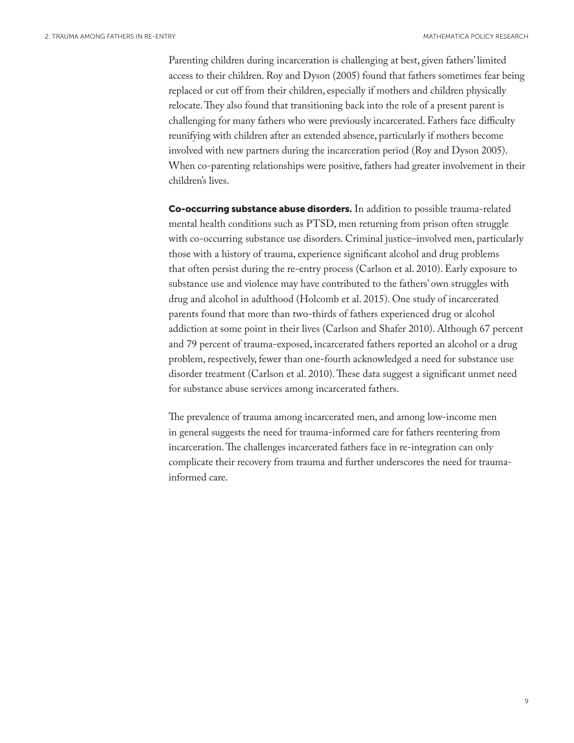Parenting children during incarceration is challenging at best, given fathers' limited access to their children. Roy and Dyson (2005) found that fathers sometimes fear being replaced or cut off from their children, especially if mothers and children physically relocate. They also found that transitioning back into the role of a present parent is challenging for many fathers who were previously incarcerated. Fathers face difficulty reunifying with children after an extended absence, particularly if mothers become involved with new partners during the incarceration period (Roy and Dyson 2005). When co-parenting relationships were positive, fathers had greater involvement in their children's lives.

**Co-occurring substance abuse disorders.** In addition to possible trauma-related mental health conditions such as PTSD, men returning from prison often struggle with co-occurring substance use disorders. Criminal justice–involved men, particularly those with a history of trauma, experience significant alcohol and drug problems that often persist during the re-entry process (Carlson et al. 2010). Early exposure to substance use and violence may have contributed to the fathers' own struggles with drug and alcohol in adulthood (Holcomb et al. 2015). One study of incarcerated parents found that more than two-thirds of fathers experienced drug or alcohol addiction at some point in their lives (Carlson and Shafer 2010). Although 67 percent and 79 percent of trauma-exposed, incarcerated fathers reported an alcohol or a drug problem, respectively, fewer than one-fourth acknowledged a need for substance use disorder treatment (Carlson et al. 2010). These data suggest a significant unmet need for substance abuse services among incarcerated fathers.

The prevalence of trauma among incarcerated men, and among low-income men in general suggests the need for trauma-informed care for fathers reentering from incarceration. The challenges incarcerated fathers face in re-integration can only complicate their recovery from trauma and further underscores the need for trauma-informed care.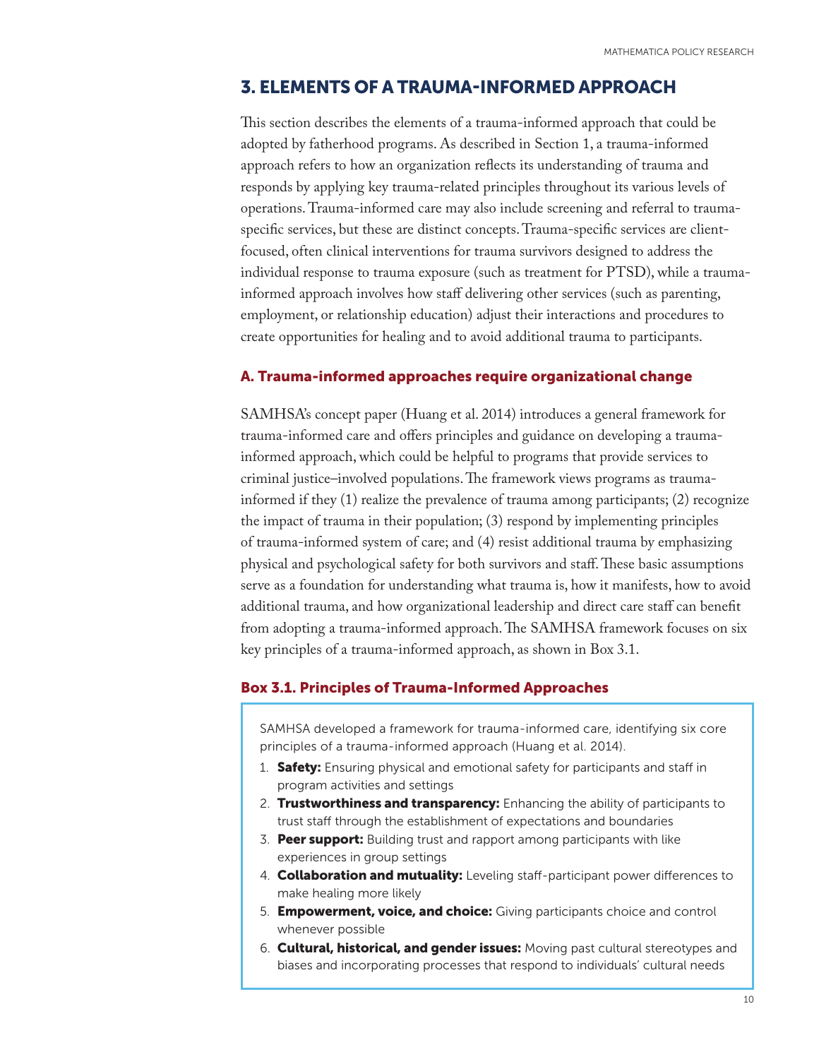## 3. ELEMENTS OF A TRAUMA-INFORMED APPROACH

This section describes the elements of a trauma-informed approach that could be adopted by fatherhood programs. As described in Section 1, a trauma-informed approach refers to how an organization reflects its understanding of trauma and responds by applying key trauma-related principles throughout its various levels of operations. Trauma-informed care may also include screening and referral to trauma-specific services, but these are distinct concepts. Trauma-specific services are client-focused, often clinical interventions for trauma survivors designed to address the individual response to trauma exposure (such as treatment for PTSD), while a trauma-informed approach involves how staff delivering other services (such as parenting, employment, or relationship education) adjust their interactions and procedures to create opportunities for healing and to avoid additional trauma to participants.

### A. Trauma-informed approaches require organizational change

SAMHSA's concept paper (Huang et al. 2014) introduces a general framework for trauma-informed care and offers principles and guidance on developing a trauma-informed approach, which could be helpful to programs that provide services to criminal justice–involved populations. The framework views programs as trauma-informed if they (1) realize the prevalence of trauma among participants; (2) recognize the impact of trauma in their population; (3) respond by implementing principles of trauma-informed system of care; and (4) resist additional trauma by emphasizing physical and psychological safety for both survivors and staff. These basic assumptions serve as a foundation for understanding what trauma is, how it manifests, how to avoid additional trauma, and how organizational leadership and direct care staff can benefit from adopting a trauma-informed approach. The SAMHSA framework focuses on six key principles of a trauma-informed approach, as shown in Box 3.1.

### Box 3.1. Principles of Trauma-Informed Approaches

SAMHSA developed a framework for trauma-informed care, identifying six core principles of a trauma-informed approach (Huang et al. 2014).

1. **Safety:** Ensuring physical and emotional safety for participants and staff in program activities and settings
2. **Trustworthiness and transparency:** Enhancing the ability of participants to trust staff through the establishment of expectations and boundaries
3. **Peer support:** Building trust and rapport among participants with like experiences in group settings
4. **Collaboration and mutuality:** Leveling staff-participant power differences to make healing more likely
5. **Empowerment, voice, and choice:** Giving participants choice and control whenever possible
6. **Cultural, historical, and gender issues:** Moving past cultural stereotypes and biases and incorporating processes that respond to individuals' cultural needs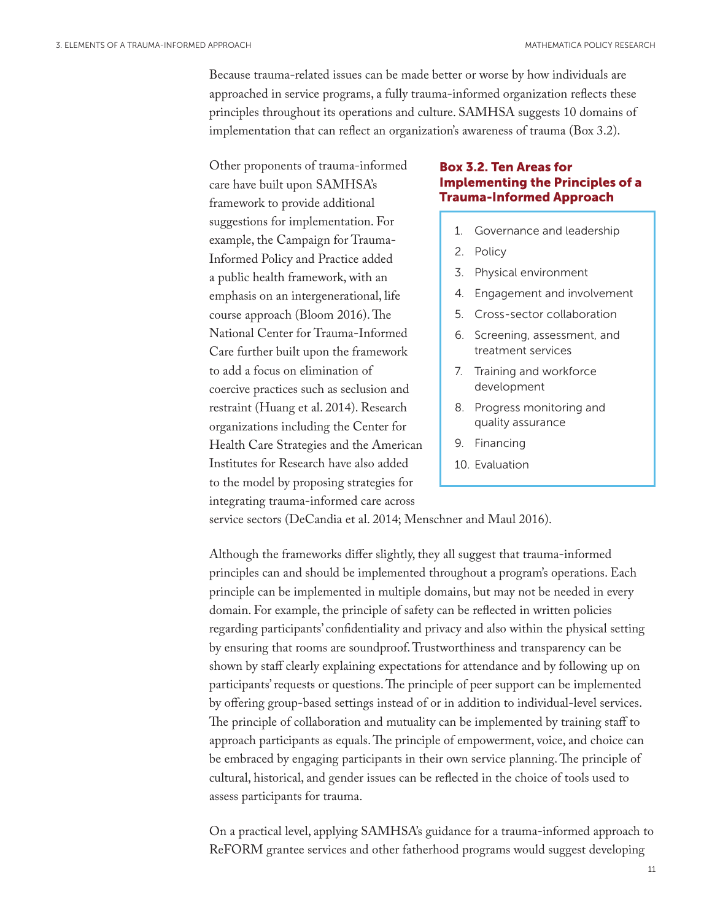Because trauma-related issues can be made better or worse by how individuals are approached in service programs, a fully trauma-informed organization reflects these principles throughout its operations and culture. SAMHSA suggests 10 domains of implementation that can reflect an organization's awareness of trauma (Box 3.2).

**Box 3.2. Ten Areas for Implementing the Principles of a Trauma-Informed Approach**

1. Governance and leadership
2. Policy
3. Physical environment
4. Engagement and involvement
5. Cross-sector collaboration
6. Screening, assessment, and treatment services
7. Training and workforce development
8. Progress monitoring and quality assurance
9. Financing
10. Evaluation

Other proponents of trauma-informed care have built upon SAMHSA's framework to provide additional suggestions for implementation. For example, the Campaign for Trauma-Informed Policy and Practice added a public health framework, with an emphasis on an intergenerational, life course approach (Bloom 2016). The National Center for Trauma-Informed Care further built upon the framework to add a focus on elimination of coercive practices such as seclusion and restraint (Huang et al. 2014). Research organizations including the Center for Health Care Strategies and the American Institutes for Research have also added to the model by proposing strategies for integrating trauma-informed care across service sectors (DeCandia et al. 2014; Menschner and Maul 2016).

Although the frameworks differ slightly, they all suggest that trauma-informed principles can and should be implemented throughout a program's operations. Each principle can be implemented in multiple domains, but may not be needed in every domain. For example, the principle of safety can be reflected in written policies regarding participants' confidentiality and privacy and also within the physical setting by ensuring that rooms are soundproof. Trustworthiness and transparency can be shown by staff clearly explaining expectations for attendance and by following up on participants' requests or questions. The principle of peer support can be implemented by offering group-based settings instead of or in addition to individual-level services. The principle of collaboration and mutuality can be implemented by training staff to approach participants as equals. The principle of empowerment, voice, and choice can be embraced by engaging participants in their own service planning. The principle of cultural, historical, and gender issues can be reflected in the choice of tools used to assess participants for trauma.

On a practical level, applying SAMHSA's guidance for a trauma-informed approach to ReFORM grantee services and other fatherhood programs would suggest developing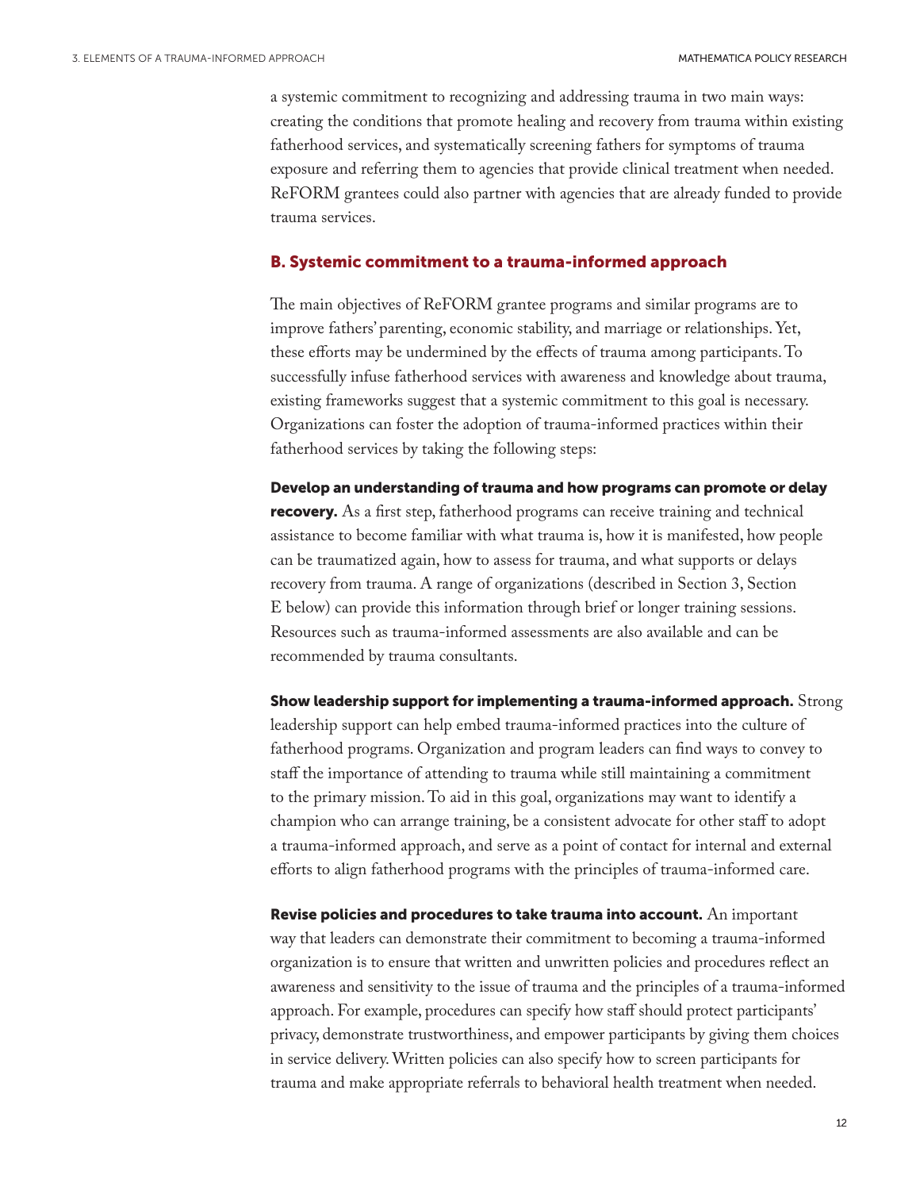a systemic commitment to recognizing and addressing trauma in two main ways: creating the conditions that promote healing and recovery from trauma within existing fatherhood services, and systematically screening fathers for symptoms of trauma exposure and referring them to agencies that provide clinical treatment when needed. ReFORM grantees could also partner with agencies that are already funded to provide trauma services.

## B. Systemic commitment to a trauma-informed approach

The main objectives of ReFORM grantee programs and similar programs are to improve fathers' parenting, economic stability, and marriage or relationships. Yet, these efforts may be undermined by the effects of trauma among participants. To successfully infuse fatherhood services with awareness and knowledge about trauma, existing frameworks suggest that a systemic commitment to this goal is necessary. Organizations can foster the adoption of trauma-informed practices within their fatherhood services by taking the following steps:

**Develop an understanding of trauma and how programs can promote or delay recovery.** As a first step, fatherhood programs can receive training and technical assistance to become familiar with what trauma is, how it is manifested, how people can be traumatized again, how to assess for trauma, and what supports or delays recovery from trauma. A range of organizations (described in Section 3, Section E below) can provide this information through brief or longer training sessions. Resources such as trauma-informed assessments are also available and can be recommended by trauma consultants.

**Show leadership support for implementing a trauma-informed approach.** Strong leadership support can help embed trauma-informed practices into the culture of fatherhood programs. Organization and program leaders can find ways to convey to staff the importance of attending to trauma while still maintaining a commitment to the primary mission. To aid in this goal, organizations may want to identify a champion who can arrange training, be a consistent advocate for other staff to adopt a trauma-informed approach, and serve as a point of contact for internal and external efforts to align fatherhood programs with the principles of trauma-informed care.

**Revise policies and procedures to take trauma into account.** An important way that leaders can demonstrate their commitment to becoming a trauma-informed organization is to ensure that written and unwritten policies and procedures reflect an awareness and sensitivity to the issue of trauma and the principles of a trauma-informed approach. For example, procedures can specify how staff should protect participants' privacy, demonstrate trustworthiness, and empower participants by giving them choices in service delivery. Written policies can also specify how to screen participants for trauma and make appropriate referrals to behavioral health treatment when needed.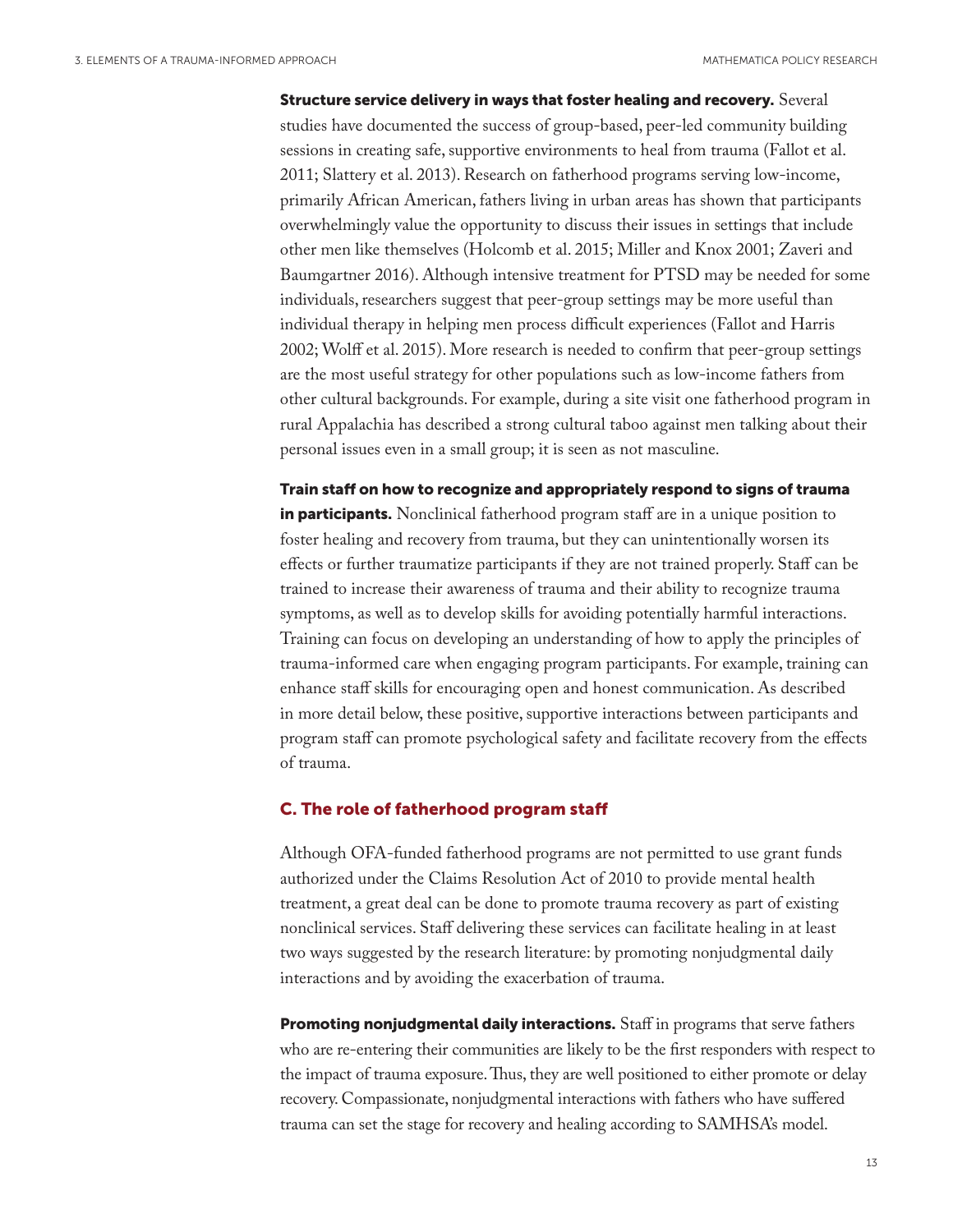**Structure service delivery in ways that foster healing and recovery.** Several studies have documented the success of group-based, peer-led community building sessions in creating safe, supportive environments to heal from trauma (Fallot et al. 2011; Slattery et al. 2013). Research on fatherhood programs serving low-income, primarily African American, fathers living in urban areas has shown that participants overwhelmingly value the opportunity to discuss their issues in settings that include other men like themselves (Holcomb et al. 2015; Miller and Knox 2001; Zaveri and Baumgartner 2016). Although intensive treatment for PTSD may be needed for some individuals, researchers suggest that peer-group settings may be more useful than individual therapy in helping men process difficult experiences (Fallot and Harris 2002; Wolff et al. 2015). More research is needed to confirm that peer-group settings are the most useful strategy for other populations such as low-income fathers from other cultural backgrounds. For example, during a site visit one fatherhood program in rural Appalachia has described a strong cultural taboo against men talking about their personal issues even in a small group; it is seen as not masculine.

**Train staff on how to recognize and appropriately respond to signs of trauma in participants.** Nonclinical fatherhood program staff are in a unique position to foster healing and recovery from trauma, but they can unintentionally worsen its effects or further traumatize participants if they are not trained properly. Staff can be trained to increase their awareness of trauma and their ability to recognize trauma symptoms, as well as to develop skills for avoiding potentially harmful interactions. Training can focus on developing an understanding of how to apply the principles of trauma-informed care when engaging program participants. For example, training can enhance staff skills for encouraging open and honest communication. As described in more detail below, these positive, supportive interactions between participants and program staff can promote psychological safety and facilitate recovery from the effects of trauma.

## C. The role of fatherhood program staff

Although OFA-funded fatherhood programs are not permitted to use grant funds authorized under the Claims Resolution Act of 2010 to provide mental health treatment, a great deal can be done to promote trauma recovery as part of existing nonclinical services. Staff delivering these services can facilitate healing in at least two ways suggested by the research literature: by promoting nonjudgmental daily interactions and by avoiding the exacerbation of trauma.

**Promoting nonjudgmental daily interactions.** Staff in programs that serve fathers who are re-entering their communities are likely to be the first responders with respect to the impact of trauma exposure. Thus, they are well positioned to either promote or delay recovery. Compassionate, nonjudgmental interactions with fathers who have suffered trauma can set the stage for recovery and healing according to SAMHSA's model.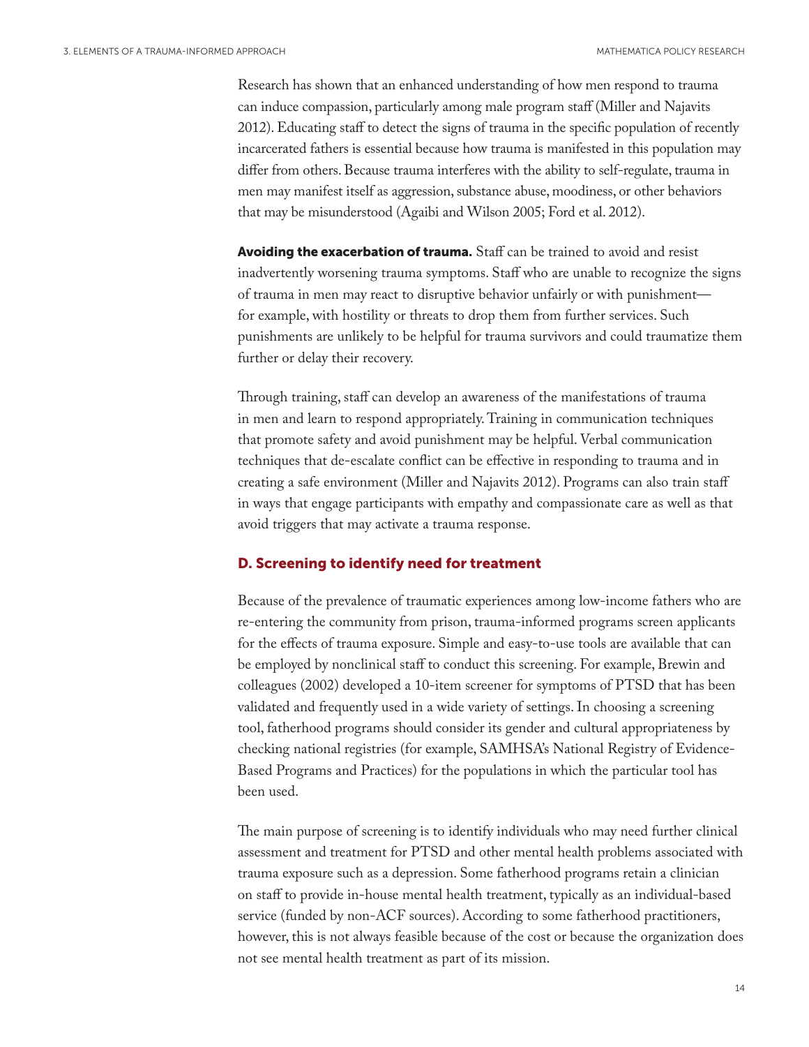Research has shown that an enhanced understanding of how men respond to trauma can induce compassion, particularly among male program staff (Miller and Najavits 2012). Educating staff to detect the signs of trauma in the specific population of recently incarcerated fathers is essential because how trauma is manifested in this population may differ from others. Because trauma interferes with the ability to self-regulate, trauma in men may manifest itself as aggression, substance abuse, moodiness, or other behaviors that may be misunderstood (Agaibi and Wilson 2005; Ford et al. 2012).

**Avoiding the exacerbation of trauma.** Staff can be trained to avoid and resist inadvertently worsening trauma symptoms. Staff who are unable to recognize the signs of trauma in men may react to disruptive behavior unfairly or with punishment—for example, with hostility or threats to drop them from further services. Such punishments are unlikely to be helpful for trauma survivors and could traumatize them further or delay their recovery.

Through training, staff can develop an awareness of the manifestations of trauma in men and learn to respond appropriately. Training in communication techniques that promote safety and avoid punishment may be helpful. Verbal communication techniques that de-escalate conflict can be effective in responding to trauma and in creating a safe environment (Miller and Najavits 2012). Programs can also train staff in ways that engage participants with empathy and compassionate care as well as that avoid triggers that may activate a trauma response.

## D. Screening to identify need for treatment

Because of the prevalence of traumatic experiences among low-income fathers who are re-entering the community from prison, trauma-informed programs screen applicants for the effects of trauma exposure. Simple and easy-to-use tools are available that can be employed by nonclinical staff to conduct this screening. For example, Brewin and colleagues (2002) developed a 10-item screener for symptoms of PTSD that has been validated and frequently used in a wide variety of settings. In choosing a screening tool, fatherhood programs should consider its gender and cultural appropriateness by checking national registries (for example, SAMHSA's National Registry of Evidence-Based Programs and Practices) for the populations in which the particular tool has been used.

The main purpose of screening is to identify individuals who may need further clinical assessment and treatment for PTSD and other mental health problems associated with trauma exposure such as a depression. Some fatherhood programs retain a clinician on staff to provide in-house mental health treatment, typically as an individual-based service (funded by non-ACF sources). According to some fatherhood practitioners, however, this is not always feasible because of the cost or because the organization does not see mental health treatment as part of its mission.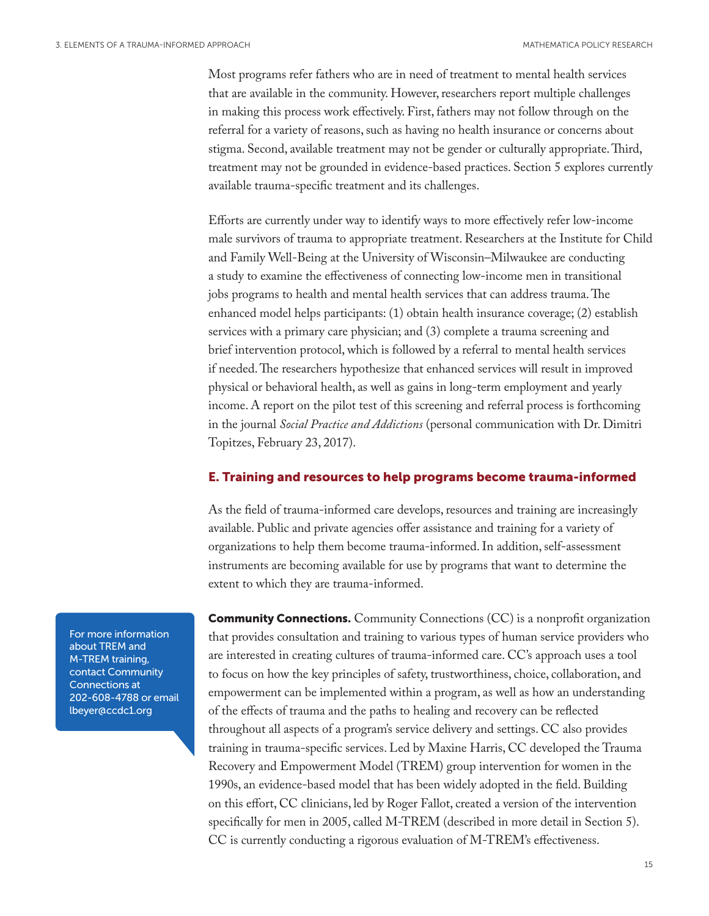Most programs refer fathers who are in need of treatment to mental health services that are available in the community. However, researchers report multiple challenges in making this process work effectively. First, fathers may not follow through on the referral for a variety of reasons, such as having no health insurance or concerns about stigma. Second, available treatment may not be gender or culturally appropriate. Third, treatment may not be grounded in evidence-based practices. Section 5 explores currently available trauma-specific treatment and its challenges.

Efforts are currently under way to identify ways to more effectively refer low-income male survivors of trauma to appropriate treatment. Researchers at the Institute for Child and Family Well-Being at the University of Wisconsin–Milwaukee are conducting a study to examine the effectiveness of connecting low-income men in transitional jobs programs to health and mental health services that can address trauma. The enhanced model helps participants: (1) obtain health insurance coverage; (2) establish services with a primary care physician; and (3) complete a trauma screening and brief intervention protocol, which is followed by a referral to mental health services if needed. The researchers hypothesize that enhanced services will result in improved physical or behavioral health, as well as gains in long-term employment and yearly income. A report on the pilot test of this screening and referral process is forthcoming in the journal *Social Practice and Addictions* (personal communication with Dr. Dimitri Topitzes, February 23, 2017).

## E. Training and resources to help programs become trauma-informed

As the field of trauma-informed care develops, resources and training are increasingly available. Public and private agencies offer assistance and training for a variety of organizations to help them become trauma-informed. In addition, self-assessment instruments are becoming available for use by programs that want to determine the extent to which they are trauma-informed.

> For more information about TREM and M-TREM training, contact Community Connections at 202-608-4788 or email lbeyer@ccdc1.org

**Community Connections.** Community Connections (CC) is a nonprofit organization that provides consultation and training to various types of human service providers who are interested in creating cultures of trauma-informed care. CC's approach uses a tool to focus on how the key principles of safety, trustworthiness, choice, collaboration, and empowerment can be implemented within a program, as well as how an understanding of the effects of trauma and the paths to healing and recovery can be reflected throughout all aspects of a program's service delivery and settings. CC also provides training in trauma-specific services. Led by Maxine Harris, CC developed the Trauma Recovery and Empowerment Model (TREM) group intervention for women in the 1990s, an evidence-based model that has been widely adopted in the field. Building on this effort, CC clinicians, led by Roger Fallot, created a version of the intervention specifically for men in 2005, called M-TREM (described in more detail in Section 5). CC is currently conducting a rigorous evaluation of M-TREM's effectiveness.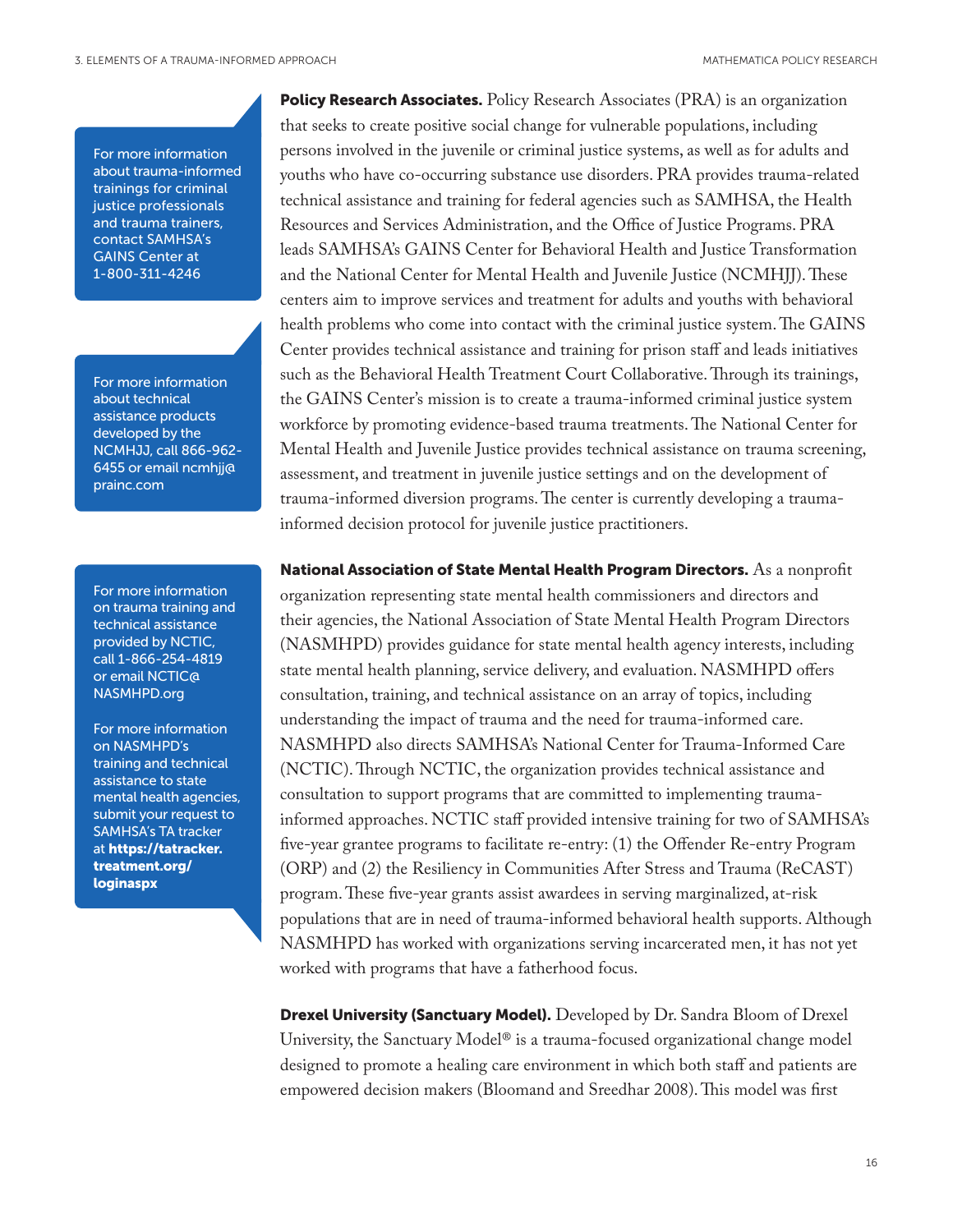For more information about trauma-informed trainings for criminal justice professionals and trauma trainers, contact SAMHSA's GAINS Center at 1-800-311-4246

For more information about technical assistance products developed by the NCMHJJ, call 866-962-6455 or email ncmhjj@prainc.com

For more information on trauma training and technical assistance provided by NCTIC, call 1-866-254-4819 or email NCTIC@NASMHPD.org

For more information on NASMHPD's training and technical assistance to state mental health agencies, submit your request to SAMHSA's TA tracker at **https://tatracker.treatment.org/loginaspx**

**Policy Research Associates.** Policy Research Associates (PRA) is an organization that seeks to create positive social change for vulnerable populations, including persons involved in the juvenile or criminal justice systems, as well as for adults and youths who have co-occurring substance use disorders. PRA provides trauma-related technical assistance and training for federal agencies such as SAMHSA, the Health Resources and Services Administration, and the Office of Justice Programs. PRA leads SAMHSA's GAINS Center for Behavioral Health and Justice Transformation and the National Center for Mental Health and Juvenile Justice (NCMHJJ). These centers aim to improve services and treatment for adults and youths with behavioral health problems who come into contact with the criminal justice system. The GAINS Center provides technical assistance and training for prison staff and leads initiatives such as the Behavioral Health Treatment Court Collaborative. Through its trainings, the GAINS Center's mission is to create a trauma-informed criminal justice system workforce by promoting evidence-based trauma treatments. The National Center for Mental Health and Juvenile Justice provides technical assistance on trauma screening, assessment, and treatment in juvenile justice settings and on the development of trauma-informed diversion programs. The center is currently developing a trauma-informed decision protocol for juvenile justice practitioners.

**National Association of State Mental Health Program Directors.** As a nonprofit organization representing state mental health commissioners and directors and their agencies, the National Association of State Mental Health Program Directors (NASMHPD) provides guidance for state mental health agency interests, including state mental health planning, service delivery, and evaluation. NASMHPD offers consultation, training, and technical assistance on an array of topics, including understanding the impact of trauma and the need for trauma-informed care. NASMHPD also directs SAMHSA's National Center for Trauma-Informed Care (NCTIC). Through NCTIC, the organization provides technical assistance and consultation to support programs that are committed to implementing trauma-informed approaches. NCTIC staff provided intensive training for two of SAMHSA's five-year grantee programs to facilitate re-entry: (1) the Offender Re-entry Program (ORP) and (2) the Resiliency in Communities After Stress and Trauma (ReCAST) program. These five-year grants assist awardees in serving marginalized, at-risk populations that are in need of trauma-informed behavioral health supports. Although NASMHPD has worked with organizations serving incarcerated men, it has not yet worked with programs that have a fatherhood focus.

**Drexel University (Sanctuary Model).** Developed by Dr. Sandra Bloom of Drexel University, the Sanctuary Model® is a trauma-focused organizational change model designed to promote a healing care environment in which both staff and patients are empowered decision makers (Bloomand and Sreedhar 2008). This model was first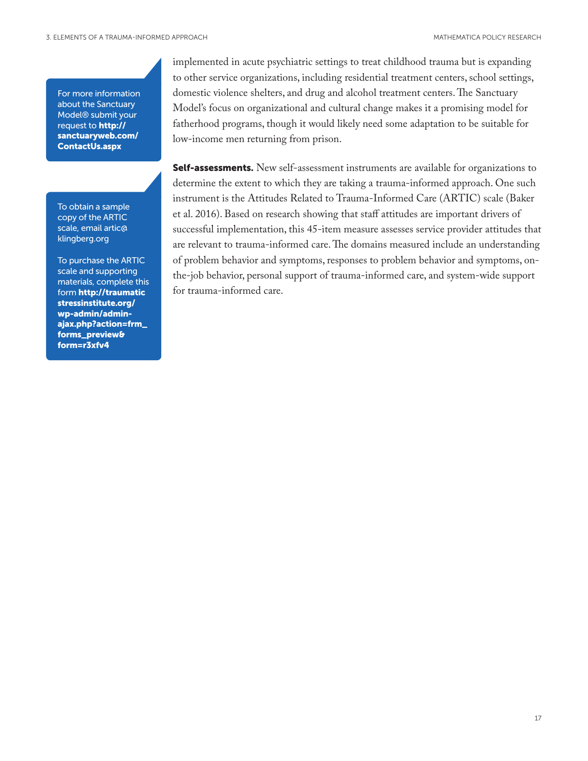For more information about the Sanctuary Model® submit your request to **http://sanctuaryweb.com/ContactUs.aspx**

To obtain a sample copy of the ARTIC scale, email artic@klingberg.org

To purchase the ARTIC scale and supporting materials, complete this form **http://traumaticstressinstitute.org/wp-admin/admin-ajax.php?action=frm_forms_preview&form=r3xfv4**

implemented in acute psychiatric settings to treat childhood trauma but is expanding to other service organizations, including residential treatment centers, school settings, domestic violence shelters, and drug and alcohol treatment centers. The Sanctuary Model's focus on organizational and cultural change makes it a promising model for fatherhood programs, though it would likely need some adaptation to be suitable for low-income men returning from prison.

**Self-assessments.** New self-assessment instruments are available for organizations to determine the extent to which they are taking a trauma-informed approach. One such instrument is the Attitudes Related to Trauma-Informed Care (ARTIC) scale (Baker et al. 2016). Based on research showing that staff attitudes are important drivers of successful implementation, this 45-item measure assesses service provider attitudes that are relevant to trauma-informed care. The domains measured include an understanding of problem behavior and symptoms, responses to problem behavior and symptoms, on-the-job behavior, personal support of trauma-informed care, and system-wide support for trauma-informed care.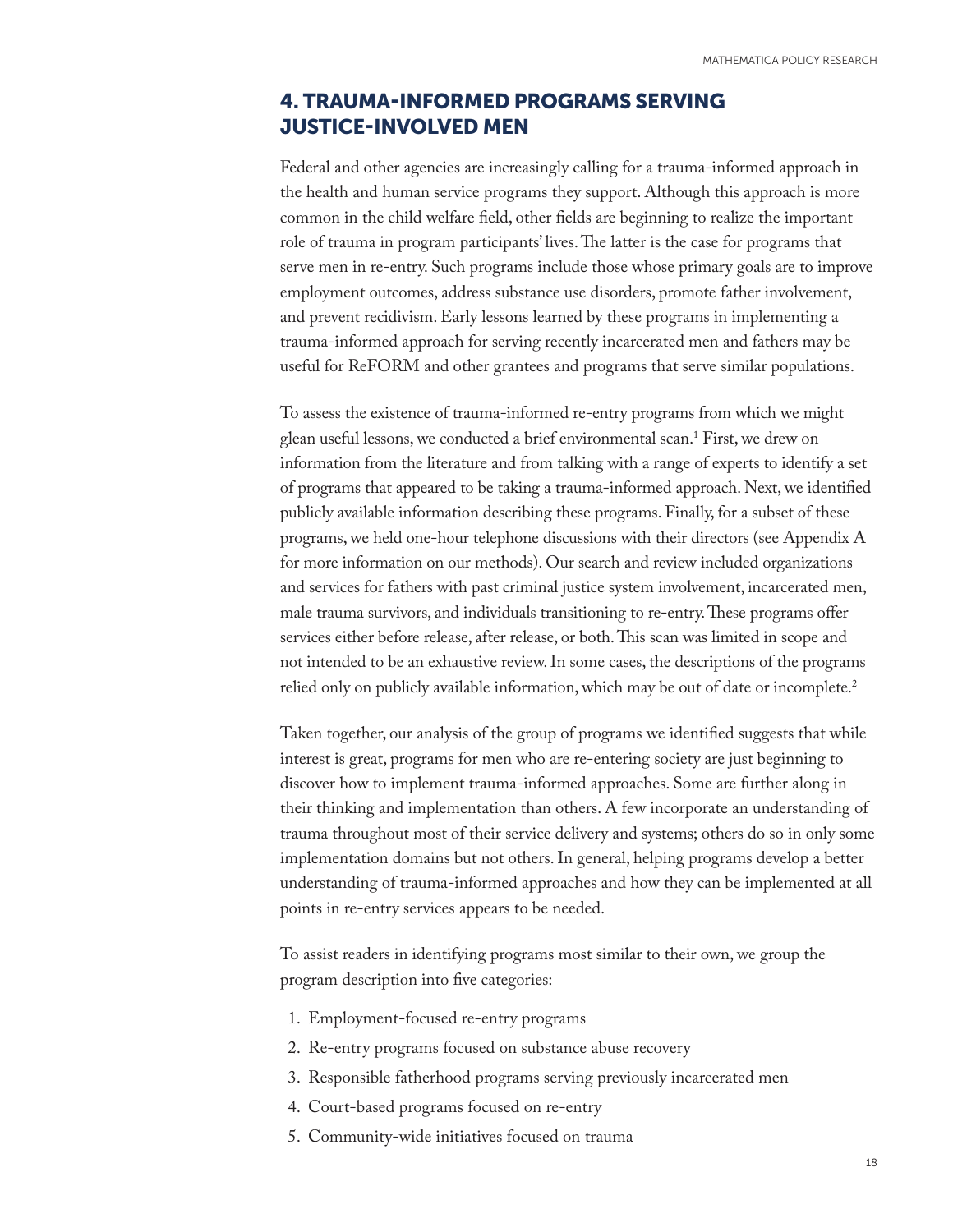# 4. TRAUMA-INFORMED PROGRAMS SERVING JUSTICE-INVOLVED MEN

Federal and other agencies are increasingly calling for a trauma-informed approach in the health and human service programs they support. Although this approach is more common in the child welfare field, other fields are beginning to realize the important role of trauma in program participants' lives. The latter is the case for programs that serve men in re-entry. Such programs include those whose primary goals are to improve employment outcomes, address substance use disorders, promote father involvement, and prevent recidivism. Early lessons learned by these programs in implementing a trauma-informed approach for serving recently incarcerated men and fathers may be useful for ReFORM and other grantees and programs that serve similar populations.

To assess the existence of trauma-informed re-entry programs from which we might glean useful lessons, we conducted a brief environmental scan.[1] First, we drew on information from the literature and from talking with a range of experts to identify a set of programs that appeared to be taking a trauma-informed approach. Next, we identified publicly available information describing these programs. Finally, for a subset of these programs, we held one-hour telephone discussions with their directors (see Appendix A for more information on our methods). Our search and review included organizations and services for fathers with past criminal justice system involvement, incarcerated men, male trauma survivors, and individuals transitioning to re-entry. These programs offer services either before release, after release, or both. This scan was limited in scope and not intended to be an exhaustive review. In some cases, the descriptions of the programs relied only on publicly available information, which may be out of date or incomplete.[2]

Taken together, our analysis of the group of programs we identified suggests that while interest is great, programs for men who are re-entering society are just beginning to discover how to implement trauma-informed approaches. Some are further along in their thinking and implementation than others. A few incorporate an understanding of trauma throughout most of their service delivery and systems; others do so in only some implementation domains but not others. In general, helping programs develop a better understanding of trauma-informed approaches and how they can be implemented at all points in re-entry services appears to be needed.

To assist readers in identifying programs most similar to their own, we group the program description into five categories:

1. Employment-focused re-entry programs
2. Re-entry programs focused on substance abuse recovery
3. Responsible fatherhood programs serving previously incarcerated men
4. Court-based programs focused on re-entry
5. Community-wide initiatives focused on trauma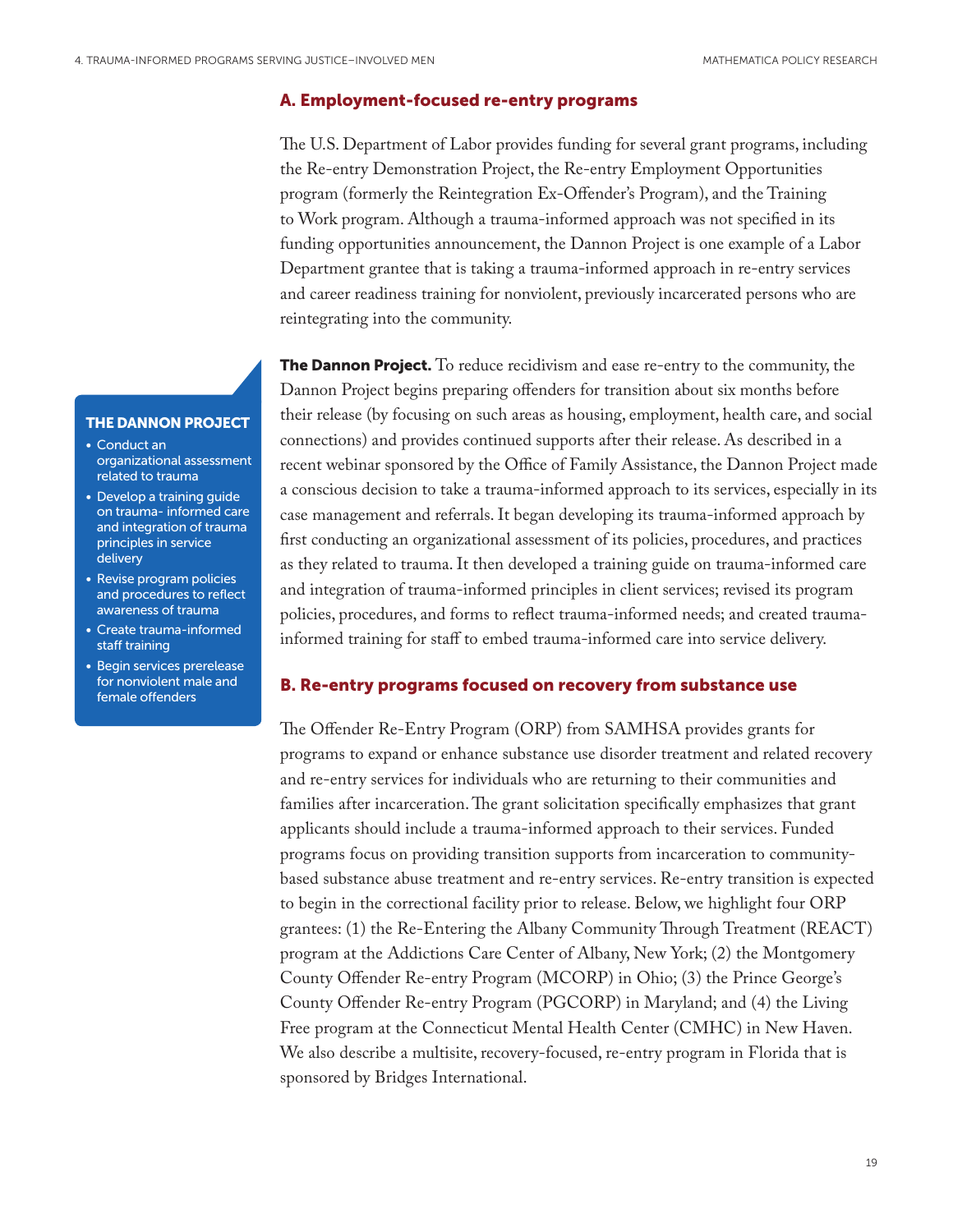## A. Employment-focused re-entry programs

The U.S. Department of Labor provides funding for several grant programs, including the Re-entry Demonstration Project, the Re-entry Employment Opportunities program (formerly the Reintegration Ex-Offender's Program), and the Training to Work program. Although a trauma-informed approach was not specified in its funding opportunities announcement, the Dannon Project is one example of a Labor Department grantee that is taking a trauma-informed approach in re-entry services and career readiness training for nonviolent, previously incarcerated persons who are reintegrating into the community.

**THE DANNON PROJECT**

- Conduct an organizational assessment related to trauma
- Develop a training guide on trauma- informed care and integration of trauma principles in service delivery
- Revise program policies and procedures to reflect awareness of trauma
- Create trauma-informed staff training
- Begin services prerelease for nonviolent male and female offenders

**The Dannon Project.** To reduce recidivism and ease re-entry to the community, the Dannon Project begins preparing offenders for transition about six months before their release (by focusing on such areas as housing, employment, health care, and social connections) and provides continued supports after their release. As described in a recent webinar sponsored by the Office of Family Assistance, the Dannon Project made a conscious decision to take a trauma-informed approach to its services, especially in its case management and referrals. It began developing its trauma-informed approach by first conducting an organizational assessment of its policies, procedures, and practices as they related to trauma. It then developed a training guide on trauma-informed care and integration of trauma-informed principles in client services; revised its program policies, procedures, and forms to reflect trauma-informed needs; and created trauma-informed training for staff to embed trauma-informed care into service delivery.

## B. Re-entry programs focused on recovery from substance use

The Offender Re-Entry Program (ORP) from SAMHSA provides grants for programs to expand or enhance substance use disorder treatment and related recovery and re-entry services for individuals who are returning to their communities and families after incarceration. The grant solicitation specifically emphasizes that grant applicants should include a trauma-informed approach to their services. Funded programs focus on providing transition supports from incarceration to community-based substance abuse treatment and re-entry services. Re-entry transition is expected to begin in the correctional facility prior to release. Below, we highlight four ORP grantees: (1) the Re-Entering the Albany Community Through Treatment (REACT) program at the Addictions Care Center of Albany, New York; (2) the Montgomery County Offender Re-entry Program (MCORP) in Ohio; (3) the Prince George's County Offender Re-entry Program (PGCORP) in Maryland; and (4) the Living Free program at the Connecticut Mental Health Center (CMHC) in New Haven. We also describe a multisite, recovery-focused, re-entry program in Florida that is sponsored by Bridges International.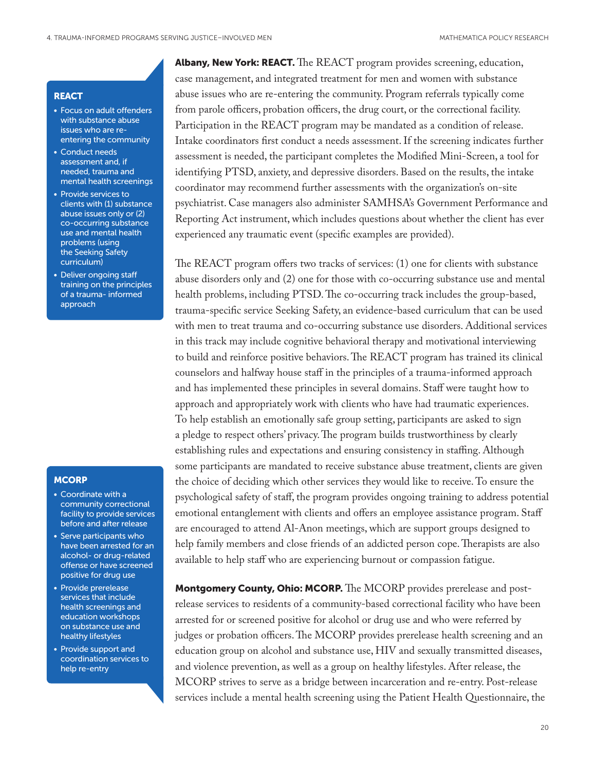**REACT**

- Focus on adult offenders with substance abuse issues who are re-entering the community
- Conduct needs assessment and, if needed, trauma and mental health screenings
- Provide services to clients with (1) substance abuse issues only or (2) co-occurring substance use and mental health problems (using the Seeking Safety curriculum)
- Deliver ongoing staff training on the principles of a trauma- informed approach

**Albany, New York: REACT.** The REACT program provides screening, education, case management, and integrated treatment for men and women with substance abuse issues who are re-entering the community. Program referrals typically come from parole officers, probation officers, the drug court, or the correctional facility. Participation in the REACT program may be mandated as a condition of release. Intake coordinators first conduct a needs assessment. If the screening indicates further assessment is needed, the participant completes the Modified Mini-Screen, a tool for identifying PTSD, anxiety, and depressive disorders. Based on the results, the intake coordinator may recommend further assessments with the organization's on-site psychiatrist. Case managers also administer SAMHSA's Government Performance and Reporting Act instrument, which includes questions about whether the client has ever experienced any traumatic event (specific examples are provided).

The REACT program offers two tracks of services: (1) one for clients with substance abuse disorders only and (2) one for those with co-occurring substance use and mental health problems, including PTSD. The co-occurring track includes the group-based, trauma-specific service Seeking Safety, an evidence-based curriculum that can be used with men to treat trauma and co-occurring substance use disorders. Additional services in this track may include cognitive behavioral therapy and motivational interviewing to build and reinforce positive behaviors. The REACT program has trained its clinical counselors and halfway house staff in the principles of a trauma-informed approach and has implemented these principles in several domains. Staff were taught how to approach and appropriately work with clients who have had traumatic experiences. To help establish an emotionally safe group setting, participants are asked to sign a pledge to respect others' privacy. The program builds trustworthiness by clearly establishing rules and expectations and ensuring consistency in staffing. Although some participants are mandated to receive substance abuse treatment, clients are given the choice of deciding which other services they would like to receive. To ensure the psychological safety of staff, the program provides ongoing training to address potential emotional entanglement with clients and offers an employee assistance program. Staff are encouraged to attend Al-Anon meetings, which are support groups designed to help family members and close friends of an addicted person cope. Therapists are also available to help staff who are experiencing burnout or compassion fatigue.

**MCORP**

- Coordinate with a community correctional facility to provide services before and after release
- Serve participants who have been arrested for an alcohol- or drug-related offense or have screened positive for drug use
- Provide prerelease services that include health screenings and education workshops on substance use and healthy lifestyles
- Provide support and coordination services to help re-entry

**Montgomery County, Ohio: MCORP.** The MCORP provides prerelease and post-release services to residents of a community-based correctional facility who have been arrested for or screened positive for alcohol or drug use and who were referred by judges or probation officers. The MCORP provides prerelease health screening and an education group on alcohol and substance use, HIV and sexually transmitted diseases, and violence prevention, as well as a group on healthy lifestyles. After release, the MCORP strives to serve as a bridge between incarceration and re-entry. Post-release services include a mental health screening using the Patient Health Questionnaire, the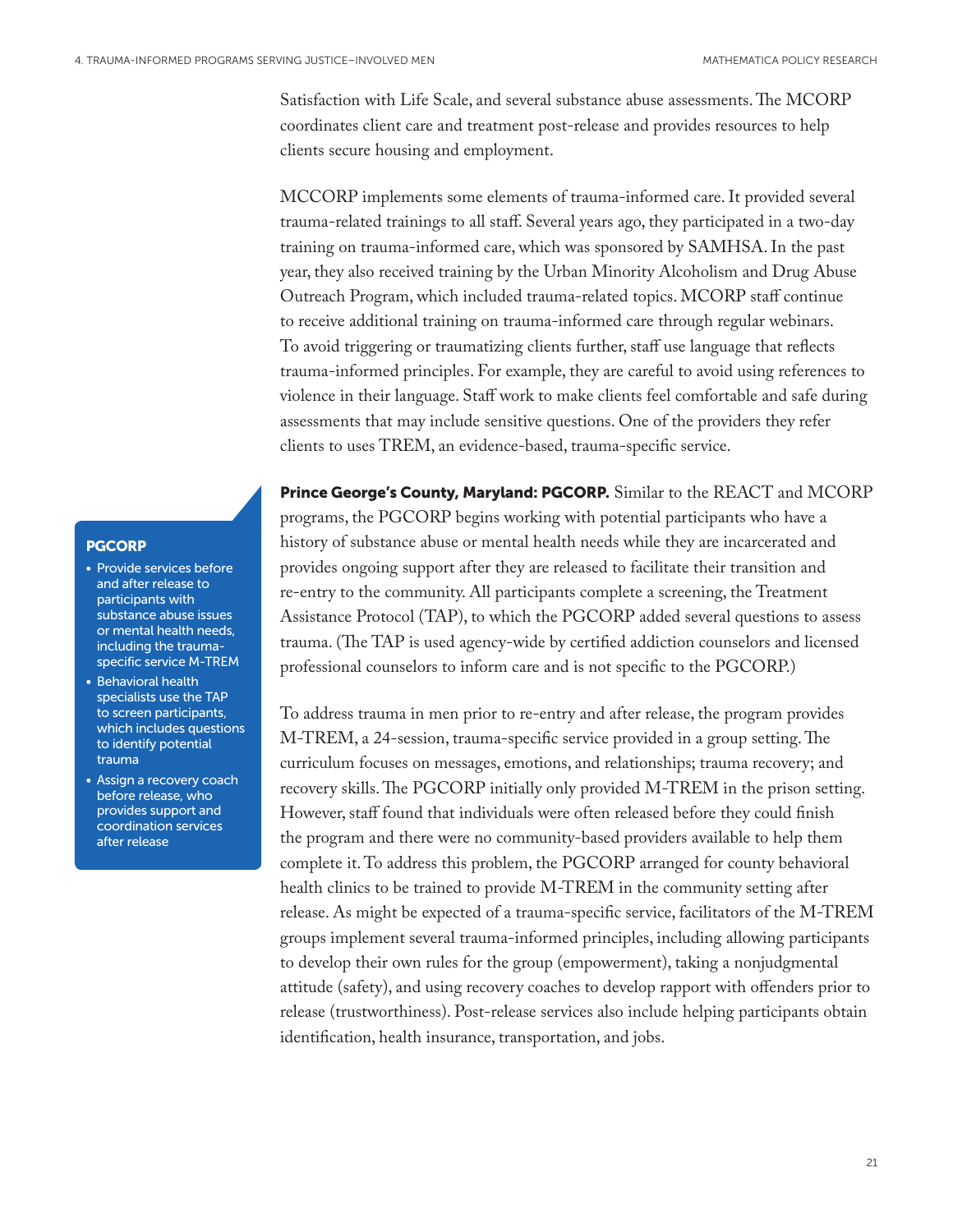Satisfaction with Life Scale, and several substance abuse assessments. The MCORP coordinates client care and treatment post-release and provides resources to help clients secure housing and employment.

MCCORP implements some elements of trauma-informed care. It provided several trauma-related trainings to all staff. Several years ago, they participated in a two-day training on trauma-informed care, which was sponsored by SAMHSA. In the past year, they also received training by the Urban Minority Alcoholism and Drug Abuse Outreach Program, which included trauma-related topics. MCORP staff continue to receive additional training on trauma-informed care through regular webinars. To avoid triggering or traumatizing clients further, staff use language that reflects trauma-informed principles. For example, they are careful to avoid using references to violence in their language. Staff work to make clients feel comfortable and safe during assessments that may include sensitive questions. One of the providers they refer clients to uses TREM, an evidence-based, trauma-specific service.

**PGCORP**

- Provide services before and after release to participants with substance abuse issues or mental health needs, including the trauma-specific service M-TREM
- Behavioral health specialists use the TAP to screen participants, which includes questions to identify potential trauma
- Assign a recovery coach before release, who provides support and coordination services after release

**Prince George's County, Maryland: PGCORP.** Similar to the REACT and MCORP programs, the PGCORP begins working with potential participants who have a history of substance abuse or mental health needs while they are incarcerated and provides ongoing support after they are released to facilitate their transition and re-entry to the community. All participants complete a screening, the Treatment Assistance Protocol (TAP), to which the PGCORP added several questions to assess trauma. (The TAP is used agency-wide by certified addiction counselors and licensed professional counselors to inform care and is not specific to the PGCORP.)

To address trauma in men prior to re-entry and after release, the program provides M-TREM, a 24-session, trauma-specific service provided in a group setting. The curriculum focuses on messages, emotions, and relationships; trauma recovery; and recovery skills. The PGCORP initially only provided M-TREM in the prison setting. However, staff found that individuals were often released before they could finish the program and there were no community-based providers available to help them complete it. To address this problem, the PGCORP arranged for county behavioral health clinics to be trained to provide M-TREM in the community setting after release. As might be expected of a trauma-specific service, facilitators of the M-TREM groups implement several trauma-informed principles, including allowing participants to develop their own rules for the group (empowerment), taking a nonjudgmental attitude (safety), and using recovery coaches to develop rapport with offenders prior to release (trustworthiness). Post-release services also include helping participants obtain identification, health insurance, transportation, and jobs.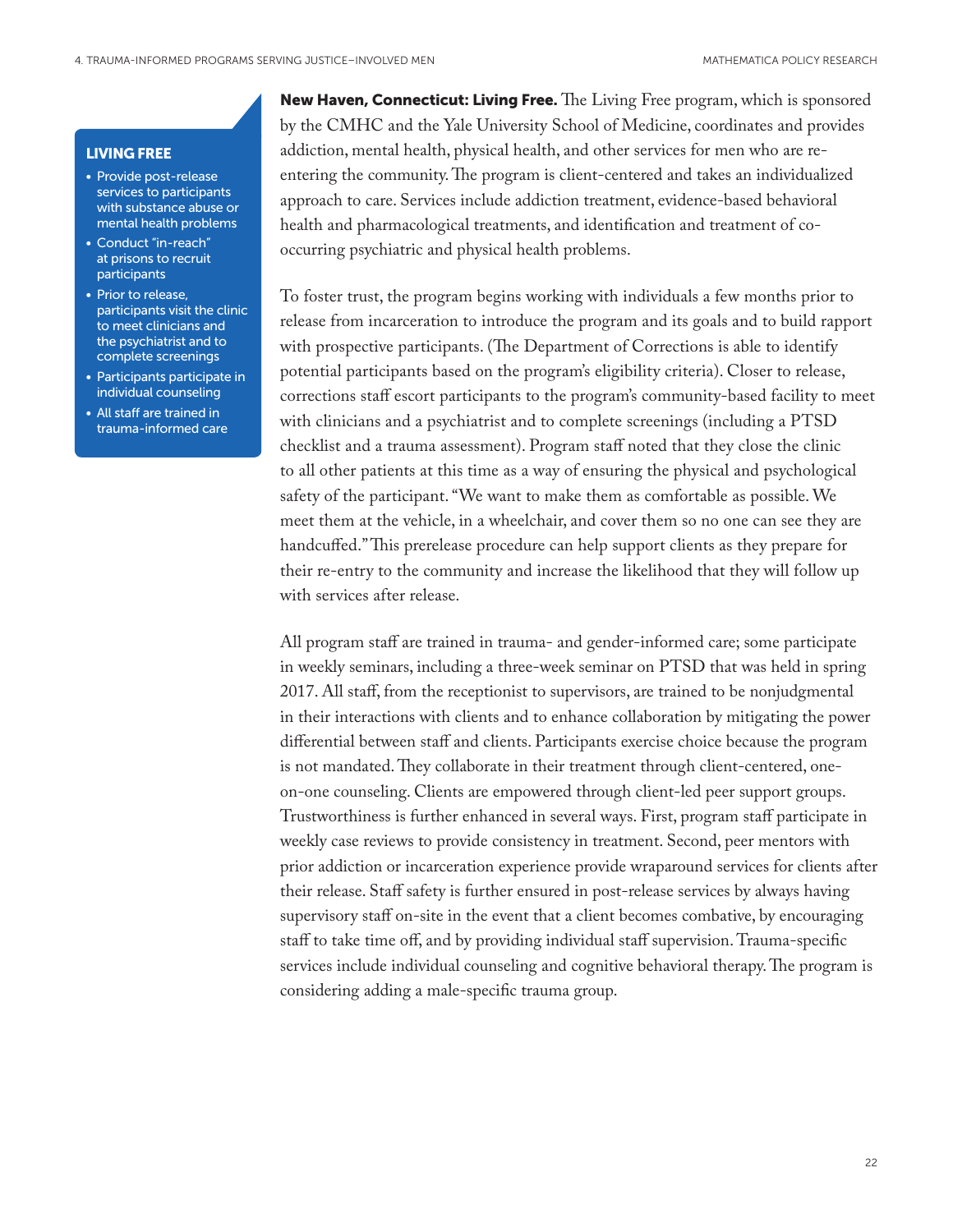**LIVING FREE**

- Provide post-release services to participants with substance abuse or mental health problems
- Conduct "in-reach" at prisons to recruit participants
- Prior to release, participants visit the clinic to meet clinicians and the psychiatrist and to complete screenings
- Participants participate in individual counseling
- All staff are trained in trauma-informed care

**New Haven, Connecticut: Living Free.** The Living Free program, which is sponsored by the CMHC and the Yale University School of Medicine, coordinates and provides addiction, mental health, physical health, and other services for men who are re-entering the community. The program is client-centered and takes an individualized approach to care. Services include addiction treatment, evidence-based behavioral health and pharmacological treatments, and identification and treatment of co-occurring psychiatric and physical health problems.

To foster trust, the program begins working with individuals a few months prior to release from incarceration to introduce the program and its goals and to build rapport with prospective participants. (The Department of Corrections is able to identify potential participants based on the program's eligibility criteria). Closer to release, corrections staff escort participants to the program's community-based facility to meet with clinicians and a psychiatrist and to complete screenings (including a PTSD checklist and a trauma assessment). Program staff noted that they close the clinic to all other patients at this time as a way of ensuring the physical and psychological safety of the participant. "We want to make them as comfortable as possible. We meet them at the vehicle, in a wheelchair, and cover them so no one can see they are handcuffed." This prerelease procedure can help support clients as they prepare for their re-entry to the community and increase the likelihood that they will follow up with services after release.

All program staff are trained in trauma- and gender-informed care; some participate in weekly seminars, including a three-week seminar on PTSD that was held in spring 2017. All staff, from the receptionist to supervisors, are trained to be nonjudgmental in their interactions with clients and to enhance collaboration by mitigating the power differential between staff and clients. Participants exercise choice because the program is not mandated. They collaborate in their treatment through client-centered, one-on-one counseling. Clients are empowered through client-led peer support groups. Trustworthiness is further enhanced in several ways. First, program staff participate in weekly case reviews to provide consistency in treatment. Second, peer mentors with prior addiction or incarceration experience provide wraparound services for clients after their release. Staff safety is further ensured in post-release services by always having supervisory staff on-site in the event that a client becomes combative, by encouraging staff to take time off, and by providing individual staff supervision. Trauma-specific services include individual counseling and cognitive behavioral therapy. The program is considering adding a male-specific trauma group.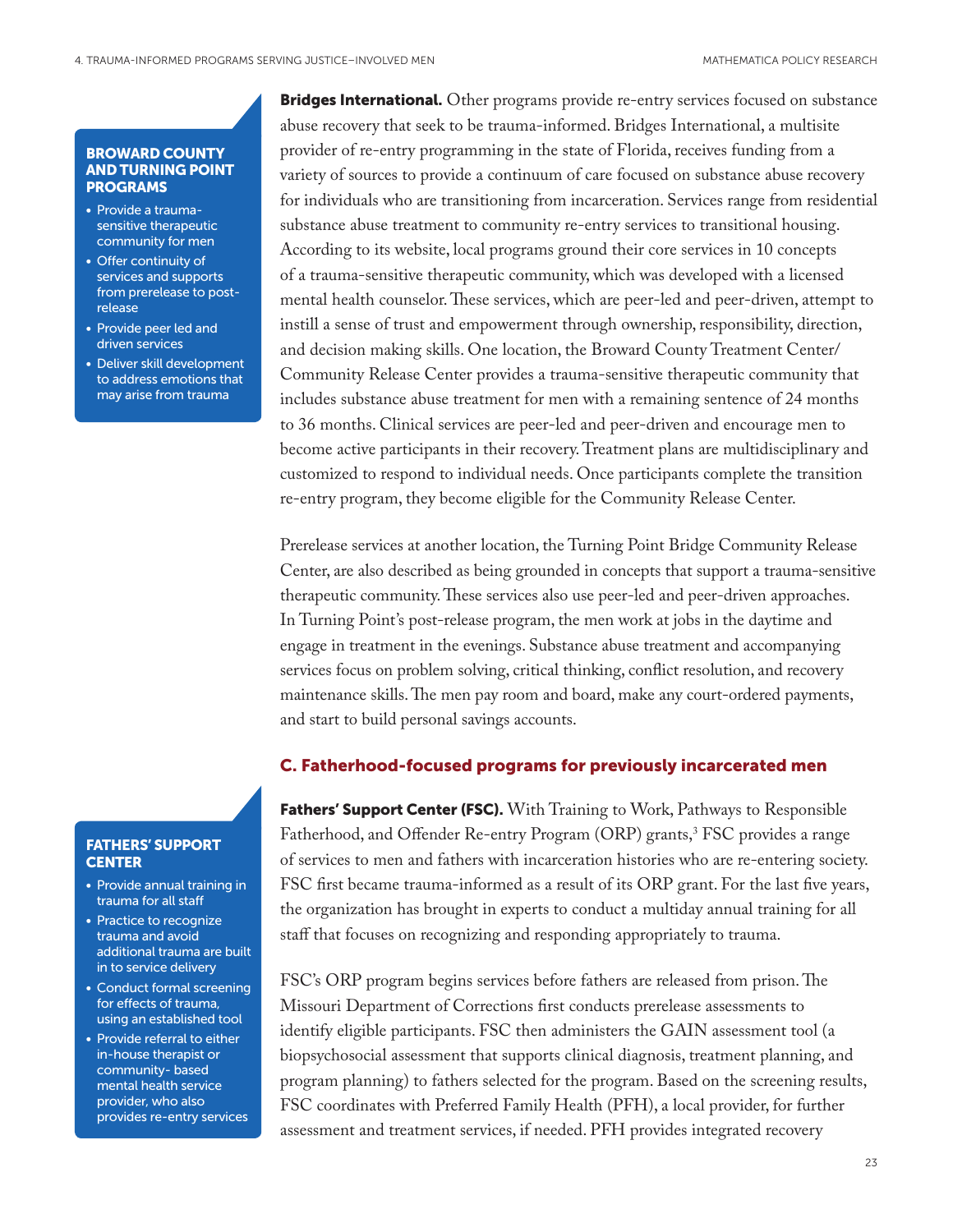**BROWARD COUNTY AND TURNING POINT PROGRAMS**

- Provide a trauma-sensitive therapeutic community for men
- Offer continuity of services and supports from prerelease to post-release
- Provide peer led and driven services
- Deliver skill development to address emotions that may arise from trauma

**Bridges International.** Other programs provide re-entry services focused on substance abuse recovery that seek to be trauma-informed. Bridges International, a multisite provider of re-entry programming in the state of Florida, receives funding from a variety of sources to provide a continuum of care focused on substance abuse recovery for individuals who are transitioning from incarceration. Services range from residential substance abuse treatment to community re-entry services to transitional housing. According to its website, local programs ground their core services in 10 concepts of a trauma-sensitive therapeutic community, which was developed with a licensed mental health counselor. These services, which are peer-led and peer-driven, attempt to instill a sense of trust and empowerment through ownership, responsibility, direction, and decision making skills. One location, the Broward County Treatment Center/Community Release Center provides a trauma-sensitive therapeutic community that includes substance abuse treatment for men with a remaining sentence of 24 months to 36 months. Clinical services are peer-led and peer-driven and encourage men to become active participants in their recovery. Treatment plans are multidisciplinary and customized to respond to individual needs. Once participants complete the transition re-entry program, they become eligible for the Community Release Center.

Prerelease services at another location, the Turning Point Bridge Community Release Center, are also described as being grounded in concepts that support a trauma-sensitive therapeutic community. These services also use peer-led and peer-driven approaches. In Turning Point's post-release program, the men work at jobs in the daytime and engage in treatment in the evenings. Substance abuse treatment and accompanying services focus on problem solving, critical thinking, conflict resolution, and recovery maintenance skills. The men pay room and board, make any court-ordered payments, and start to build personal savings accounts.

## C. Fatherhood-focused programs for previously incarcerated men

**FATHERS' SUPPORT CENTER**

- Provide annual training in trauma for all staff
- Practice to recognize trauma and avoid additional trauma are built in to service delivery
- Conduct formal screening for effects of trauma, using an established tool
- Provide referral to either in-house therapist or community- based mental health service provider, who also provides re-entry services

**Fathers' Support Center (FSC).** With Training to Work, Pathways to Responsible Fatherhood, and Offender Re-entry Program (ORP) grants,[3] FSC provides a range of services to men and fathers with incarceration histories who are re-entering society. FSC first became trauma-informed as a result of its ORP grant. For the last five years, the organization has brought in experts to conduct a multiday annual training for all staff that focuses on recognizing and responding appropriately to trauma.

FSC's ORP program begins services before fathers are released from prison. The Missouri Department of Corrections first conducts prerelease assessments to identify eligible participants. FSC then administers the GAIN assessment tool (a biopsychosocial assessment that supports clinical diagnosis, treatment planning, and program planning) to fathers selected for the program. Based on the screening results, FSC coordinates with Preferred Family Health (PFH), a local provider, for further assessment and treatment services, if needed. PFH provides integrated recovery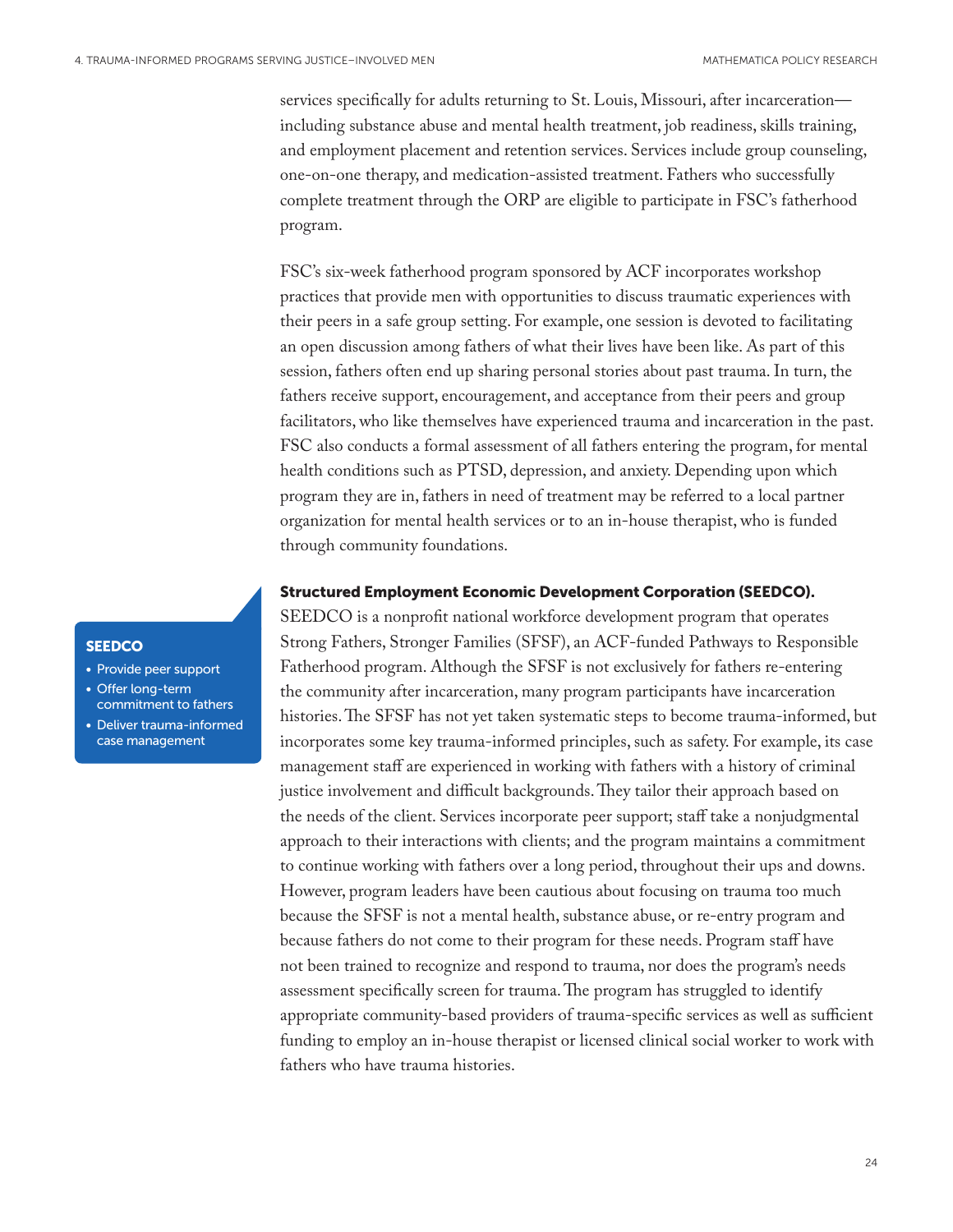services specifically for adults returning to St. Louis, Missouri, after incarceration—including substance abuse and mental health treatment, job readiness, skills training, and employment placement and retention services. Services include group counseling, one-on-one therapy, and medication-assisted treatment. Fathers who successfully complete treatment through the ORP are eligible to participate in FSC's fatherhood program.

FSC's six-week fatherhood program sponsored by ACF incorporates workshop practices that provide men with opportunities to discuss traumatic experiences with their peers in a safe group setting. For example, one session is devoted to facilitating an open discussion among fathers of what their lives have been like. As part of this session, fathers often end up sharing personal stories about past trauma. In turn, the fathers receive support, encouragement, and acceptance from their peers and group facilitators, who like themselves have experienced trauma and incarceration in the past. FSC also conducts a formal assessment of all fathers entering the program, for mental health conditions such as PTSD, depression, and anxiety. Depending upon which program they are in, fathers in need of treatment may be referred to a local partner organization for mental health services or to an in-house therapist, who is funded through community foundations.

**SEEDCO**

- Provide peer support
- Offer long-term commitment to fathers
- Deliver trauma-informed case management

**Structured Employment Economic Development Corporation (SEEDCO).** SEEDCO is a nonprofit national workforce development program that operates Strong Fathers, Stronger Families (SFSF), an ACF-funded Pathways to Responsible Fatherhood program. Although the SFSF is not exclusively for fathers re-entering the community after incarceration, many program participants have incarceration histories. The SFSF has not yet taken systematic steps to become trauma-informed, but incorporates some key trauma-informed principles, such as safety. For example, its case management staff are experienced in working with fathers with a history of criminal justice involvement and difficult backgrounds. They tailor their approach based on the needs of the client. Services incorporate peer support; staff take a nonjudgmental approach to their interactions with clients; and the program maintains a commitment to continue working with fathers over a long period, throughout their ups and downs. However, program leaders have been cautious about focusing on trauma too much because the SFSF is not a mental health, substance abuse, or re-entry program and because fathers do not come to their program for these needs. Program staff have not been trained to recognize and respond to trauma, nor does the program's needs assessment specifically screen for trauma. The program has struggled to identify appropriate community-based providers of trauma-specific services as well as sufficient funding to employ an in-house therapist or licensed clinical social worker to work with fathers who have trauma histories.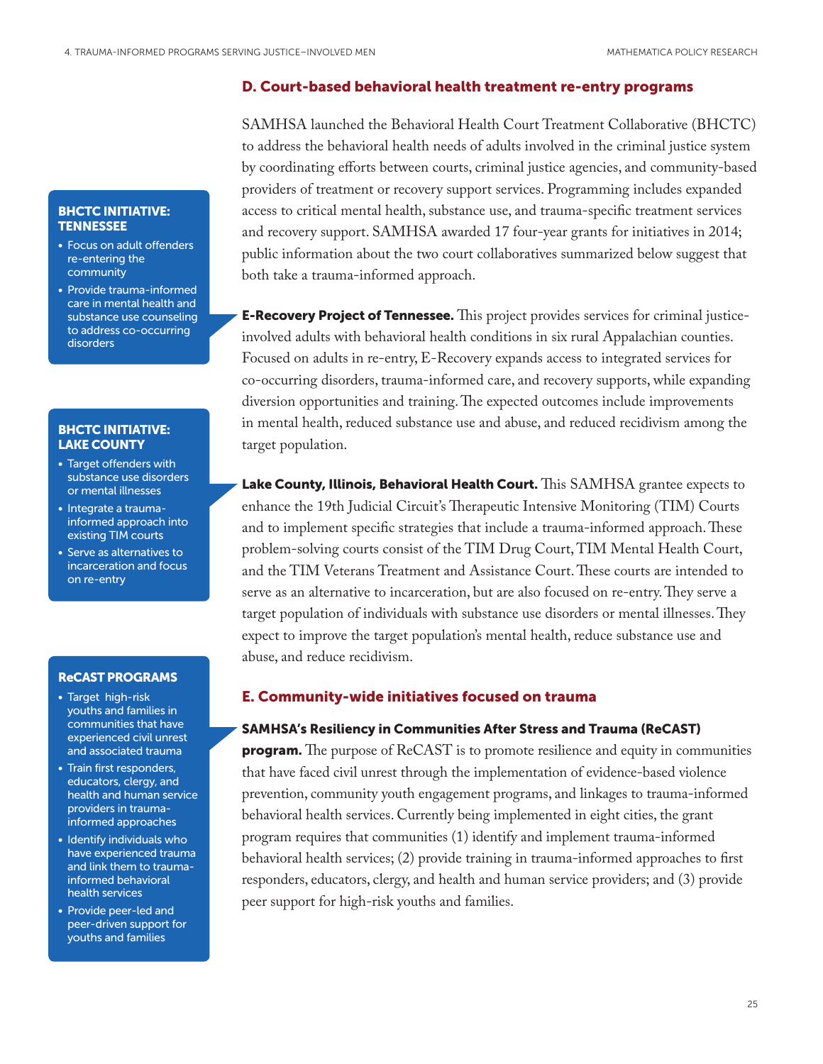## D. Court-based behavioral health treatment re-entry programs

SAMHSA launched the Behavioral Health Court Treatment Collaborative (BHCTC) to address the behavioral health needs of adults involved in the criminal justice system by coordinating efforts between courts, criminal justice agencies, and community-based providers of treatment or recovery support services. Programming includes expanded access to critical mental health, substance use, and trauma-specific treatment services and recovery support. SAMHSA awarded 17 four-year grants for initiatives in 2014; public information about the two court collaboratives summarized below suggest that both take a trauma-informed approach.

**BHCTC INITIATIVE: TENNESSEE**

- Focus on adult offenders re-entering the community
- Provide trauma-informed care in mental health and substance use counseling to address co-occurring disorders

**E-Recovery Project of Tennessee.** This project provides services for criminal justice-involved adults with behavioral health conditions in six rural Appalachian counties. Focused on adults in re-entry, E-Recovery expands access to integrated services for co-occurring disorders, trauma-informed care, and recovery supports, while expanding diversion opportunities and training. The expected outcomes include improvements in mental health, reduced substance use and abuse, and reduced recidivism among the target population.

**BHCTC INITIATIVE: LAKE COUNTY**

- Target offenders with substance use disorders or mental illnesses
- Integrate a trauma-informed approach into existing TIM courts
- Serve as alternatives to incarceration and focus on re-entry

**Lake County, Illinois, Behavioral Health Court.** This SAMHSA grantee expects to enhance the 19th Judicial Circuit's Therapeutic Intensive Monitoring (TIM) Courts and to implement specific strategies that include a trauma-informed approach. These problem-solving courts consist of the TIM Drug Court, TIM Mental Health Court, and the TIM Veterans Treatment and Assistance Court. These courts are intended to serve as an alternative to incarceration, but are also focused on re-entry. They serve a target population of individuals with substance use disorders or mental illnesses. They expect to improve the target population's mental health, reduce substance use and abuse, and reduce recidivism.

## E. Community-wide initiatives focused on trauma

**ReCAST PROGRAMS**

- Target high-risk youths and families in communities that have experienced civil unrest and associated trauma
- Train first responders, educators, clergy, and health and human service providers in trauma-informed approaches
- Identify individuals who have experienced trauma and link them to trauma-informed behavioral health services
- Provide peer-led and peer-driven support for youths and families

**SAMHSA's Resiliency in Communities After Stress and Trauma (ReCAST) program.** The purpose of ReCAST is to promote resilience and equity in communities that have faced civil unrest through the implementation of evidence-based violence prevention, community youth engagement programs, and linkages to trauma-informed behavioral health services. Currently being implemented in eight cities, the grant program requires that communities (1) identify and implement trauma-informed behavioral health services; (2) provide training in trauma-informed approaches to first responders, educators, clergy, and health and human service providers; and (3) provide peer support for high-risk youths and families.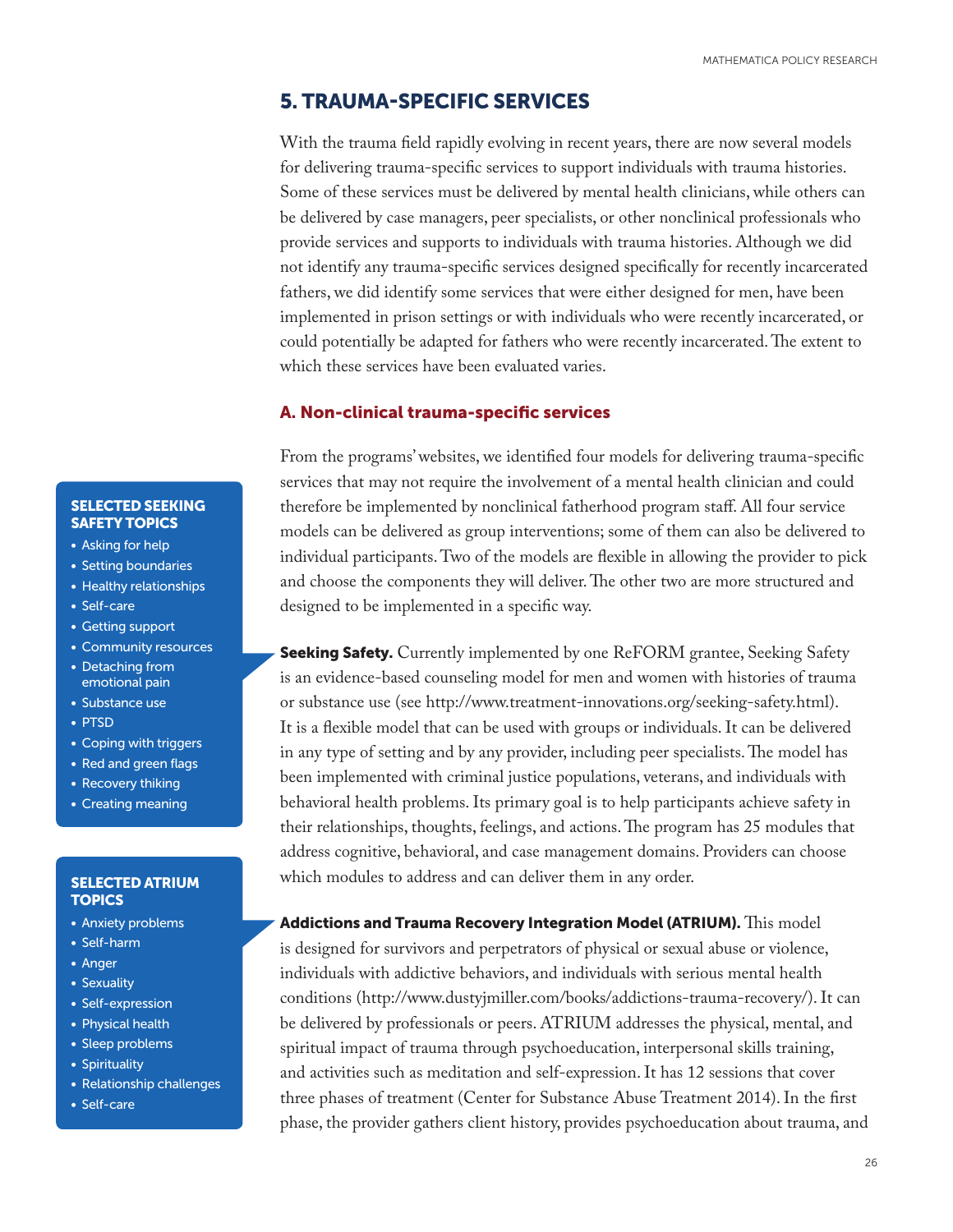## 5. TRAUMA-SPECIFIC SERVICES

With the trauma field rapidly evolving in recent years, there are now several models for delivering trauma-specific services to support individuals with trauma histories. Some of these services must be delivered by mental health clinicians, while others can be delivered by case managers, peer specialists, or other nonclinical professionals who provide services and supports to individuals with trauma histories. Although we did not identify any trauma-specific services designed specifically for recently incarcerated fathers, we did identify some services that were either designed for men, have been implemented in prison settings or with individuals who were recently incarcerated, or could potentially be adapted for fathers who were recently incarcerated. The extent to which these services have been evaluated varies.

### A. Non-clinical trauma-specific services

From the programs' websites, we identified four models for delivering trauma-specific services that may not require the involvement of a mental health clinician and could therefore be implemented by nonclinical fatherhood program staff. All four service models can be delivered as group interventions; some of them can also be delivered to individual participants. Two of the models are flexible in allowing the provider to pick and choose the components they will deliver. The other two are more structured and designed to be implemented in a specific way.

**Seeking Safety.** Currently implemented by one ReFORM grantee, Seeking Safety is an evidence-based counseling model for men and women with histories of trauma or substance use (see http://www.treatment-innovations.org/seeking-safety.html). It is a flexible model that can be used with groups or individuals. It can be delivered in any type of setting and by any provider, including peer specialists. The model has been implemented with criminal justice populations, veterans, and individuals with behavioral health problems. Its primary goal is to help participants achieve safety in their relationships, thoughts, feelings, and actions. The program has 25 modules that address cognitive, behavioral, and case management domains. Providers can choose which modules to address and can deliver them in any order.

**SELECTED SEEKING SAFETY TOPICS**

- Asking for help
- Setting boundaries
- Healthy relationships
- Self-care
- Getting support
- Community resources
- Detaching from emotional pain
- Substance use
- PTSD
- Coping with triggers
- Red and green flags
- Recovery thiking
- Creating meaning

**Addictions and Trauma Recovery Integration Model (ATRIUM).** This model is designed for survivors and perpetrators of physical or sexual abuse or violence, individuals with addictive behaviors, and individuals with serious mental health conditions (http://www.dustyjmiller.com/books/addictions-trauma-recovery/). It can be delivered by professionals or peers. ATRIUM addresses the physical, mental, and spiritual impact of trauma through psychoeducation, interpersonal skills training, and activities such as meditation and self-expression. It has 12 sessions that cover three phases of treatment (Center for Substance Abuse Treatment 2014). In the first phase, the provider gathers client history, provides psychoeducation about trauma, and

**SELECTED ATRIUM TOPICS**

- Anxiety problems
- Self-harm
- Anger
- Sexuality
- Self-expression
- Physical health
- Sleep problems
- Spirituality
- Relationship challenges
- Self-care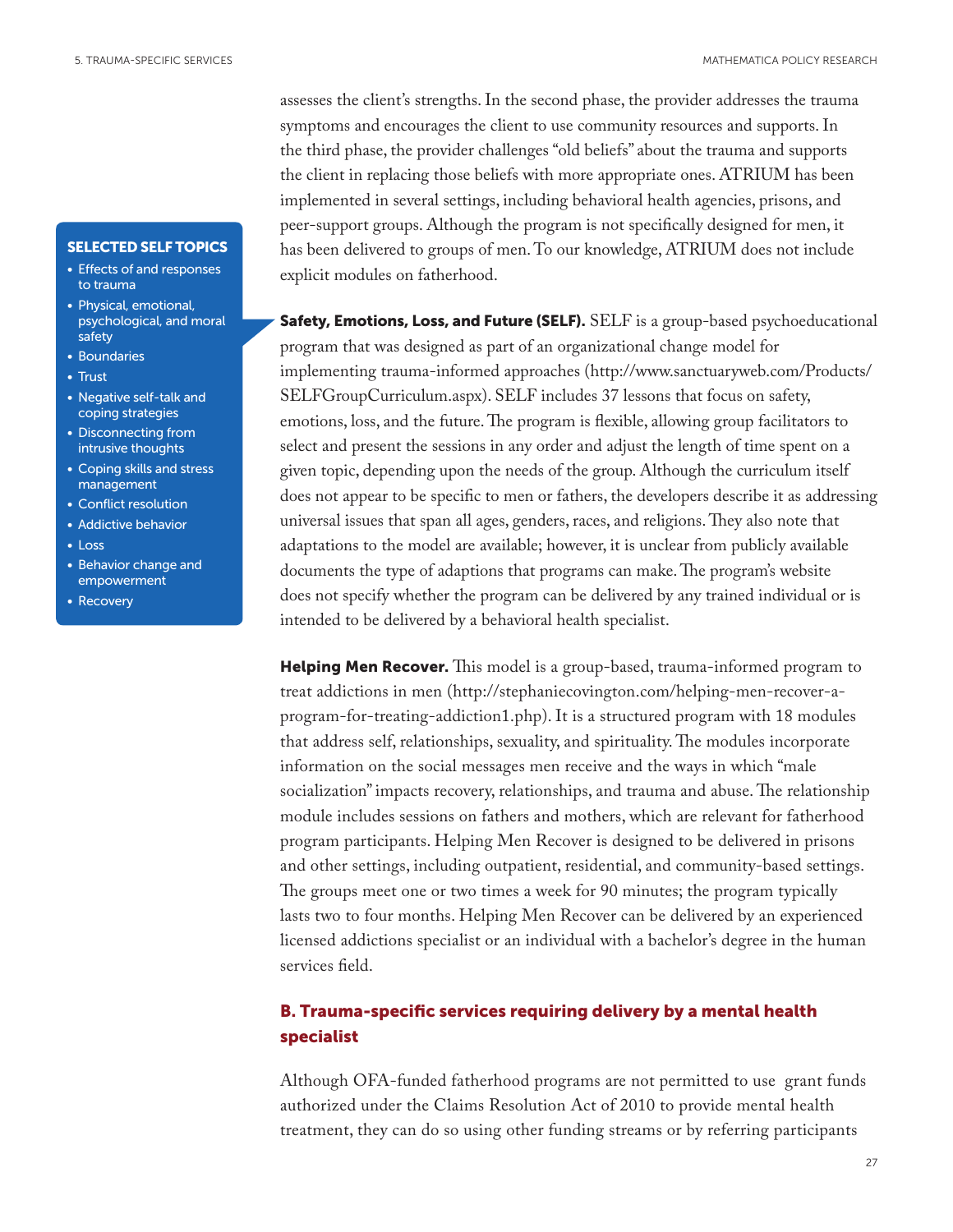assesses the client's strengths. In the second phase, the provider addresses the trauma symptoms and encourages the client to use community resources and supports. In the third phase, the provider challenges "old beliefs" about the trauma and supports the client in replacing those beliefs with more appropriate ones. ATRIUM has been implemented in several settings, including behavioral health agencies, prisons, and peer-support groups. Although the program is not specifically designed for men, it has been delivered to groups of men. To our knowledge, ATRIUM does not include explicit modules on fatherhood.

**SELECTED SELF TOPICS**

- Effects of and responses to trauma
- Physical, emotional, psychological, and moral safety
- Boundaries
- Trust
- Negative self-talk and coping strategies
- Disconnecting from intrusive thoughts
- Coping skills and stress management
- Conflict resolution
- Addictive behavior
- Loss
- Behavior change and empowerment
- Recovery

**Safety, Emotions, Loss, and Future (SELF).** SELF is a group-based psychoeducational program that was designed as part of an organizational change model for implementing trauma-informed approaches (http://www.sanctuaryweb.com/Products/SELFGroupCurriculum.aspx). SELF includes 37 lessons that focus on safety, emotions, loss, and the future. The program is flexible, allowing group facilitators to select and present the sessions in any order and adjust the length of time spent on a given topic, depending upon the needs of the group. Although the curriculum itself does not appear to be specific to men or fathers, the developers describe it as addressing universal issues that span all ages, genders, races, and religions. They also note that adaptations to the model are available; however, it is unclear from publicly available documents the type of adaptions that programs can make. The program's website does not specify whether the program can be delivered by any trained individual or is intended to be delivered by a behavioral health specialist.

**Helping Men Recover.** This model is a group-based, trauma-informed program to treat addictions in men (http://stephaniecovington.com/helping-men-recover-a-program-for-treating-addiction1.php). It is a structured program with 18 modules that address self, relationships, sexuality, and spirituality. The modules incorporate information on the social messages men receive and the ways in which "male socialization" impacts recovery, relationships, and trauma and abuse. The relationship module includes sessions on fathers and mothers, which are relevant for fatherhood program participants. Helping Men Recover is designed to be delivered in prisons and other settings, including outpatient, residential, and community-based settings. The groups meet one or two times a week for 90 minutes; the program typically lasts two to four months. Helping Men Recover can be delivered by an experienced licensed addictions specialist or an individual with a bachelor's degree in the human services field.

### B. Trauma-specific services requiring delivery by a mental health specialist

Although OFA-funded fatherhood programs are not permitted to use grant funds authorized under the Claims Resolution Act of 2010 to provide mental health treatment, they can do so using other funding streams or by referring participants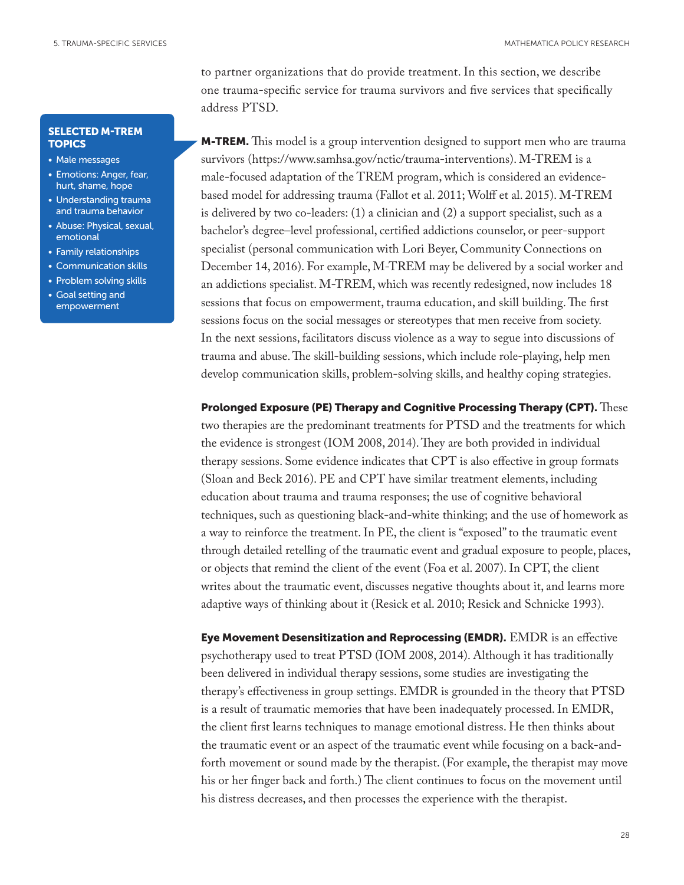to partner organizations that do provide treatment. In this section, we describe one trauma-specific service for trauma survivors and five services that specifically address PTSD.

**SELECTED M-TREM TOPICS**

- Male messages
- Emotions: Anger, fear, hurt, shame, hope
- Understanding trauma and trauma behavior
- Abuse: Physical, sexual, emotional
- Family relationships
- Communication skills
- Problem solving skills
- Goal setting and empowerment

**M-TREM.** This model is a group intervention designed to support men who are trauma survivors (https://www.samhsa.gov/nctic/trauma-interventions). M-TREM is a male-focused adaptation of the TREM program, which is considered an evidence-based model for addressing trauma (Fallot et al. 2011; Wolff et al. 2015). M-TREM is delivered by two co-leaders: (1) a clinician and (2) a support specialist, such as a bachelor's degree–level professional, certified addictions counselor, or peer-support specialist (personal communication with Lori Beyer, Community Connections on December 14, 2016). For example, M-TREM may be delivered by a social worker and an addictions specialist. M-TREM, which was recently redesigned, now includes 18 sessions that focus on empowerment, trauma education, and skill building. The first sessions focus on the social messages or stereotypes that men receive from society. In the next sessions, facilitators discuss violence as a way to segue into discussions of trauma and abuse. The skill-building sessions, which include role-playing, help men develop communication skills, problem-solving skills, and healthy coping strategies.

**Prolonged Exposure (PE) Therapy and Cognitive Processing Therapy (CPT).** These two therapies are the predominant treatments for PTSD and the treatments for which the evidence is strongest (IOM 2008, 2014). They are both provided in individual therapy sessions. Some evidence indicates that CPT is also effective in group formats (Sloan and Beck 2016). PE and CPT have similar treatment elements, including education about trauma and trauma responses; the use of cognitive behavioral techniques, such as questioning black-and-white thinking; and the use of homework as a way to reinforce the treatment. In PE, the client is "exposed" to the traumatic event through detailed retelling of the traumatic event and gradual exposure to people, places, or objects that remind the client of the event (Foa et al. 2007). In CPT, the client writes about the traumatic event, discusses negative thoughts about it, and learns more adaptive ways of thinking about it (Resick et al. 2010; Resick and Schnicke 1993).

**Eye Movement Desensitization and Reprocessing (EMDR).** EMDR is an effective psychotherapy used to treat PTSD (IOM 2008, 2014). Although it has traditionally been delivered in individual therapy sessions, some studies are investigating the therapy's effectiveness in group settings. EMDR is grounded in the theory that PTSD is a result of traumatic memories that have been inadequately processed. In EMDR, the client first learns techniques to manage emotional distress. He then thinks about the traumatic event or an aspect of the traumatic event while focusing on a back-and-forth movement or sound made by the therapist. (For example, the therapist may move his or her finger back and forth.) The client continues to focus on the movement until his distress decreases, and then processes the experience with the therapist.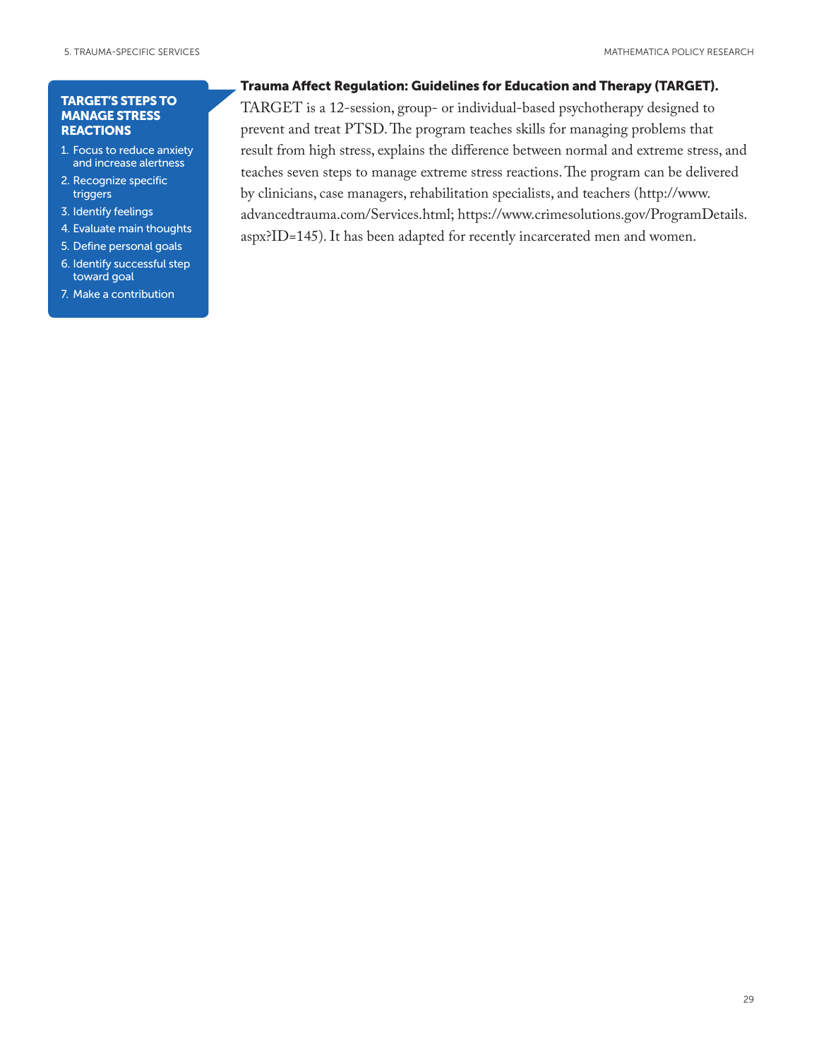**TARGET'S STEPS TO MANAGE STRESS REACTIONS**

1. Focus to reduce anxiety and increase alertness
2. Recognize specific triggers
3. Identify feelings
4. Evaluate main thoughts
5. Define personal goals
6. Identify successful step toward goal
7. Make a contribution

**Trauma Affect Regulation: Guidelines for Education and Therapy (TARGET).** TARGET is a 12-session, group- or individual-based psychotherapy designed to prevent and treat PTSD. The program teaches skills for managing problems that result from high stress, explains the difference between normal and extreme stress, and teaches seven steps to manage extreme stress reactions. The program can be delivered by clinicians, case managers, rehabilitation specialists, and teachers (http://www.advancedtrauma.com/Services.html; https://www.crimesolutions.gov/ProgramDetails.aspx?ID=145). It has been adapted for recently incarcerated men and women.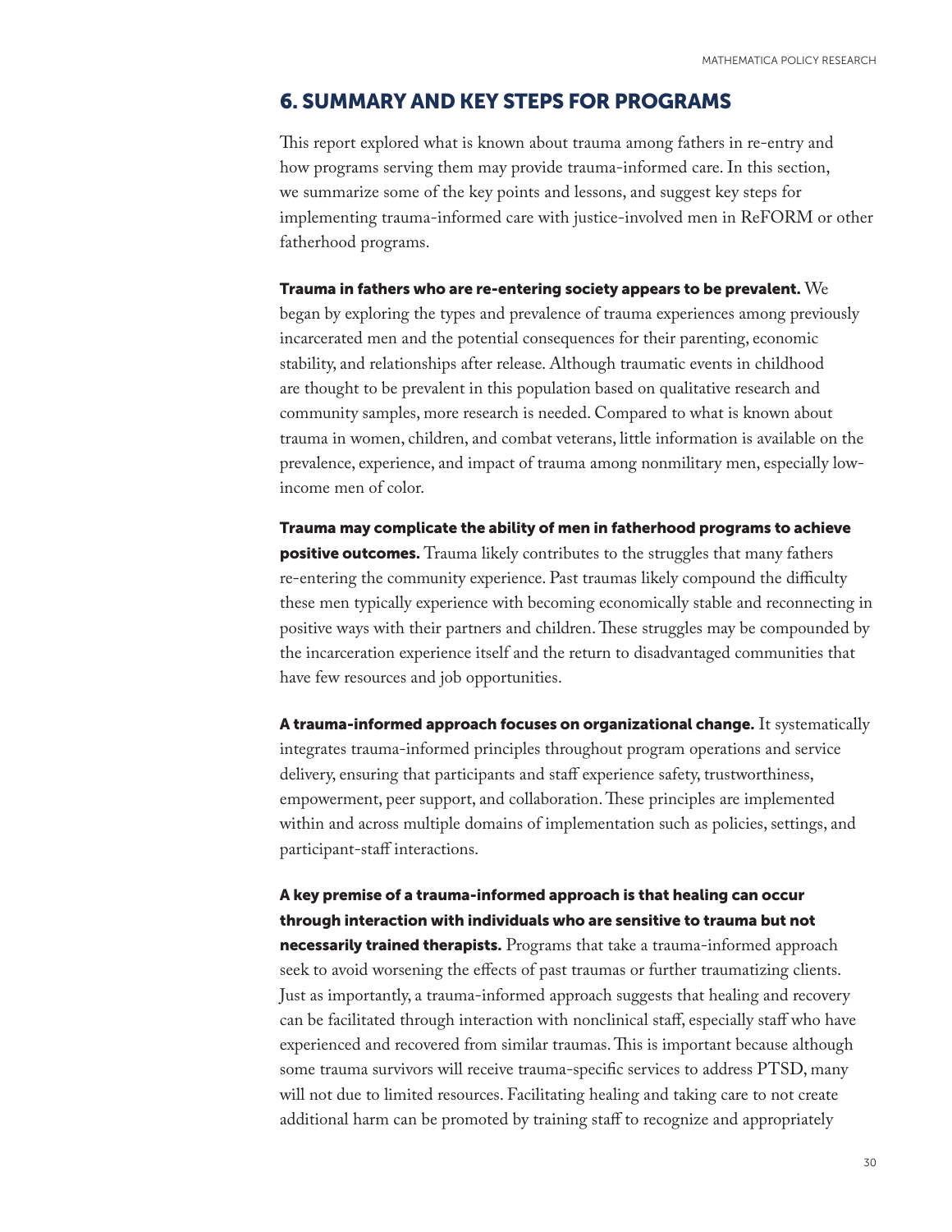## 6. SUMMARY AND KEY STEPS FOR PROGRAMS

This report explored what is known about trauma among fathers in re-entry and how programs serving them may provide trauma-informed care. In this section, we summarize some of the key points and lessons, and suggest key steps for implementing trauma-informed care with justice-involved men in ReFORM or other fatherhood programs.

**Trauma in fathers who are re-entering society appears to be prevalent.** We began by exploring the types and prevalence of trauma experiences among previously incarcerated men and the potential consequences for their parenting, economic stability, and relationships after release. Although traumatic events in childhood are thought to be prevalent in this population based on qualitative research and community samples, more research is needed. Compared to what is known about trauma in women, children, and combat veterans, little information is available on the prevalence, experience, and impact of trauma among nonmilitary men, especially low-income men of color.

**Trauma may complicate the ability of men in fatherhood programs to achieve positive outcomes.** Trauma likely contributes to the struggles that many fathers re-entering the community experience. Past traumas likely compound the difficulty these men typically experience with becoming economically stable and reconnecting in positive ways with their partners and children. These struggles may be compounded by the incarceration experience itself and the return to disadvantaged communities that have few resources and job opportunities.

**A trauma-informed approach focuses on organizational change.** It systematically integrates trauma-informed principles throughout program operations and service delivery, ensuring that participants and staff experience safety, trustworthiness, empowerment, peer support, and collaboration. These principles are implemented within and across multiple domains of implementation such as policies, settings, and participant-staff interactions.

**A key premise of a trauma-informed approach is that healing can occur through interaction with individuals who are sensitive to trauma but not necessarily trained therapists.** Programs that take a trauma-informed approach seek to avoid worsening the effects of past traumas or further traumatizing clients. Just as importantly, a trauma-informed approach suggests that healing and recovery can be facilitated through interaction with nonclinical staff, especially staff who have experienced and recovered from similar traumas. This is important because although some trauma survivors will receive trauma-specific services to address PTSD, many will not due to limited resources. Facilitating healing and taking care to not create additional harm can be promoted by training staff to recognize and appropriately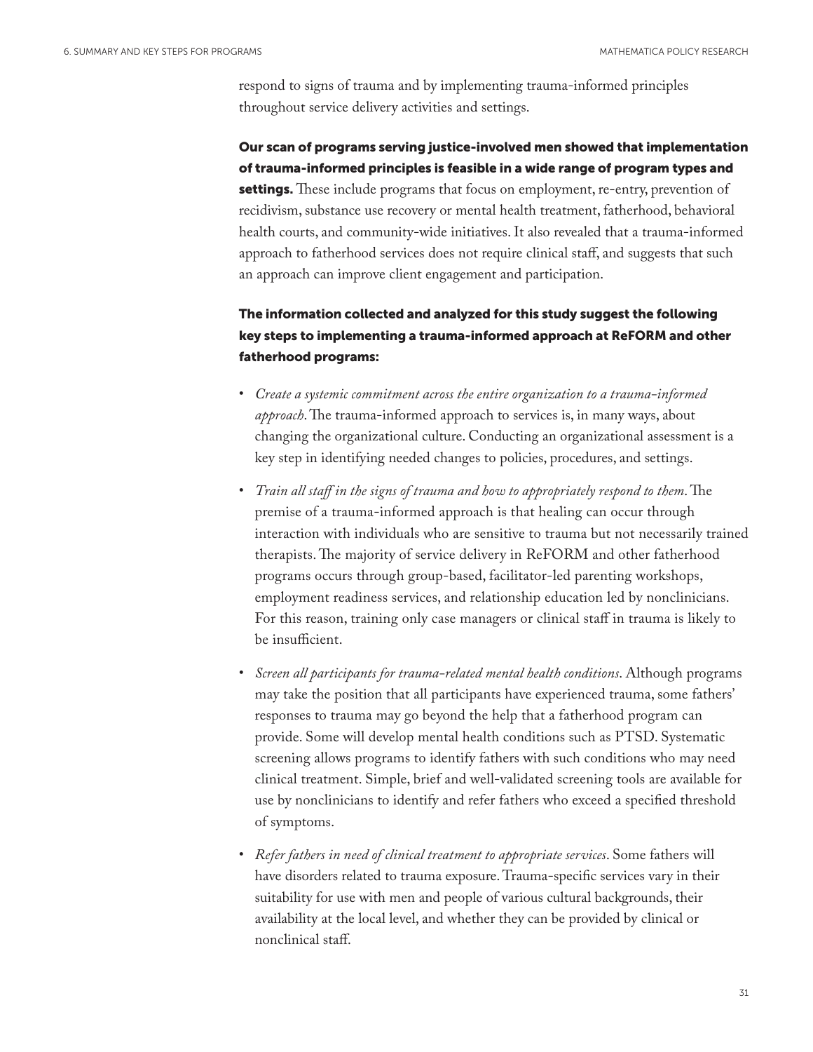respond to signs of trauma and by implementing trauma-informed principles throughout service delivery activities and settings.

**Our scan of programs serving justice-involved men showed that implementation of trauma-informed principles is feasible in a wide range of program types and settings.** These include programs that focus on employment, re-entry, prevention of recidivism, substance use recovery or mental health treatment, fatherhood, behavioral health courts, and community-wide initiatives. It also revealed that a trauma-informed approach to fatherhood services does not require clinical staff, and suggests that such an approach can improve client engagement and participation.

**The information collected and analyzed for this study suggest the following key steps to implementing a trauma-informed approach at ReFORM and other fatherhood programs:**

- *Create a systemic commitment across the entire organization to a trauma-informed approach*. The trauma-informed approach to services is, in many ways, about changing the organizational culture. Conducting an organizational assessment is a key step in identifying needed changes to policies, procedures, and settings.
- *Train all staff in the signs of trauma and how to appropriately respond to them*. The premise of a trauma-informed approach is that healing can occur through interaction with individuals who are sensitive to trauma but not necessarily trained therapists. The majority of service delivery in ReFORM and other fatherhood programs occurs through group-based, facilitator-led parenting workshops, employment readiness services, and relationship education led by nonclinicians. For this reason, training only case managers or clinical staff in trauma is likely to be insufficient.
- *Screen all participants for trauma-related mental health conditions*. Although programs may take the position that all participants have experienced trauma, some fathers' responses to trauma may go beyond the help that a fatherhood program can provide. Some will develop mental health conditions such as PTSD. Systematic screening allows programs to identify fathers with such conditions who may need clinical treatment. Simple, brief and well-validated screening tools are available for use by nonclinicians to identify and refer fathers who exceed a specified threshold of symptoms.
- *Refer fathers in need of clinical treatment to appropriate services*. Some fathers will have disorders related to trauma exposure. Trauma-specific services vary in their suitability for use with men and people of various cultural backgrounds, their availability at the local level, and whether they can be provided by clinical or nonclinical staff.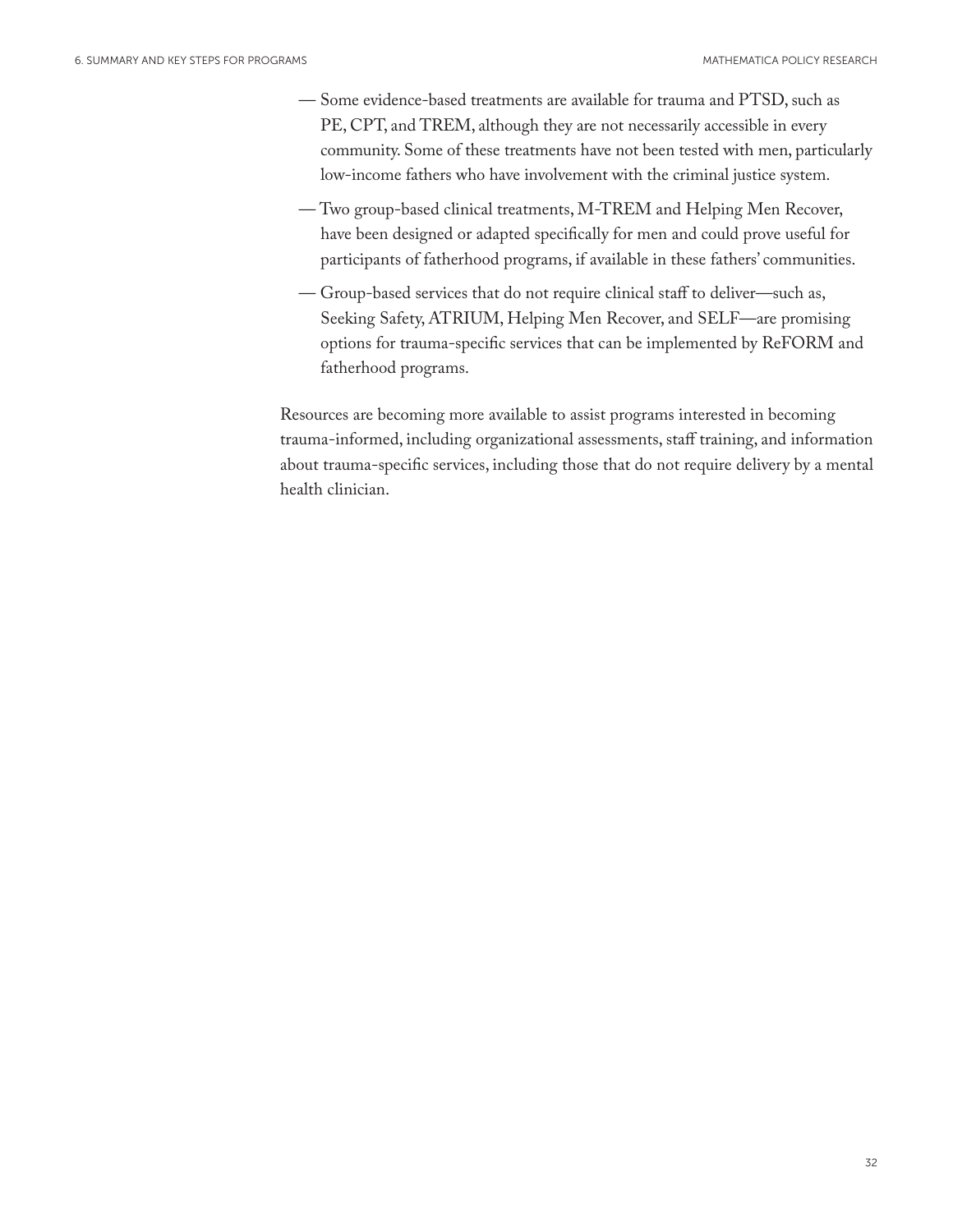- Some evidence-based treatments are available for trauma and PTSD, such as PE, CPT, and TREM, although they are not necessarily accessible in every community. Some of these treatments have not been tested with men, particularly low-income fathers who have involvement with the criminal justice system.
- Two group-based clinical treatments, M-TREM and Helping Men Recover, have been designed or adapted specifically for men and could prove useful for participants of fatherhood programs, if available in these fathers' communities.
- Group-based services that do not require clinical staff to deliver—such as, Seeking Safety, ATRIUM, Helping Men Recover, and SELF—are promising options for trauma-specific services that can be implemented by ReFORM and fatherhood programs.

Resources are becoming more available to assist programs interested in becoming trauma-informed, including organizational assessments, staff training, and information about trauma-specific services, including those that do not require delivery by a mental health clinician.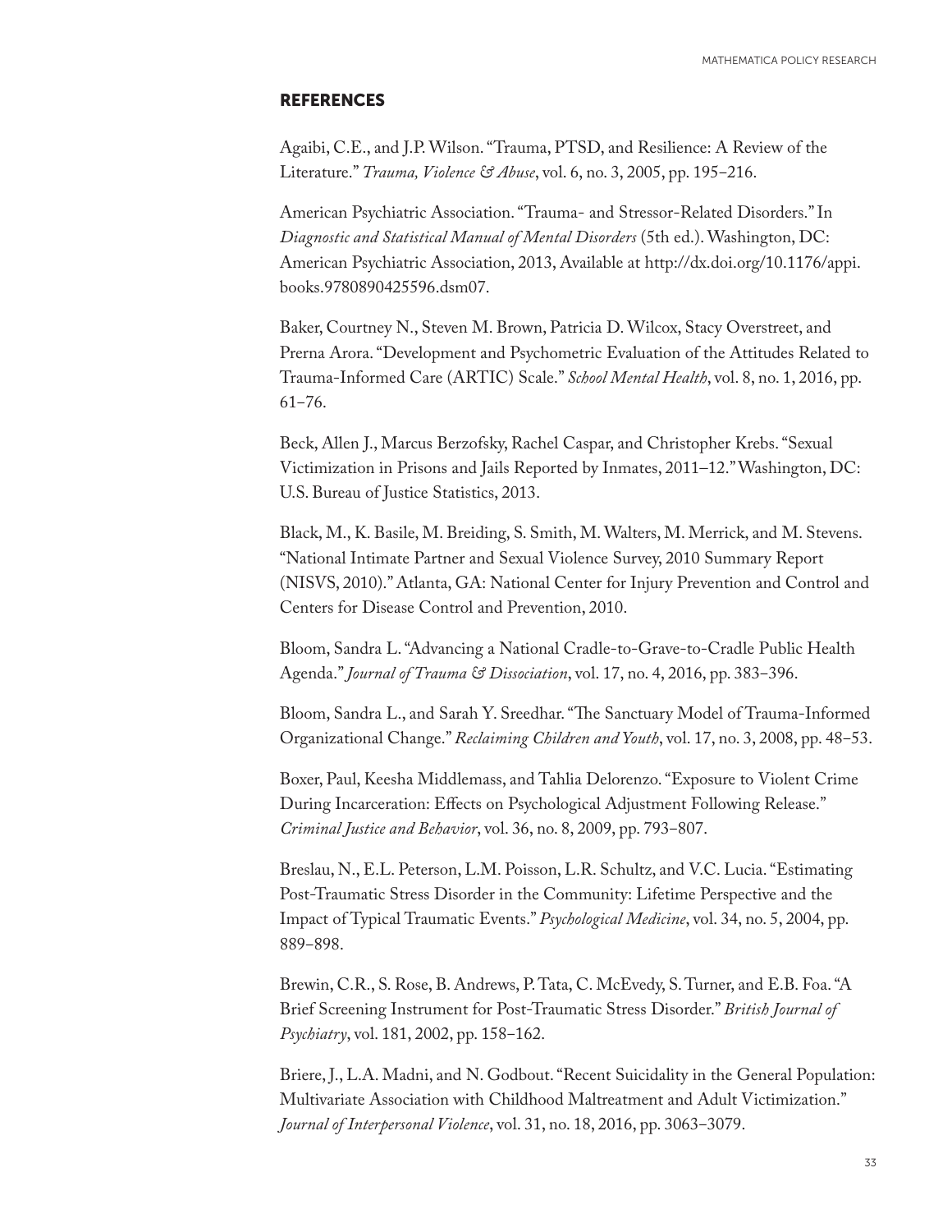## REFERENCES

Agaibi, C.E., and J.P. Wilson. "Trauma, PTSD, and Resilience: A Review of the Literature." *Trauma, Violence & Abuse*, vol. 6, no. 3, 2005, pp. 195–216.

American Psychiatric Association. "Trauma- and Stressor-Related Disorders." In *Diagnostic and Statistical Manual of Mental Disorders* (5th ed.). Washington, DC: American Psychiatric Association, 2013, Available at http://dx.doi.org/10.1176/appi.books.9780890425596.dsm07.

Baker, Courtney N., Steven M. Brown, Patricia D. Wilcox, Stacy Overstreet, and Prerna Arora. "Development and Psychometric Evaluation of the Attitudes Related to Trauma-Informed Care (ARTIC) Scale." *School Mental Health*, vol. 8, no. 1, 2016, pp. 61–76.

Beck, Allen J., Marcus Berzofsky, Rachel Caspar, and Christopher Krebs. "Sexual Victimization in Prisons and Jails Reported by Inmates, 2011–12." Washington, DC: U.S. Bureau of Justice Statistics, 2013.

Black, M., K. Basile, M. Breiding, S. Smith, M. Walters, M. Merrick, and M. Stevens. "National Intimate Partner and Sexual Violence Survey, 2010 Summary Report (NISVS, 2010)." Atlanta, GA: National Center for Injury Prevention and Control and Centers for Disease Control and Prevention, 2010.

Bloom, Sandra L. "Advancing a National Cradle-to-Grave-to-Cradle Public Health Agenda." *Journal of Trauma & Dissociation*, vol. 17, no. 4, 2016, pp. 383–396.

Bloom, Sandra L., and Sarah Y. Sreedhar. "The Sanctuary Model of Trauma-Informed Organizational Change." *Reclaiming Children and Youth*, vol. 17, no. 3, 2008, pp. 48–53.

Boxer, Paul, Keesha Middlemass, and Tahlia Delorenzo. "Exposure to Violent Crime During Incarceration: Effects on Psychological Adjustment Following Release." *Criminal Justice and Behavior*, vol. 36, no. 8, 2009, pp. 793–807.

Breslau, N., E.L. Peterson, L.M. Poisson, L.R. Schultz, and V.C. Lucia. "Estimating Post-Traumatic Stress Disorder in the Community: Lifetime Perspective and the Impact of Typical Traumatic Events." *Psychological Medicine*, vol. 34, no. 5, 2004, pp. 889–898.

Brewin, C.R., S. Rose, B. Andrews, P. Tata, C. McEvedy, S. Turner, and E.B. Foa. "A Brief Screening Instrument for Post-Traumatic Stress Disorder." *British Journal of Psychiatry*, vol. 181, 2002, pp. 158–162.

Briere, J., L.A. Madni, and N. Godbout. "Recent Suicidality in the General Population: Multivariate Association with Childhood Maltreatment and Adult Victimization." *Journal of Interpersonal Violence*, vol. 31, no. 18, 2016, pp. 3063–3079.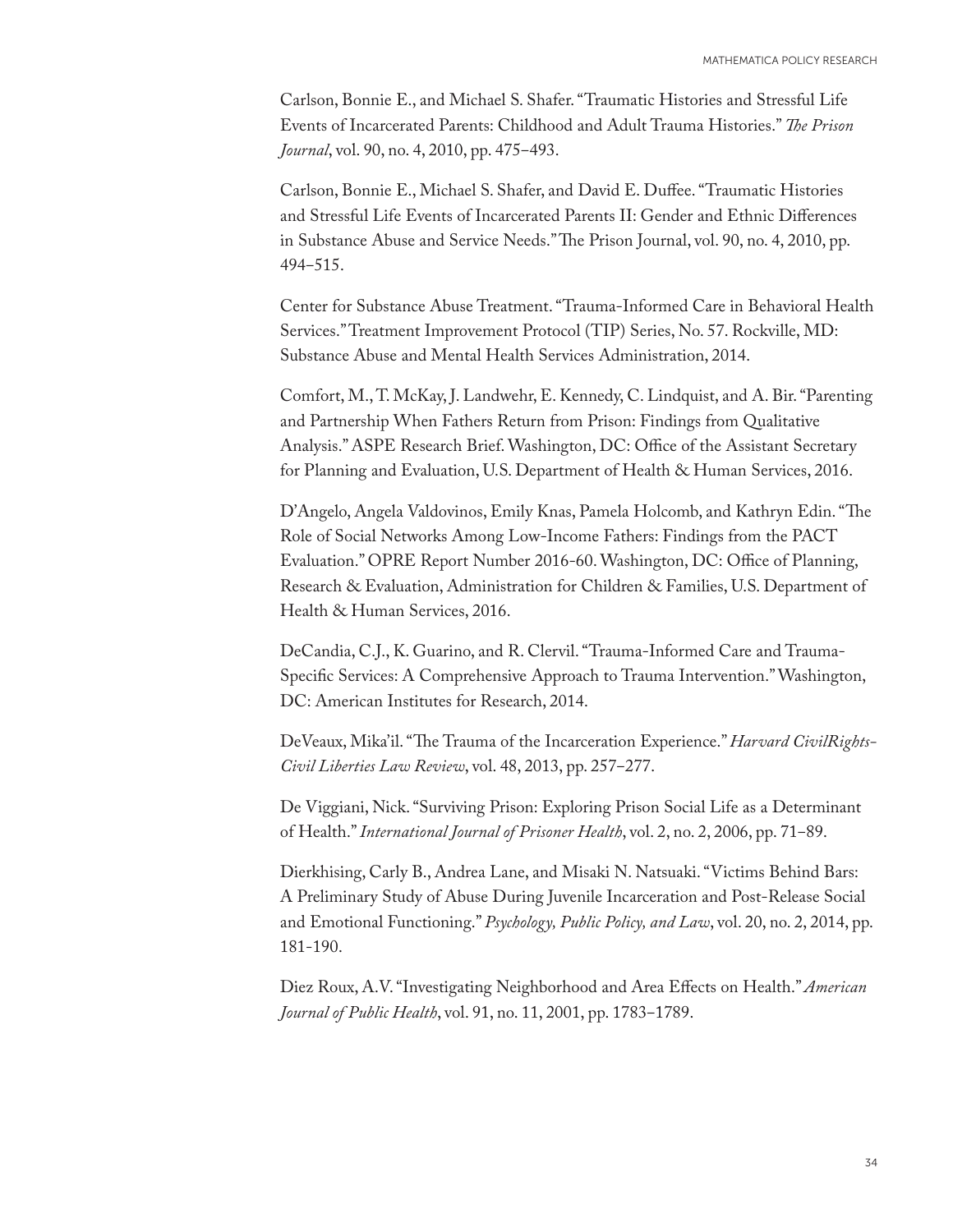Carlson, Bonnie E., and Michael S. Shafer. "Traumatic Histories and Stressful Life Events of Incarcerated Parents: Childhood and Adult Trauma Histories." *The Prison Journal*, vol. 90, no. 4, 2010, pp. 475–493.

Carlson, Bonnie E., Michael S. Shafer, and David E. Duffee. "Traumatic Histories and Stressful Life Events of Incarcerated Parents II: Gender and Ethnic Differences in Substance Abuse and Service Needs." The Prison Journal, vol. 90, no. 4, 2010, pp. 494–515.

Center for Substance Abuse Treatment. "Trauma-Informed Care in Behavioral Health Services." Treatment Improvement Protocol (TIP) Series, No. 57. Rockville, MD: Substance Abuse and Mental Health Services Administration, 2014.

Comfort, M., T. McKay, J. Landwehr, E. Kennedy, C. Lindquist, and A. Bir. "Parenting and Partnership When Fathers Return from Prison: Findings from Qualitative Analysis." ASPE Research Brief. Washington, DC: Office of the Assistant Secretary for Planning and Evaluation, U.S. Department of Health & Human Services, 2016.

D'Angelo, Angela Valdovinos, Emily Knas, Pamela Holcomb, and Kathryn Edin. "The Role of Social Networks Among Low-Income Fathers: Findings from the PACT Evaluation." OPRE Report Number 2016-60. Washington, DC: Office of Planning, Research & Evaluation, Administration for Children & Families, U.S. Department of Health & Human Services, 2016.

DeCandia, C.J., K. Guarino, and R. Clervil. "Trauma-Informed Care and Trauma-Specific Services: A Comprehensive Approach to Trauma Intervention." Washington, DC: American Institutes for Research, 2014.

DeVeaux, Mika'il. "The Trauma of the Incarceration Experience." *Harvard CivilRights-Civil Liberties Law Review*, vol. 48, 2013, pp. 257–277.

De Viggiani, Nick. "Surviving Prison: Exploring Prison Social Life as a Determinant of Health." *International Journal of Prisoner Health*, vol. 2, no. 2, 2006, pp. 71–89.

Dierkhising, Carly B., Andrea Lane, and Misaki N. Natsuaki. "Victims Behind Bars: A Preliminary Study of Abuse During Juvenile Incarceration and Post-Release Social and Emotional Functioning." *Psychology, Public Policy, and Law*, vol. 20, no. 2, 2014, pp. 181-190.

Diez Roux, A.V. "Investigating Neighborhood and Area Effects on Health." *American Journal of Public Health*, vol. 91, no. 11, 2001, pp. 1783–1789.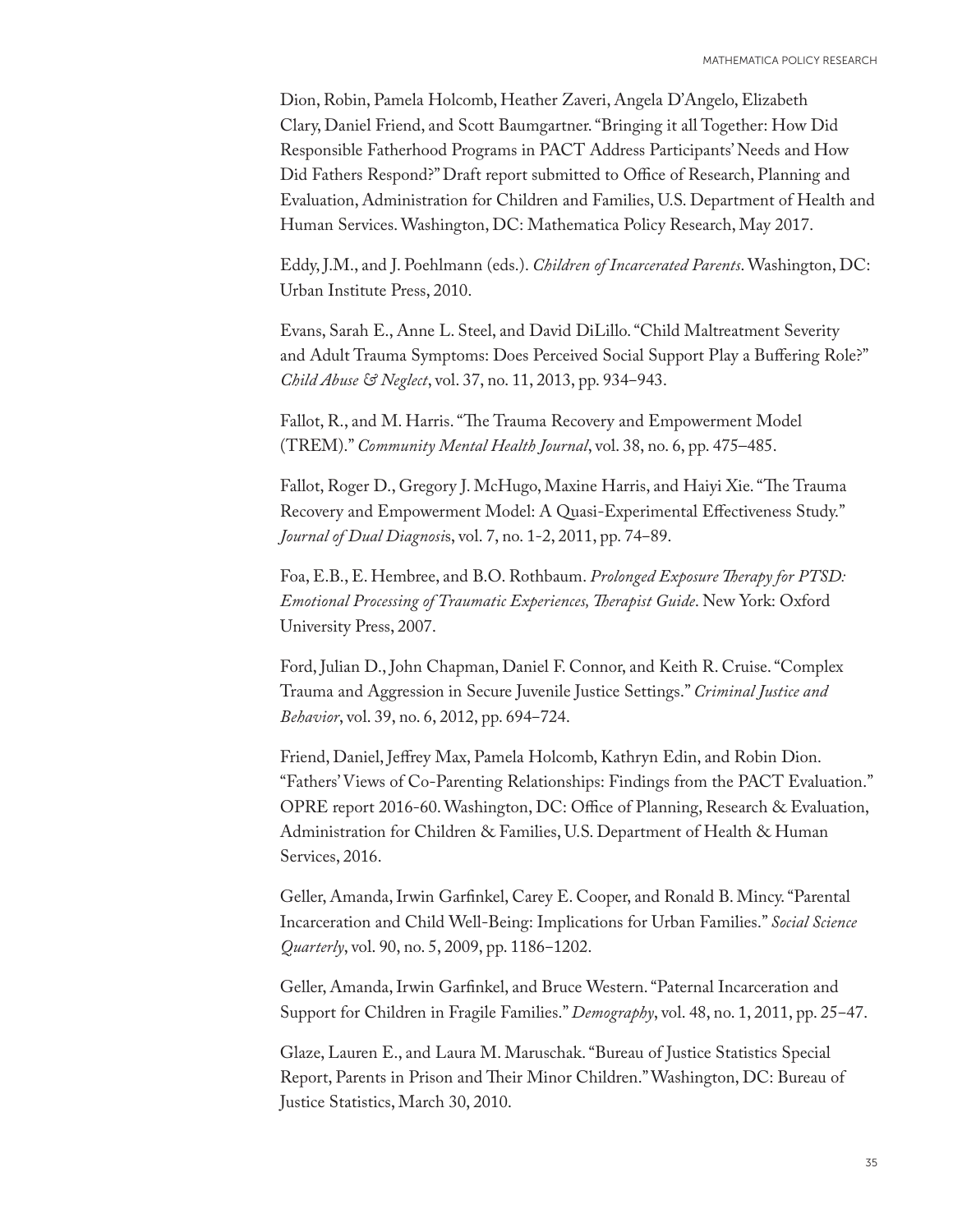Dion, Robin, Pamela Holcomb, Heather Zaveri, Angela D'Angelo, Elizabeth Clary, Daniel Friend, and Scott Baumgartner. "Bringing it all Together: How Did Responsible Fatherhood Programs in PACT Address Participants' Needs and How Did Fathers Respond?" Draft report submitted to Office of Research, Planning and Evaluation, Administration for Children and Families, U.S. Department of Health and Human Services. Washington, DC: Mathematica Policy Research, May 2017.

Eddy, J.M., and J. Poehlmann (eds.). *Children of Incarcerated Parents*. Washington, DC: Urban Institute Press, 2010.

Evans, Sarah E., Anne L. Steel, and David DiLillo. "Child Maltreatment Severity and Adult Trauma Symptoms: Does Perceived Social Support Play a Buffering Role?" *Child Abuse & Neglect*, vol. 37, no. 11, 2013, pp. 934–943.

Fallot, R., and M. Harris. "The Trauma Recovery and Empowerment Model (TREM)." *Community Mental Health Journal*, vol. 38, no. 6, pp. 475–485.

Fallot, Roger D., Gregory J. McHugo, Maxine Harris, and Haiyi Xie. "The Trauma Recovery and Empowerment Model: A Quasi-Experimental Effectiveness Study." *Journal of Dual Diagnosis*, vol. 7, no. 1-2, 2011, pp. 74–89.

Foa, E.B., E. Hembree, and B.O. Rothbaum. *Prolonged Exposure Therapy for PTSD: Emotional Processing of Traumatic Experiences, Therapist Guide*. New York: Oxford University Press, 2007.

Ford, Julian D., John Chapman, Daniel F. Connor, and Keith R. Cruise. "Complex Trauma and Aggression in Secure Juvenile Justice Settings." *Criminal Justice and Behavior*, vol. 39, no. 6, 2012, pp. 694–724.

Friend, Daniel, Jeffrey Max, Pamela Holcomb, Kathryn Edin, and Robin Dion. "Fathers' Views of Co-Parenting Relationships: Findings from the PACT Evaluation." OPRE report 2016-60. Washington, DC: Office of Planning, Research & Evaluation, Administration for Children & Families, U.S. Department of Health & Human Services, 2016.

Geller, Amanda, Irwin Garfinkel, Carey E. Cooper, and Ronald B. Mincy. "Parental Incarceration and Child Well-Being: Implications for Urban Families." *Social Science Quarterly*, vol. 90, no. 5, 2009, pp. 1186–1202.

Geller, Amanda, Irwin Garfinkel, and Bruce Western. "Paternal Incarceration and Support for Children in Fragile Families." *Demography*, vol. 48, no. 1, 2011, pp. 25–47.

Glaze, Lauren E., and Laura M. Maruschak. "Bureau of Justice Statistics Special Report, Parents in Prison and Their Minor Children." Washington, DC: Bureau of Justice Statistics, March 30, 2010.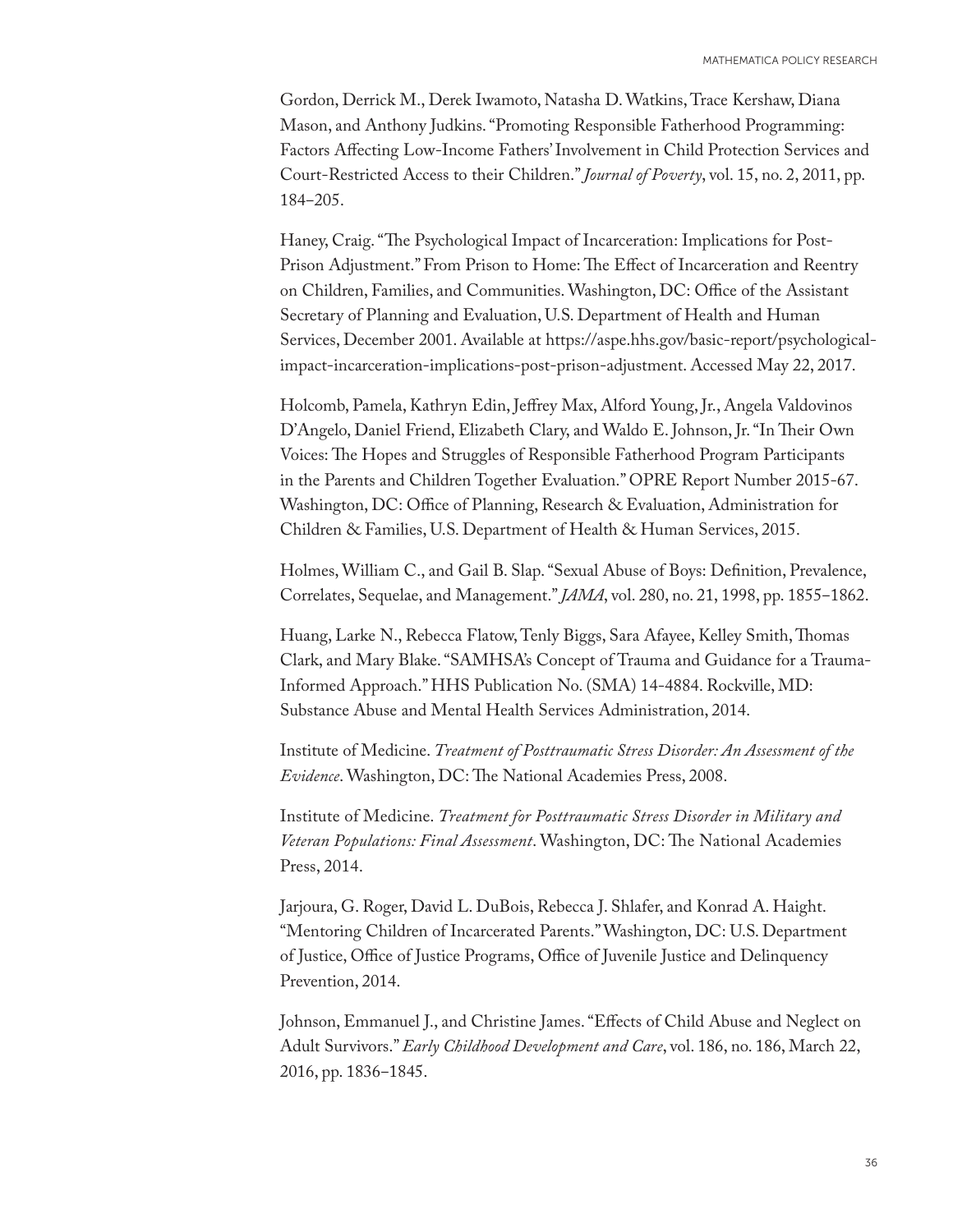Gordon, Derrick M., Derek Iwamoto, Natasha D. Watkins, Trace Kershaw, Diana Mason, and Anthony Judkins. "Promoting Responsible Fatherhood Programming: Factors Affecting Low-Income Fathers' Involvement in Child Protection Services and Court-Restricted Access to their Children." *Journal of Poverty*, vol. 15, no. 2, 2011, pp. 184–205.

Haney, Craig. "The Psychological Impact of Incarceration: Implications for Post-Prison Adjustment." From Prison to Home: The Effect of Incarceration and Reentry on Children, Families, and Communities. Washington, DC: Office of the Assistant Secretary of Planning and Evaluation, U.S. Department of Health and Human Services, December 2001. Available at https://aspe.hhs.gov/basic-report/psychological-impact-incarceration-implications-post-prison-adjustment. Accessed May 22, 2017.

Holcomb, Pamela, Kathryn Edin, Jeffrey Max, Alford Young, Jr., Angela Valdovinos D'Angelo, Daniel Friend, Elizabeth Clary, and Waldo E. Johnson, Jr. "In Their Own Voices: The Hopes and Struggles of Responsible Fatherhood Program Participants in the Parents and Children Together Evaluation." OPRE Report Number 2015-67. Washington, DC: Office of Planning, Research & Evaluation, Administration for Children & Families, U.S. Department of Health & Human Services, 2015.

Holmes, William C., and Gail B. Slap. "Sexual Abuse of Boys: Definition, Prevalence, Correlates, Sequelae, and Management." *JAMA*, vol. 280, no. 21, 1998, pp. 1855–1862.

Huang, Larke N., Rebecca Flatow, Tenly Biggs, Sara Afayee, Kelley Smith, Thomas Clark, and Mary Blake. "SAMHSA's Concept of Trauma and Guidance for a Trauma-Informed Approach." HHS Publication No. (SMA) 14-4884. Rockville, MD: Substance Abuse and Mental Health Services Administration, 2014.

Institute of Medicine. *Treatment of Posttraumatic Stress Disorder: An Assessment of the Evidence*. Washington, DC: The National Academies Press, 2008.

Institute of Medicine. *Treatment for Posttraumatic Stress Disorder in Military and Veteran Populations: Final Assessment*. Washington, DC: The National Academies Press, 2014.

Jarjoura, G. Roger, David L. DuBois, Rebecca J. Shlafer, and Konrad A. Haight. "Mentoring Children of Incarcerated Parents." Washington, DC: U.S. Department of Justice, Office of Justice Programs, Office of Juvenile Justice and Delinquency Prevention, 2014.

Johnson, Emmanuel J., and Christine James. "Effects of Child Abuse and Neglect on Adult Survivors." *Early Childhood Development and Care*, vol. 186, no. 186, March 22, 2016, pp. 1836–1845.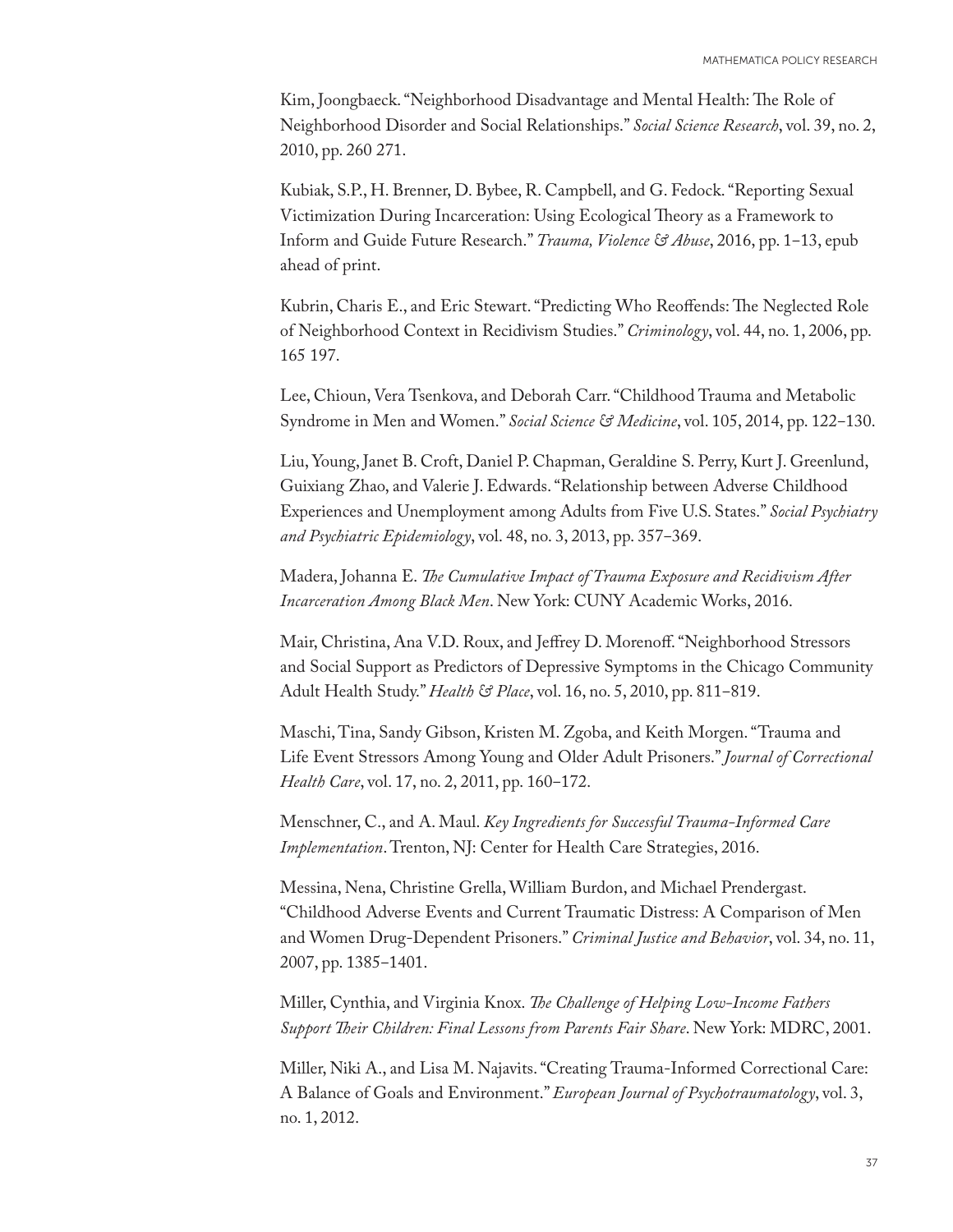Kim, Joongbaeck. "Neighborhood Disadvantage and Mental Health: The Role of Neighborhood Disorder and Social Relationships." *Social Science Research*, vol. 39, no. 2, 2010, pp. 260 271.

Kubiak, S.P., H. Brenner, D. Bybee, R. Campbell, and G. Fedock. "Reporting Sexual Victimization During Incarceration: Using Ecological Theory as a Framework to Inform and Guide Future Research." *Trauma, Violence & Abuse*, 2016, pp. 1–13, epub ahead of print.

Kubrin, Charis E., and Eric Stewart. "Predicting Who Reoffends: The Neglected Role of Neighborhood Context in Recidivism Studies." *Criminology*, vol. 44, no. 1, 2006, pp. 165 197.

Lee, Chioun, Vera Tsenkova, and Deborah Carr. "Childhood Trauma and Metabolic Syndrome in Men and Women." *Social Science & Medicine*, vol. 105, 2014, pp. 122–130.

Liu, Young, Janet B. Croft, Daniel P. Chapman, Geraldine S. Perry, Kurt J. Greenlund, Guixiang Zhao, and Valerie J. Edwards. "Relationship between Adverse Childhood Experiences and Unemployment among Adults from Five U.S. States." *Social Psychiatry and Psychiatric Epidemiology*, vol. 48, no. 3, 2013, pp. 357–369.

Madera, Johanna E. *The Cumulative Impact of Trauma Exposure and Recidivism After Incarceration Among Black Men*. New York: CUNY Academic Works, 2016.

Mair, Christina, Ana V.D. Roux, and Jeffrey D. Morenoff. "Neighborhood Stressors and Social Support as Predictors of Depressive Symptoms in the Chicago Community Adult Health Study." *Health & Place*, vol. 16, no. 5, 2010, pp. 811–819.

Maschi, Tina, Sandy Gibson, Kristen M. Zgoba, and Keith Morgen. "Trauma and Life Event Stressors Among Young and Older Adult Prisoners." *Journal of Correctional Health Care*, vol. 17, no. 2, 2011, pp. 160–172.

Menschner, C., and A. Maul. *Key Ingredients for Successful Trauma-Informed Care Implementation*. Trenton, NJ: Center for Health Care Strategies, 2016.

Messina, Nena, Christine Grella, William Burdon, and Michael Prendergast. "Childhood Adverse Events and Current Traumatic Distress: A Comparison of Men and Women Drug-Dependent Prisoners." *Criminal Justice and Behavior*, vol. 34, no. 11, 2007, pp. 1385–1401.

Miller, Cynthia, and Virginia Knox. *The Challenge of Helping Low-Income Fathers Support Their Children: Final Lessons from Parents Fair Share*. New York: MDRC, 2001.

Miller, Niki A., and Lisa M. Najavits. "Creating Trauma-Informed Correctional Care: A Balance of Goals and Environment." *European Journal of Psychotraumatology*, vol. 3, no. 1, 2012.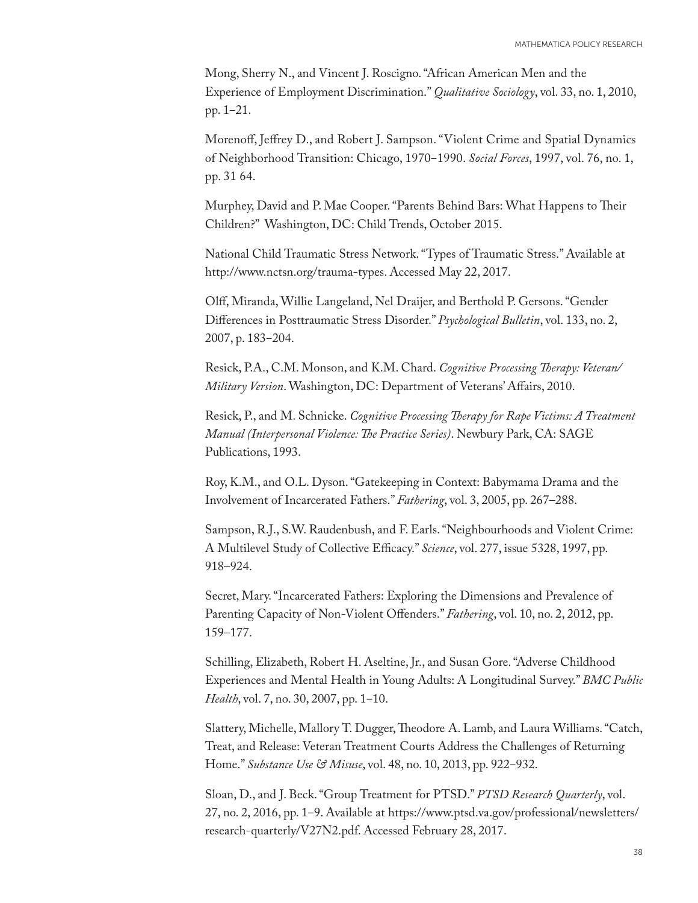Mong, Sherry N., and Vincent J. Roscigno. "African American Men and the Experience of Employment Discrimination." *Qualitative Sociology*, vol. 33, no. 1, 2010, pp. 1–21.

Morenoff, Jeffrey D., and Robert J. Sampson. "Violent Crime and Spatial Dynamics of Neighborhood Transition: Chicago, 1970–1990. *Social Forces*, 1997, vol. 76, no. 1, pp. 31 64.

Murphey, David and P. Mae Cooper. "Parents Behind Bars: What Happens to Their Children?" Washington, DC: Child Trends, October 2015.

National Child Traumatic Stress Network. "Types of Traumatic Stress." Available at http://www.nctsn.org/trauma-types. Accessed May 22, 2017.

Olff, Miranda, Willie Langeland, Nel Draijer, and Berthold P. Gersons. "Gender Differences in Posttraumatic Stress Disorder." *Psychological Bulletin*, vol. 133, no. 2, 2007, p. 183–204.

Resick, P.A., C.M. Monson, and K.M. Chard. *Cognitive Processing Therapy: Veteran/ Military Version*. Washington, DC: Department of Veterans' Affairs, 2010.

Resick, P., and M. Schnicke. *Cognitive Processing Therapy for Rape Victims: A Treatment Manual (Interpersonal Violence: The Practice Series)*. Newbury Park, CA: SAGE Publications, 1993.

Roy, K.M., and O.L. Dyson. "Gatekeeping in Context: Babymama Drama and the Involvement of Incarcerated Fathers." *Fathering*, vol. 3, 2005, pp. 267–288.

Sampson, R.J., S.W. Raudenbush, and F. Earls. "Neighbourhoods and Violent Crime: A Multilevel Study of Collective Efficacy." *Science*, vol. 277, issue 5328, 1997, pp. 918–924.

Secret, Mary. "Incarcerated Fathers: Exploring the Dimensions and Prevalence of Parenting Capacity of Non-Violent Offenders." *Fathering*, vol. 10, no. 2, 2012, pp. 159–177.

Schilling, Elizabeth, Robert H. Aseltine, Jr., and Susan Gore. "Adverse Childhood Experiences and Mental Health in Young Adults: A Longitudinal Survey." *BMC Public Health*, vol. 7, no. 30, 2007, pp. 1–10.

Slattery, Michelle, Mallory T. Dugger, Theodore A. Lamb, and Laura Williams. "Catch, Treat, and Release: Veteran Treatment Courts Address the Challenges of Returning Home." *Substance Use & Misuse*, vol. 48, no. 10, 2013, pp. 922–932.

Sloan, D., and J. Beck. "Group Treatment for PTSD." *PTSD Research Quarterly*, vol. 27, no. 2, 2016, pp. 1–9. Available at https://www.ptsd.va.gov/professional/newsletters/research-quarterly/V27N2.pdf. Accessed February 28, 2017.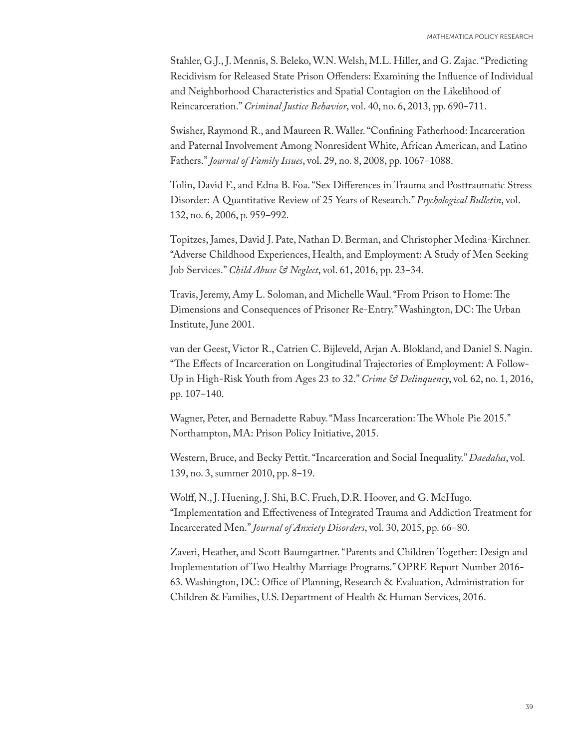Stahler, G.J., J. Mennis, S. Beleko, W.N. Welsh, M.L. Hiller, and G. Zajac. "Predicting Recidivism for Released State Prison Offenders: Examining the Influence of Individual and Neighborhood Characteristics and Spatial Contagion on the Likelihood of Reincarceration." *Criminal Justice Behavior*, vol. 40, no. 6, 2013, pp. 690–711.

Swisher, Raymond R., and Maureen R. Waller. "Confining Fatherhood: Incarceration and Paternal Involvement Among Nonresident White, African American, and Latino Fathers." *Journal of Family Issues*, vol. 29, no. 8, 2008, pp. 1067–1088.

Tolin, David F., and Edna B. Foa. "Sex Differences in Trauma and Posttraumatic Stress Disorder: A Quantitative Review of 25 Years of Research." *Psychological Bulletin*, vol. 132, no. 6, 2006, p. 959–992.

Topitzes, James, David J. Pate, Nathan D. Berman, and Christopher Medina-Kirchner. "Adverse Childhood Experiences, Health, and Employment: A Study of Men Seeking Job Services." *Child Abuse & Neglect*, vol. 61, 2016, pp. 23–34.

Travis, Jeremy, Amy L. Soloman, and Michelle Waul. "From Prison to Home: The Dimensions and Consequences of Prisoner Re-Entry." Washington, DC: The Urban Institute, June 2001.

van der Geest, Victor R., Catrien C. Bijleveld, Arjan A. Blokland, and Daniel S. Nagin. "The Effects of Incarceration on Longitudinal Trajectories of Employment: A Follow-Up in High-Risk Youth from Ages 23 to 32." *Crime & Delinquency*, vol. 62, no. 1, 2016, pp. 107–140.

Wagner, Peter, and Bernadette Rabuy. "Mass Incarceration: The Whole Pie 2015." Northampton, MA: Prison Policy Initiative, 2015.

Western, Bruce, and Becky Pettit. "Incarceration and Social Inequality." *Daedalus*, vol. 139, no. 3, summer 2010, pp. 8–19.

Wolff, N., J. Huening, J. Shi, B.C. Frueh, D.R. Hoover, and G. McHugo. "Implementation and Effectiveness of Integrated Trauma and Addiction Treatment for Incarcerated Men." *Journal of Anxiety Disorders*, vol. 30, 2015, pp. 66–80.

Zaveri, Heather, and Scott Baumgartner. "Parents and Children Together: Design and Implementation of Two Healthy Marriage Programs." OPRE Report Number 2016-63. Washington, DC: Office of Planning, Research & Evaluation, Administration for Children & Families, U.S. Department of Health & Human Services, 2016.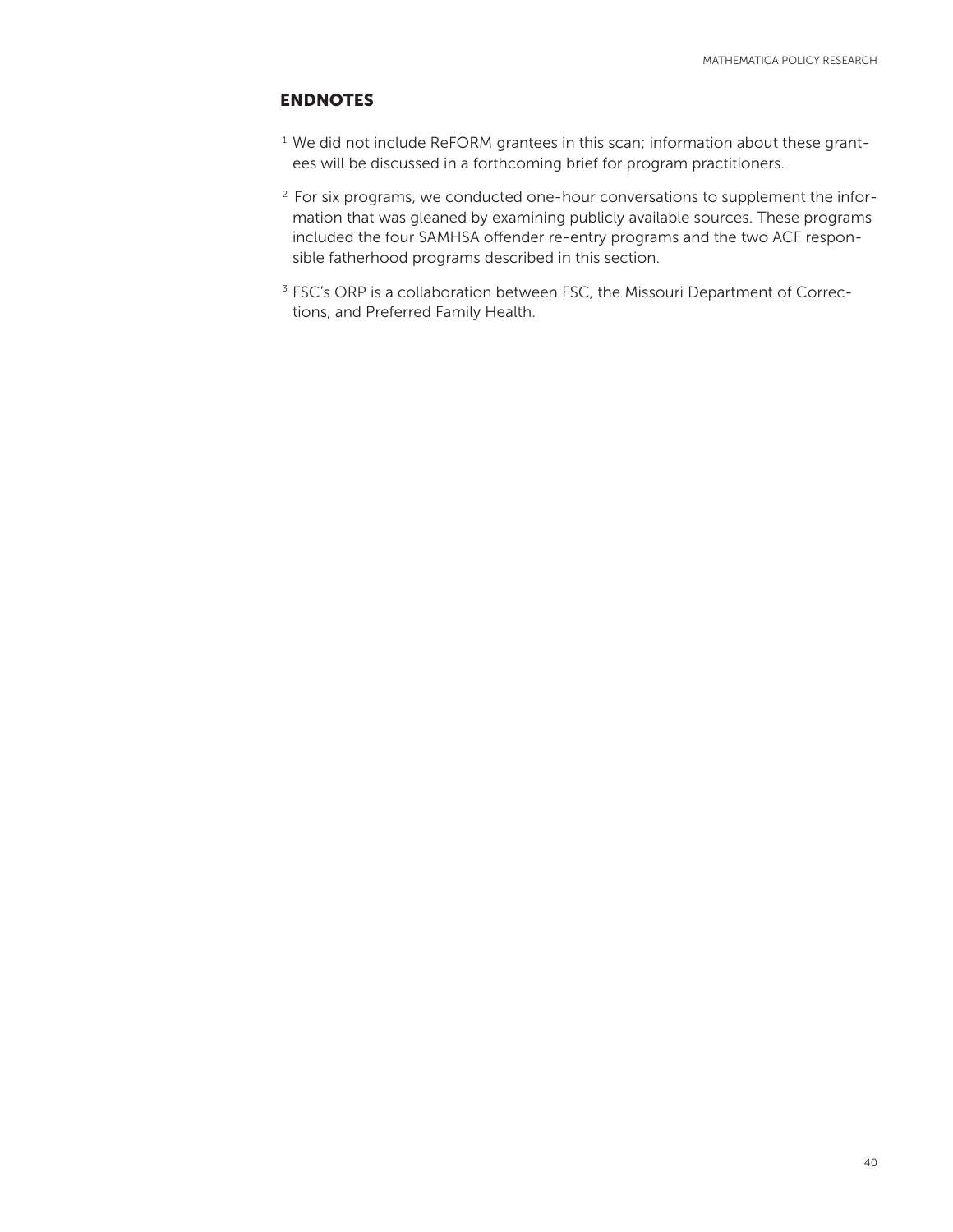## ENDNOTES

[1] We did not include ReFORM grantees in this scan; information about these grantees will be discussed in a forthcoming brief for program practitioners.

[2] For six programs, we conducted one-hour conversations to supplement the information that was gleaned by examining publicly available sources. These programs included the four SAMHSA offender re-entry programs and the two ACF responsible fatherhood programs described in this section.

[3] FSC's ORP is a collaboration between FSC, the Missouri Department of Corrections, and Preferred Family Health.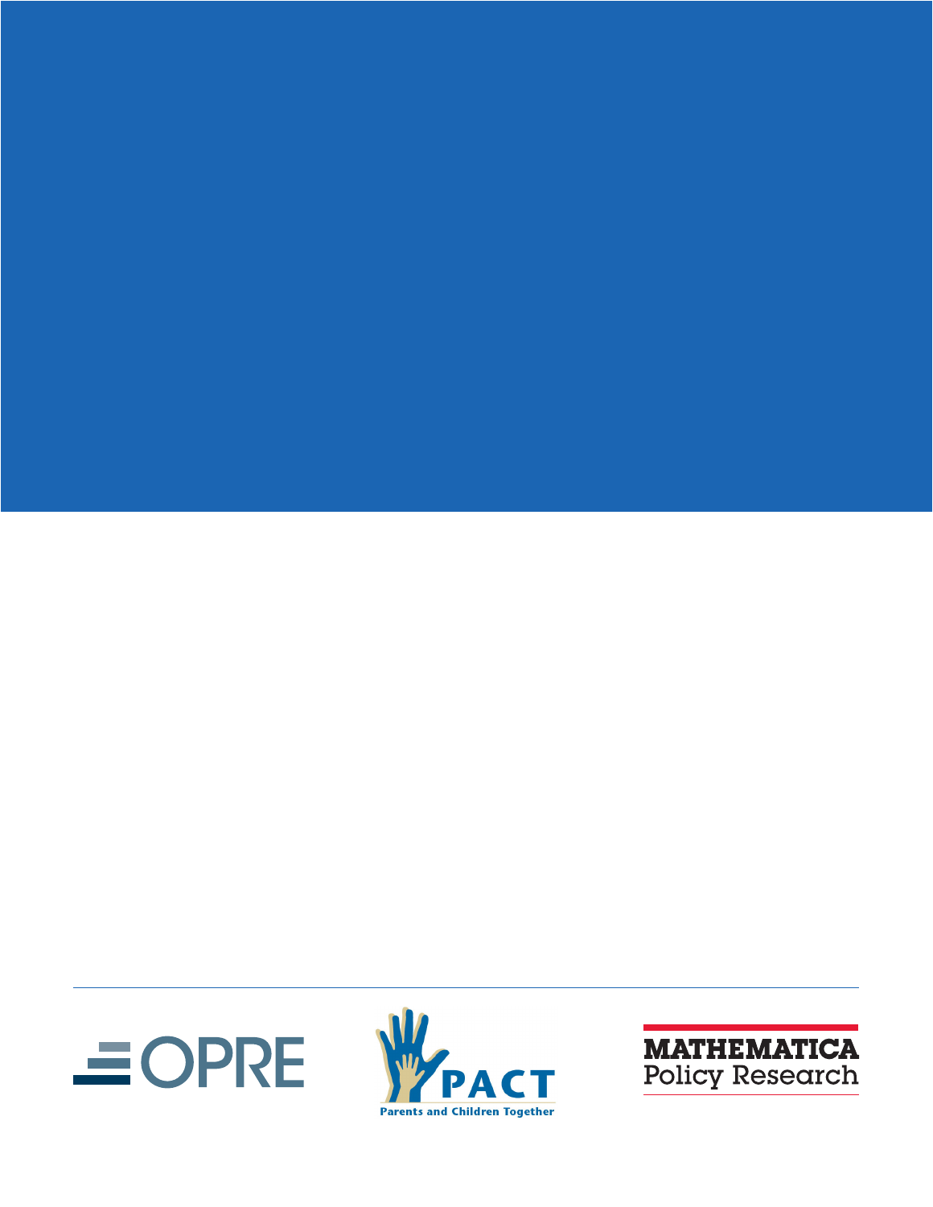OPRE

PACT

Parents and Children Together

MATHEMATICA
Policy Research